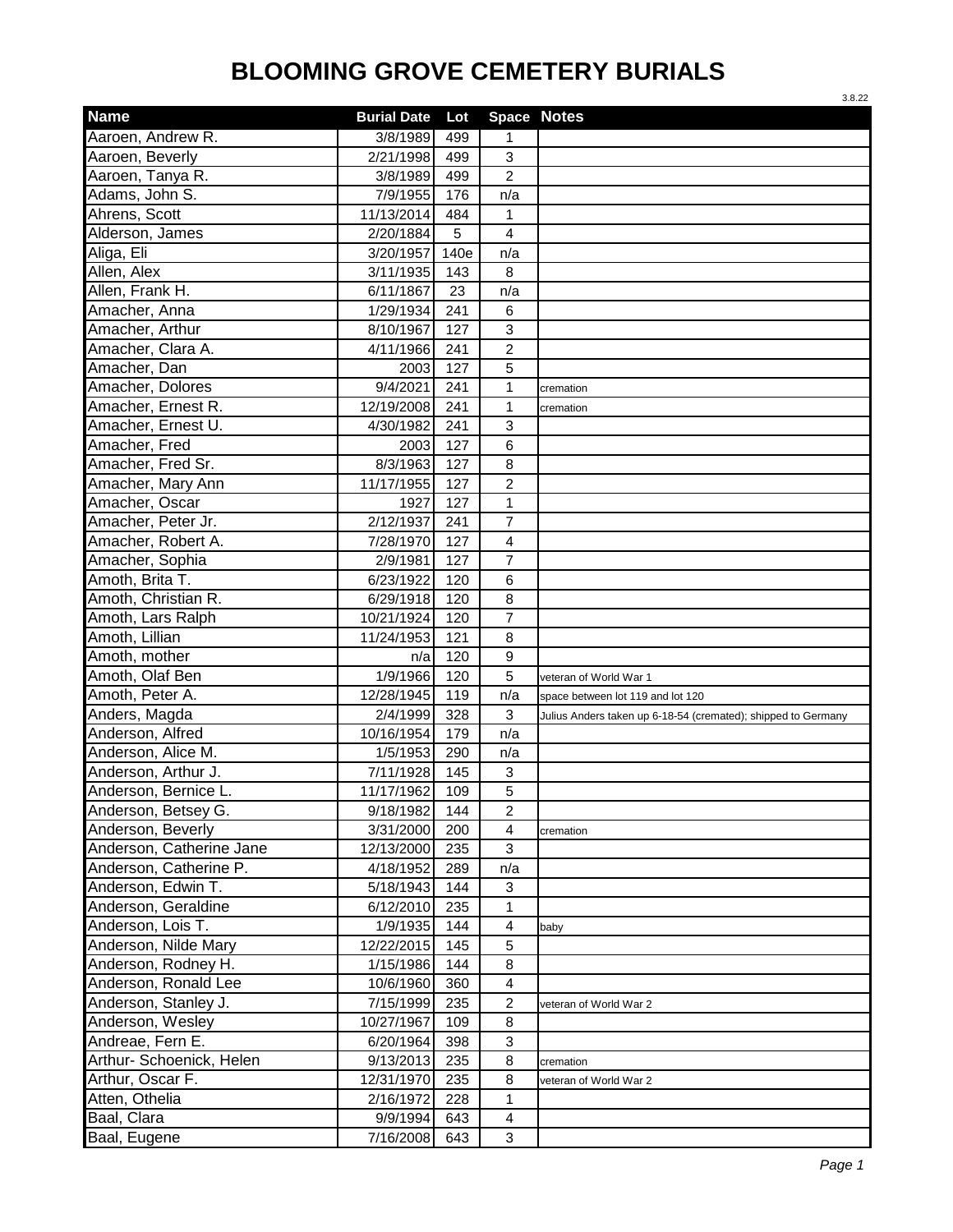# BLOOMING GROVE CEMETERY BURIALS

3.8.22

| Name | Burial Date | Lot | Space | Notes |
|---|---|---|---|---|
| Aaroen, Andrew R. | 3/8/1989 | 499 | 1 | |
| Aaroen, Beverly | 2/21/1998 | 499 | 3 | |
| Aaroen, Tanya R. | 3/8/1989 | 499 | 2 | |
| Adams, John S. | 7/9/1955 | 176 | n/a | |
| Ahrens, Scott | 11/13/2014 | 484 | 1 | |
| Alderson, James | 2/20/1884 | 5 | 4 | |
| Aliga, Eli | 3/20/1957 | 140e | n/a | |
| Allen, Alex | 3/11/1935 | 143 | 8 | |
| Allen, Frank H. | 6/11/1867 | 23 | n/a | |
| Amacher, Anna | 1/29/1934 | 241 | 6 | |
| Amacher, Arthur | 8/10/1967 | 127 | 3 | |
| Amacher, Clara A. | 4/11/1966 | 241 | 2 | |
| Amacher, Dan | 2003 | 127 | 5 | |
| Amacher, Dolores | 9/4/2021 | 241 | 1 | cremation |
| Amacher, Ernest R. | 12/19/2008 | 241 | 1 | cremation |
| Amacher, Ernest U. | 4/30/1982 | 241 | 3 | |
| Amacher, Fred | 2003 | 127 | 6 | |
| Amacher, Fred Sr. | 8/3/1963 | 127 | 8 | |
| Amacher, Mary Ann | 11/17/1955 | 127 | 2 | |
| Amacher, Oscar | 1927 | 127 | 1 | |
| Amacher, Peter Jr. | 2/12/1937 | 241 | 7 | |
| Amacher, Robert A. | 7/28/1970 | 127 | 4 | |
| Amacher, Sophia | 2/9/1981 | 127 | 7 | |
| Amoth, Brita T. | 6/23/1922 | 120 | 6 | |
| Amoth, Christian R. | 6/29/1918 | 120 | 8 | |
| Amoth, Lars Ralph | 10/21/1924 | 120 | 7 | |
| Amoth, Lillian | 11/24/1953 | 121 | 8 | |
| Amoth, mother | n/a | 120 | 9 | |
| Amoth, Olaf Ben | 1/9/1966 | 120 | 5 | veteran of World War 1 |
| Amoth, Peter A. | 12/28/1945 | 119 | n/a | space between lot 119 and lot 120 |
| Anders, Magda | 2/4/1999 | 328 | 3 | Julius Anders taken up 6-18-54 (cremated); shipped to Germany |
| Anderson, Alfred | 10/16/1954 | 179 | n/a | |
| Anderson, Alice M. | 1/5/1953 | 290 | n/a | |
| Anderson, Arthur J. | 7/11/1928 | 145 | 3 | |
| Anderson, Bernice L. | 11/17/1962 | 109 | 5 | |
| Anderson, Betsey G. | 9/18/1982 | 144 | 2 | |
| Anderson, Beverly | 3/31/2000 | 200 | 4 | cremation |
| Anderson, Catherine Jane | 12/13/2000 | 235 | 3 | |
| Anderson, Catherine P. | 4/18/1952 | 289 | n/a | |
| Anderson, Edwin T. | 5/18/1943 | 144 | 3 | |
| Anderson, Geraldine | 6/12/2010 | 235 | 1 | |
| Anderson, Lois T. | 1/9/1935 | 144 | 4 | baby |
| Anderson, Nilde Mary | 12/22/2015 | 145 | 5 | |
| Anderson, Rodney H. | 1/15/1986 | 144 | 8 | |
| Anderson, Ronald Lee | 10/6/1960 | 360 | 4 | |
| Anderson, Stanley J. | 7/15/1999 | 235 | 2 | veteran of World War 2 |
| Anderson, Wesley | 10/27/1967 | 109 | 8 | |
| Andreae, Fern E. | 6/20/1964 | 398 | 3 | |
| Arthur- Schoenick, Helen | 9/13/2013 | 235 | 8 | cremation |
| Arthur, Oscar F. | 12/31/1970 | 235 | 8 | veteran of World War 2 |
| Atten, Othelia | 2/16/1972 | 228 | 1 | |
| Baal, Clara | 9/9/1994 | 643 | 4 | |
| Baal, Eugene | 7/16/2008 | 643 | 3 | |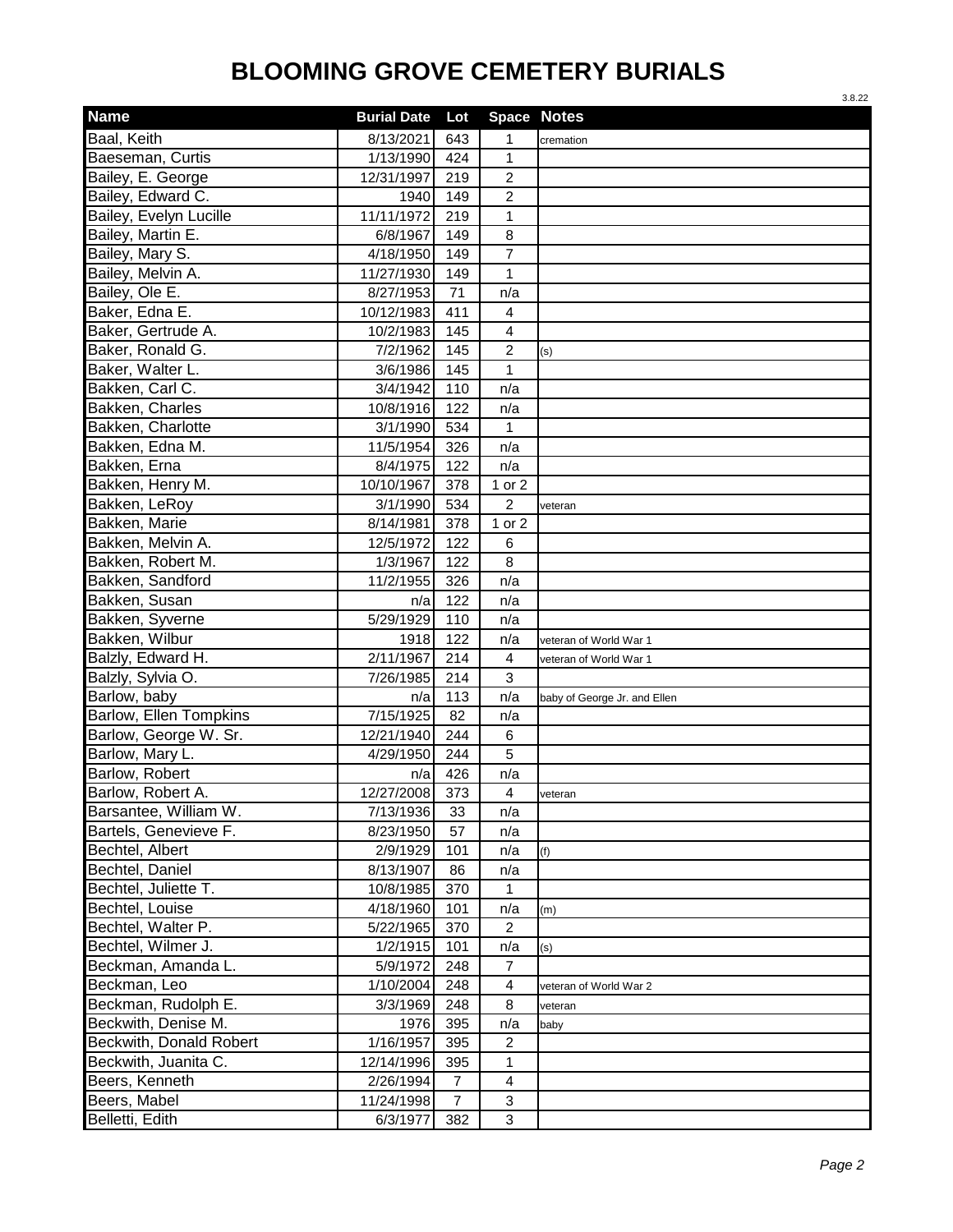# BLOOMING GROVE CEMETERY BURIALS

3.8.22

| Name | Burial Date | Lot | Space | Notes |
|---|---|---|---|---|
| Baal, Keith | 8/13/2021 | 643 | 1 | cremation |
| Baeseman, Curtis | 1/13/1990 | 424 | 1 | |
| Bailey, E. George | 12/31/1997 | 219 | 2 | |
| Bailey, Edward C. | 1940 | 149 | 2 | |
| Bailey, Evelyn Lucille | 11/11/1972 | 219 | 1 | |
| Bailey, Martin E. | 6/8/1967 | 149 | 8 | |
| Bailey, Mary S. | 4/18/1950 | 149 | 7 | |
| Bailey, Melvin A. | 11/27/1930 | 149 | 1 | |
| Bailey, Ole E. | 8/27/1953 | 71 | n/a | |
| Baker, Edna E. | 10/12/1983 | 411 | 4 | |
| Baker, Gertrude A. | 10/2/1983 | 145 | 4 | |
| Baker, Ronald G. | 7/2/1962 | 145 | 2 | (s) |
| Baker, Walter L. | 3/6/1986 | 145 | 1 | |
| Bakken, Carl C. | 3/4/1942 | 110 | n/a | |
| Bakken, Charles | 10/8/1916 | 122 | n/a | |
| Bakken, Charlotte | 3/1/1990 | 534 | 1 | |
| Bakken, Edna M. | 11/5/1954 | 326 | n/a | |
| Bakken, Erna | 8/4/1975 | 122 | n/a | |
| Bakken, Henry M. | 10/10/1967 | 378 | 1 or 2 | |
| Bakken, LeRoy | 3/1/1990 | 534 | 2 | veteran |
| Bakken, Marie | 8/14/1981 | 378 | 1 or 2 | |
| Bakken, Melvin A. | 12/5/1972 | 122 | 6 | |
| Bakken, Robert M. | 1/3/1967 | 122 | 8 | |
| Bakken, Sandford | 11/2/1955 | 326 | n/a | |
| Bakken, Susan | n/a | 122 | n/a | |
| Bakken, Syverne | 5/29/1929 | 110 | n/a | |
| Bakken, Wilbur | 1918 | 122 | n/a | veteran of World War 1 |
| Balzly, Edward H. | 2/11/1967 | 214 | 4 | veteran of World War 1 |
| Balzly, Sylvia O. | 7/26/1985 | 214 | 3 | |
| Barlow, baby | n/a | 113 | n/a | baby of George Jr. and Ellen |
| Barlow, Ellen Tompkins | 7/15/1925 | 82 | n/a | |
| Barlow, George W. Sr. | 12/21/1940 | 244 | 6 | |
| Barlow, Mary L. | 4/29/1950 | 244 | 5 | |
| Barlow, Robert | n/a | 426 | n/a | |
| Barlow, Robert A. | 12/27/2008 | 373 | 4 | veteran |
| Barsantee, William W. | 7/13/1936 | 33 | n/a | |
| Bartels, Genevieve F. | 8/23/1950 | 57 | n/a | |
| Bechtel, Albert | 2/9/1929 | 101 | n/a | (f) |
| Bechtel, Daniel | 8/13/1907 | 86 | n/a | |
| Bechtel, Juliette T. | 10/8/1985 | 370 | 1 | |
| Bechtel, Louise | 4/18/1960 | 101 | n/a | (m) |
| Bechtel, Walter P. | 5/22/1965 | 370 | 2 | |
| Bechtel, Wilmer J. | 1/2/1915 | 101 | n/a | (s) |
| Beckman, Amanda L. | 5/9/1972 | 248 | 7 | |
| Beckman, Leo | 1/10/2004 | 248 | 4 | veteran of World War 2 |
| Beckman, Rudolph E. | 3/3/1969 | 248 | 8 | veteran |
| Beckwith, Denise M. | 1976 | 395 | n/a | baby |
| Beckwith, Donald Robert | 1/16/1957 | 395 | 2 | |
| Beckwith, Juanita C. | 12/14/1996 | 395 | 1 | |
| Beers, Kenneth | 2/26/1994 | 7 | 4 | |
| Beers, Mabel | 11/24/1998 | 7 | 3 | |
| Belletti, Edith | 6/3/1977 | 382 | 3 | |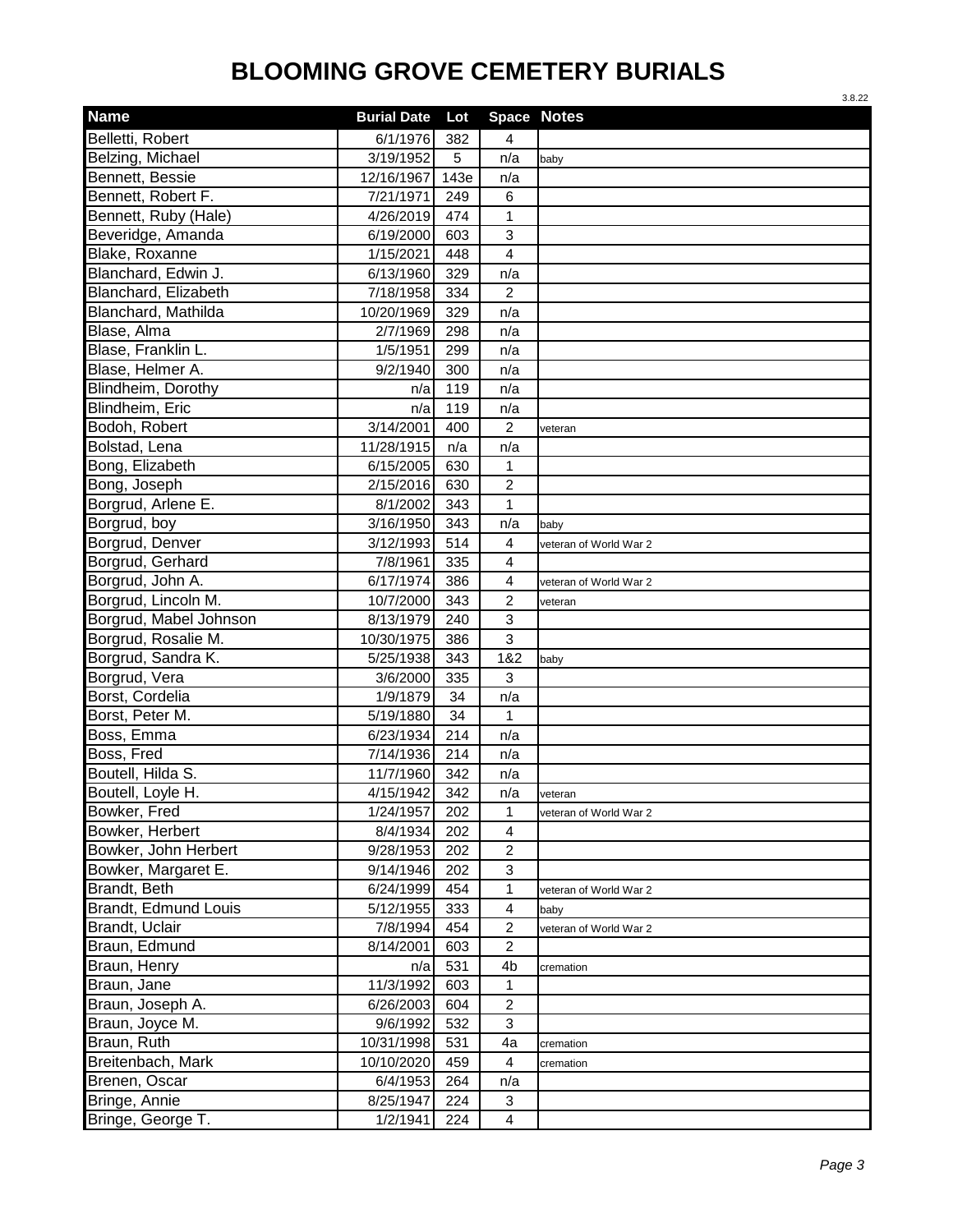# BLOOMING GROVE CEMETERY BURIALS

3.8.22

| Name | Burial Date | Lot | Space | Notes |
|---|---|---|---|---|
| Belletti, Robert | 6/1/1976 | 382 | 4 | |
| Belzing, Michael | 3/19/1952 | 5 | n/a | baby |
| Bennett, Bessie | 12/16/1967 | 143e | n/a | |
| Bennett, Robert F. | 7/21/1971 | 249 | 6 | |
| Bennett, Ruby (Hale) | 4/26/2019 | 474 | 1 | |
| Beveridge, Amanda | 6/19/2000 | 603 | 3 | |
| Blake, Roxanne | 1/15/2021 | 448 | 4 | |
| Blanchard, Edwin J. | 6/13/1960 | 329 | n/a | |
| Blanchard, Elizabeth | 7/18/1958 | 334 | 2 | |
| Blanchard, Mathilda | 10/20/1969 | 329 | n/a | |
| Blase, Alma | 2/7/1969 | 298 | n/a | |
| Blase, Franklin L. | 1/5/1951 | 299 | n/a | |
| Blase, Helmer A. | 9/2/1940 | 300 | n/a | |
| Blindheim, Dorothy | n/a | 119 | n/a | |
| Blindheim, Eric | n/a | 119 | n/a | |
| Bodoh, Robert | 3/14/2001 | 400 | 2 | veteran |
| Bolstad, Lena | 11/28/1915 | n/a | n/a | |
| Bong, Elizabeth | 6/15/2005 | 630 | 1 | |
| Bong, Joseph | 2/15/2016 | 630 | 2 | |
| Borgrud, Arlene E. | 8/1/2002 | 343 | 1 | |
| Borgrud, boy | 3/16/1950 | 343 | n/a | baby |
| Borgrud, Denver | 3/12/1993 | 514 | 4 | veteran of World War 2 |
| Borgrud, Gerhard | 7/8/1961 | 335 | 4 | |
| Borgrud, John A. | 6/17/1974 | 386 | 4 | veteran of World War 2 |
| Borgrud, Lincoln M. | 10/7/2000 | 343 | 2 | veteran |
| Borgrud, Mabel Johnson | 8/13/1979 | 240 | 3 | |
| Borgrud, Rosalie M. | 10/30/1975 | 386 | 3 | |
| Borgrud, Sandra K. | 5/25/1938 | 343 | 1&2 | baby |
| Borgrud, Vera | 3/6/2000 | 335 | 3 | |
| Borst, Cordelia | 1/9/1879 | 34 | n/a | |
| Borst, Peter M. | 5/19/1880 | 34 | 1 | |
| Boss, Emma | 6/23/1934 | 214 | n/a | |
| Boss, Fred | 7/14/1936 | 214 | n/a | |
| Boutell, Hilda S. | 11/7/1960 | 342 | n/a | |
| Boutell, Loyle H. | 4/15/1942 | 342 | n/a | veteran |
| Bowker, Fred | 1/24/1957 | 202 | 1 | veteran of World War 2 |
| Bowker, Herbert | 8/4/1934 | 202 | 4 | |
| Bowker, John Herbert | 9/28/1953 | 202 | 2 | |
| Bowker, Margaret E. | 9/14/1946 | 202 | 3 | |
| Brandt, Beth | 6/24/1999 | 454 | 1 | veteran of World War 2 |
| Brandt, Edmund Louis | 5/12/1955 | 333 | 4 | baby |
| Brandt, Uclair | 7/8/1994 | 454 | 2 | veteran of World War 2 |
| Braun, Edmund | 8/14/2001 | 603 | 2 | |
| Braun, Henry | n/a | 531 | 4b | cremation |
| Braun, Jane | 11/3/1992 | 603 | 1 | |
| Braun, Joseph A. | 6/26/2003 | 604 | 2 | |
| Braun, Joyce M. | 9/6/1992 | 532 | 3 | |
| Braun, Ruth | 10/31/1998 | 531 | 4a | cremation |
| Breitenbach, Mark | 10/10/2020 | 459 | 4 | cremation |
| Brenen, Oscar | 6/4/1953 | 264 | n/a | |
| Bringe, Annie | 8/25/1947 | 224 | 3 | |
| Bringe, George T. | 1/2/1941 | 224 | 4 | |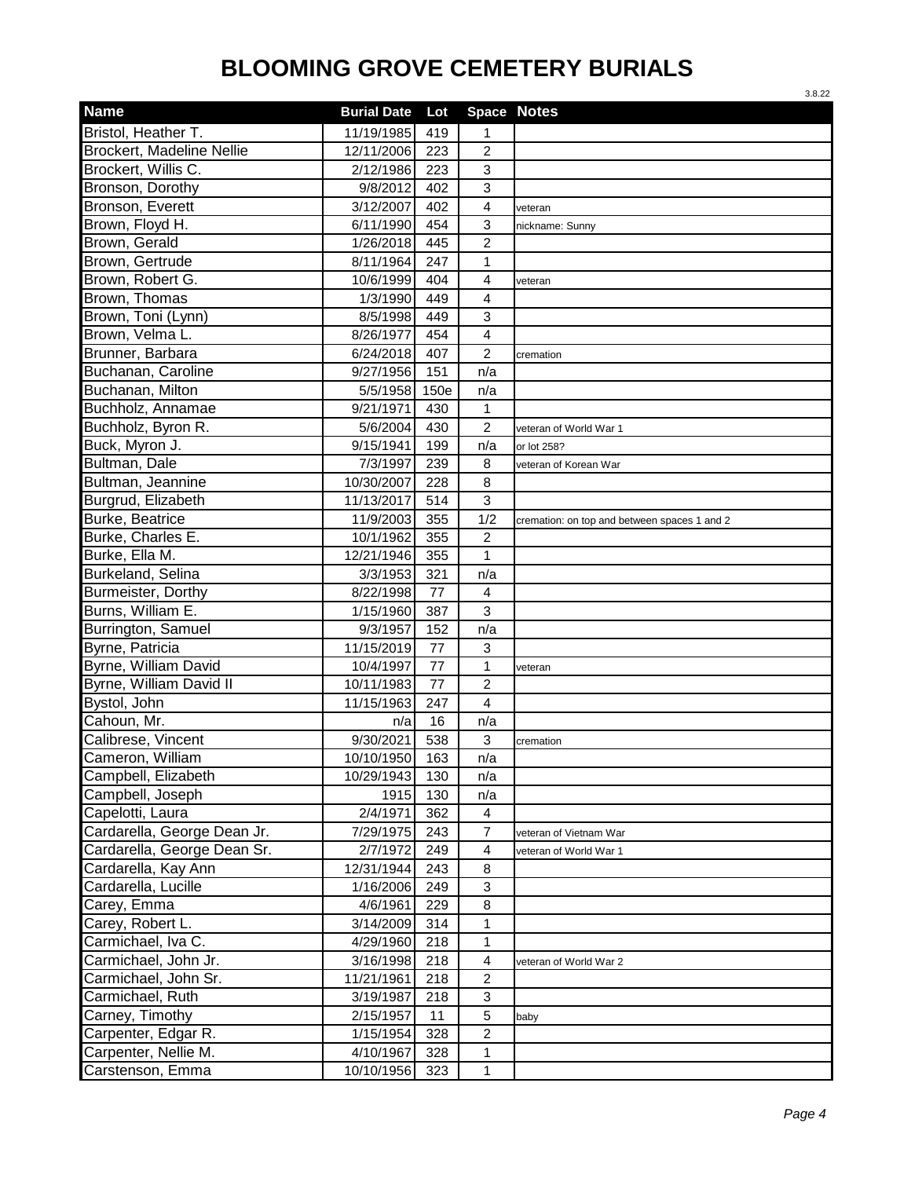# BLOOMING GROVE CEMETERY BURIALS

3.8.22

| Name | Burial Date | Lot | Space | Notes |
|---|---|---|---|---|
| Bristol, Heather T. | 11/19/1985 | 419 | 1 | |
| Brockert, Madeline Nellie | 12/11/2006 | 223 | 2 | |
| Brockert, Willis C. | 2/12/1986 | 223 | 3 | |
| Bronson, Dorothy | 9/8/2012 | 402 | 3 | |
| Bronson, Everett | 3/12/2007 | 402 | 4 | veteran |
| Brown, Floyd H. | 6/11/1990 | 454 | 3 | nickname: Sunny |
| Brown, Gerald | 1/26/2018 | 445 | 2 | |
| Brown, Gertrude | 8/11/1964 | 247 | 1 | |
| Brown, Robert G. | 10/6/1999 | 404 | 4 | veteran |
| Brown, Thomas | 1/3/1990 | 449 | 4 | |
| Brown, Toni (Lynn) | 8/5/1998 | 449 | 3 | |
| Brown, Velma L. | 8/26/1977 | 454 | 4 | |
| Brunner, Barbara | 6/24/2018 | 407 | 2 | cremation |
| Buchanan, Caroline | 9/27/1956 | 151 | n/a | |
| Buchanan, Milton | 5/5/1958 | 150e | n/a | |
| Buchholz, Annamae | 9/21/1971 | 430 | 1 | |
| Buchholz, Byron R. | 5/6/2004 | 430 | 2 | veteran of World War 1 |
| Buck, Myron J. | 9/15/1941 | 199 | n/a | or lot 258? |
| Bultman, Dale | 7/3/1997 | 239 | 8 | veteran of Korean War |
| Bultman, Jeannine | 10/30/2007 | 228 | 8 | |
| Burgrud, Elizabeth | 11/13/2017 | 514 | 3 | |
| Burke, Beatrice | 11/9/2003 | 355 | 1/2 | cremation: on top and between spaces 1 and 2 |
| Burke, Charles E. | 10/1/1962 | 355 | 2 | |
| Burke, Ella M. | 12/21/1946 | 355 | 1 | |
| Burkeland, Selina | 3/3/1953 | 321 | n/a | |
| Burmeister, Dorthy | 8/22/1998 | 77 | 4 | |
| Burns, William E. | 1/15/1960 | 387 | 3 | |
| Burrington, Samuel | 9/3/1957 | 152 | n/a | |
| Byrne, Patricia | 11/15/2019 | 77 | 3 | |
| Byrne, William David | 10/4/1997 | 77 | 1 | veteran |
| Byrne, William David II | 10/11/1983 | 77 | 2 | |
| Bystol, John | 11/15/1963 | 247 | 4 | |
| Cahoun, Mr. | n/a | 16 | n/a | |
| Calibrese, Vincent | 9/30/2021 | 538 | 3 | cremation |
| Cameron, William | 10/10/1950 | 163 | n/a | |
| Campbell, Elizabeth | 10/29/1943 | 130 | n/a | |
| Campbell, Joseph | 1915 | 130 | n/a | |
| Capelotti, Laura | 2/4/1971 | 362 | 4 | |
| Cardarella, George Dean Jr. | 7/29/1975 | 243 | 7 | veteran of Vietnam War |
| Cardarella, George Dean Sr. | 2/7/1972 | 249 | 4 | veteran of World War 1 |
| Cardarella, Kay Ann | 12/31/1944 | 243 | 8 | |
| Cardarella, Lucille | 1/16/2006 | 249 | 3 | |
| Carey, Emma | 4/6/1961 | 229 | 8 | |
| Carey, Robert L. | 3/14/2009 | 314 | 1 | |
| Carmichael, Iva C. | 4/29/1960 | 218 | 1 | |
| Carmichael, John Jr. | 3/16/1998 | 218 | 4 | veteran of World War 2 |
| Carmichael, John Sr. | 11/21/1961 | 218 | 2 | |
| Carmichael, Ruth | 3/19/1987 | 218 | 3 | |
| Carney, Timothy | 2/15/1957 | 11 | 5 | baby |
| Carpenter, Edgar R. | 1/15/1954 | 328 | 2 | |
| Carpenter, Nellie M. | 4/10/1967 | 328 | 1 | |
| Carstenson, Emma | 10/10/1956 | 323 | 1 | |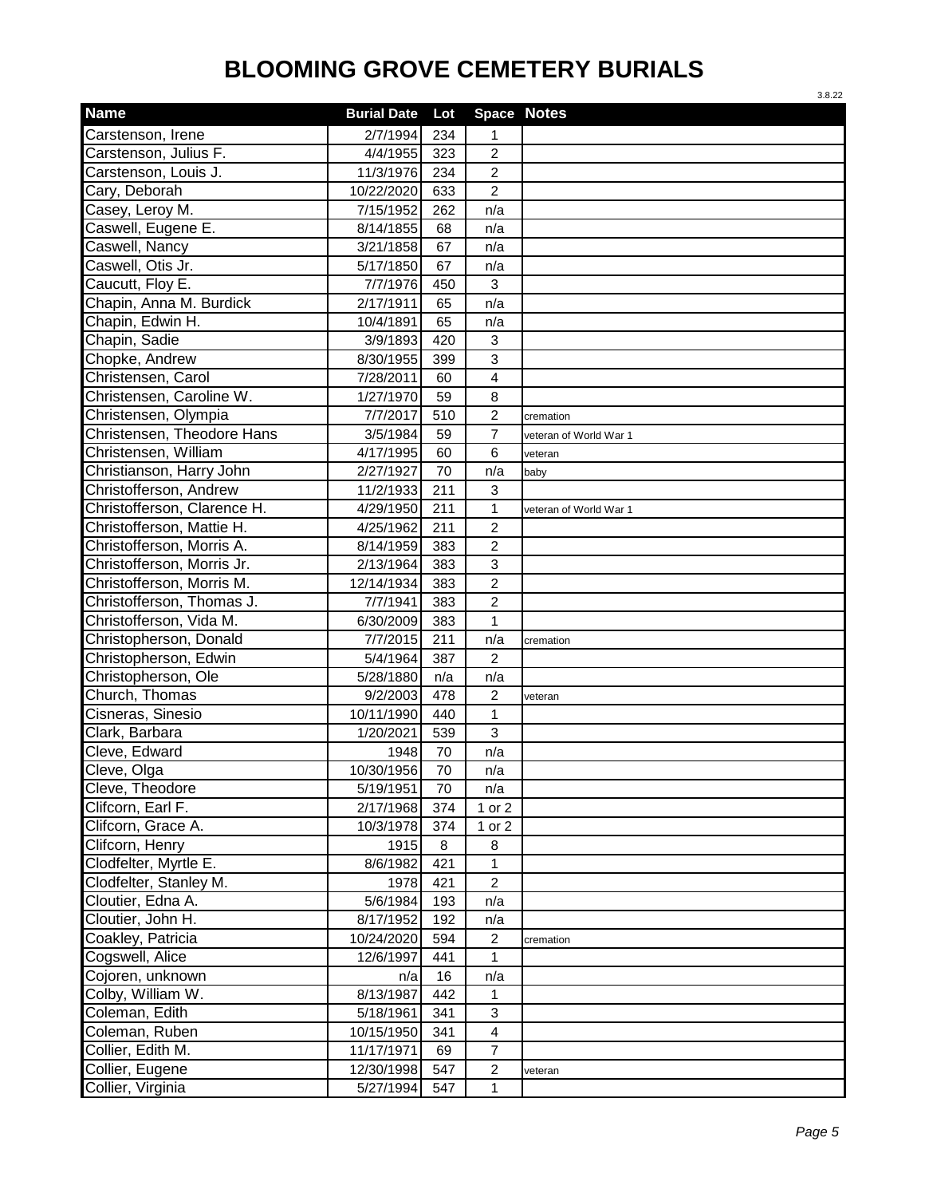# BLOOMING GROVE CEMETERY BURIALS

3.8.22

| Name | Burial Date | Lot | Space | Notes |
|---|---|---|---|---|
| Carstenson, Irene | 2/7/1994 | 234 | 1 | |
| Carstenson, Julius F. | 4/4/1955 | 323 | 2 | |
| Carstenson, Louis J. | 11/3/1976 | 234 | 2 | |
| Cary, Deborah | 10/22/2020 | 633 | 2 | |
| Casey, Leroy M. | 7/15/1952 | 262 | n/a | |
| Caswell, Eugene E. | 8/14/1855 | 68 | n/a | |
| Caswell, Nancy | 3/21/1858 | 67 | n/a | |
| Caswell, Otis Jr. | 5/17/1850 | 67 | n/a | |
| Caucutt, Floy E. | 7/7/1976 | 450 | 3 | |
| Chapin, Anna M. Burdick | 2/17/1911 | 65 | n/a | |
| Chapin, Edwin H. | 10/4/1891 | 65 | n/a | |
| Chapin, Sadie | 3/9/1893 | 420 | 3 | |
| Chopke, Andrew | 8/30/1955 | 399 | 3 | |
| Christensen, Carol | 7/28/2011 | 60 | 4 | |
| Christensen, Caroline W. | 1/27/1970 | 59 | 8 | |
| Christensen, Olympia | 7/7/2017 | 510 | 2 | cremation |
| Christensen, Theodore Hans | 3/5/1984 | 59 | 7 | veteran of World War 1 |
| Christensen, William | 4/17/1995 | 60 | 6 | veteran |
| Christianson, Harry John | 2/27/1927 | 70 | n/a | baby |
| Christofferson, Andrew | 11/2/1933 | 211 | 3 | |
| Christofferson, Clarence H. | 4/29/1950 | 211 | 1 | veteran of World War 1 |
| Christofferson, Mattie H. | 4/25/1962 | 211 | 2 | |
| Christofferson, Morris A. | 8/14/1959 | 383 | 2 | |
| Christofferson, Morris Jr. | 2/13/1964 | 383 | 3 | |
| Christofferson, Morris M. | 12/14/1934 | 383 | 2 | |
| Christofferson, Thomas J. | 7/7/1941 | 383 | 2 | |
| Christofferson, Vida M. | 6/30/2009 | 383 | 1 | |
| Christopherson, Donald | 7/7/2015 | 211 | n/a | cremation |
| Christopherson, Edwin | 5/4/1964 | 387 | 2 | |
| Christopherson, Ole | 5/28/1880 | n/a | n/a | |
| Church, Thomas | 9/2/2003 | 478 | 2 | veteran |
| Cisneras, Sinesio | 10/11/1990 | 440 | 1 | |
| Clark, Barbara | 1/20/2021 | 539 | 3 | |
| Cleve, Edward | 1948 | 70 | n/a | |
| Cleve, Olga | 10/30/1956 | 70 | n/a | |
| Cleve, Theodore | 5/19/1951 | 70 | n/a | |
| Clifcorn, Earl F. | 2/17/1968 | 374 | 1 or 2 | |
| Clifcorn, Grace A. | 10/3/1978 | 374 | 1 or 2 | |
| Clifcorn, Henry | 1915 | 8 | 8 | |
| Clodfelter, Myrtle E. | 8/6/1982 | 421 | 1 | |
| Clodfelter, Stanley M. | 1978 | 421 | 2 | |
| Cloutier, Edna A. | 5/6/1984 | 193 | n/a | |
| Cloutier, John H. | 8/17/1952 | 192 | n/a | |
| Coakley, Patricia | 10/24/2020 | 594 | 2 | cremation |
| Cogswell, Alice | 12/6/1997 | 441 | 1 | |
| Cojoren, unknown | n/a | 16 | n/a | |
| Colby, William W. | 8/13/1987 | 442 | 1 | |
| Coleman, Edith | 5/18/1961 | 341 | 3 | |
| Coleman, Ruben | 10/15/1950 | 341 | 4 | |
| Collier, Edith M. | 11/17/1971 | 69 | 7 | |
| Collier, Eugene | 12/30/1998 | 547 | 2 | veteran |
| Collier, Virginia | 5/27/1994 | 547 | 1 | |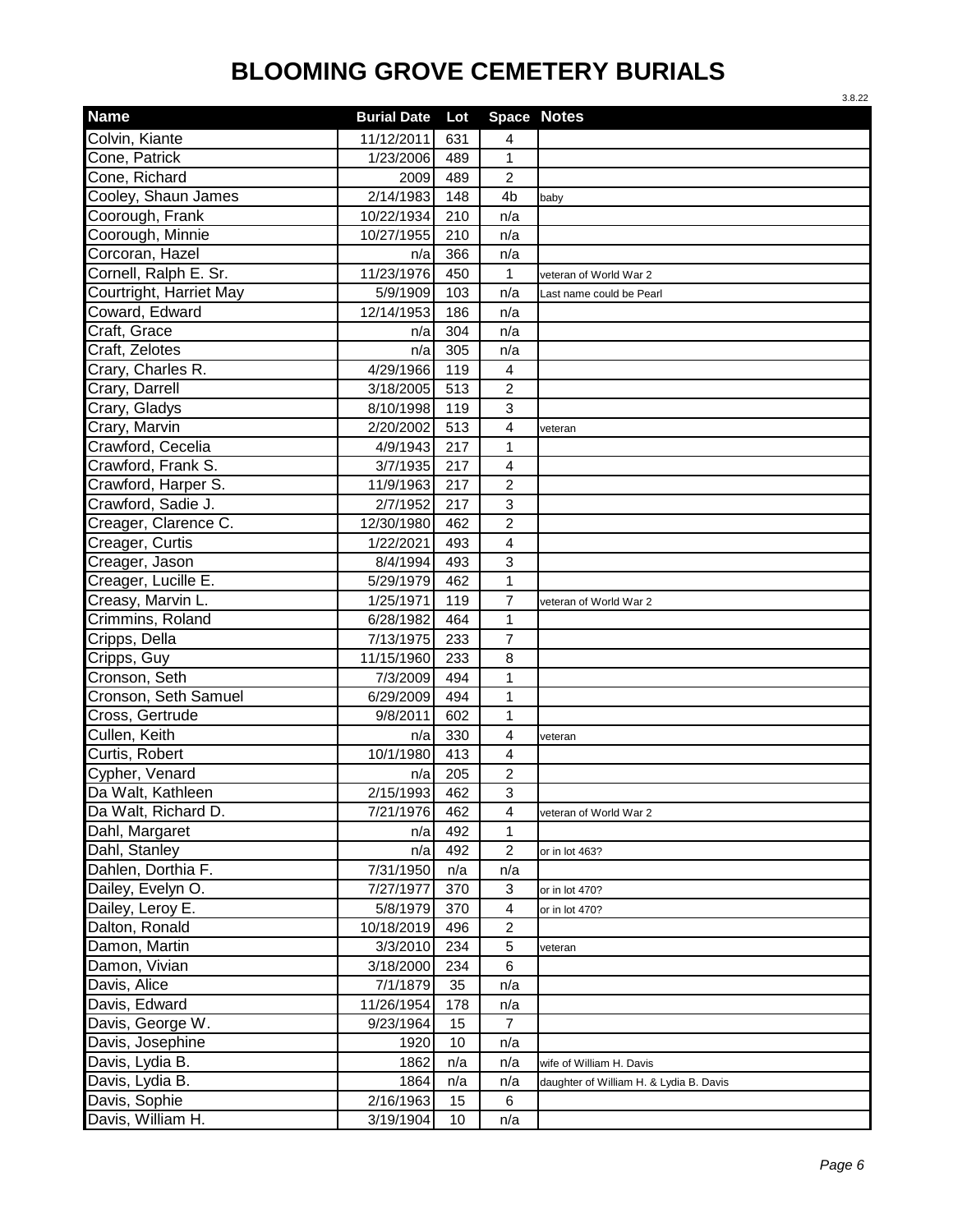# BLOOMING GROVE CEMETERY BURIALS

3.8.22

| Name | Burial Date | Lot | Space | Notes |
|---|---|---|---|---|
| Colvin, Kiante | 11/12/2011 | 631 | 4 | |
| Cone, Patrick | 1/23/2006 | 489 | 1 | |
| Cone, Richard | 2009 | 489 | 2 | |
| Cooley, Shaun James | 2/14/1983 | 148 | 4b | baby |
| Coorough, Frank | 10/22/1934 | 210 | n/a | |
| Coorough, Minnie | 10/27/1955 | 210 | n/a | |
| Corcoran, Hazel | n/a | 366 | n/a | |
| Cornell, Ralph E. Sr. | 11/23/1976 | 450 | 1 | veteran of World War 2 |
| Courtright, Harriet May | 5/9/1909 | 103 | n/a | Last name could be Pearl |
| Coward, Edward | 12/14/1953 | 186 | n/a | |
| Craft, Grace | n/a | 304 | n/a | |
| Craft, Zelotes | n/a | 305 | n/a | |
| Crary, Charles R. | 4/29/1966 | 119 | 4 | |
| Crary, Darrell | 3/18/2005 | 513 | 2 | |
| Crary, Gladys | 8/10/1998 | 119 | 3 | |
| Crary, Marvin | 2/20/2002 | 513 | 4 | veteran |
| Crawford, Cecelia | 4/9/1943 | 217 | 1 | |
| Crawford, Frank S. | 3/7/1935 | 217 | 4 | |
| Crawford, Harper S. | 11/9/1963 | 217 | 2 | |
| Crawford, Sadie J. | 2/7/1952 | 217 | 3 | |
| Creager, Clarence C. | 12/30/1980 | 462 | 2 | |
| Creager, Curtis | 1/22/2021 | 493 | 4 | |
| Creager, Jason | 8/4/1994 | 493 | 3 | |
| Creager, Lucille E. | 5/29/1979 | 462 | 1 | |
| Creasy, Marvin L. | 1/25/1971 | 119 | 7 | veteran of World War 2 |
| Crimmins, Roland | 6/28/1982 | 464 | 1 | |
| Cripps, Della | 7/13/1975 | 233 | 7 | |
| Cripps, Guy | 11/15/1960 | 233 | 8 | |
| Cronson, Seth | 7/3/2009 | 494 | 1 | |
| Cronson, Seth Samuel | 6/29/2009 | 494 | 1 | |
| Cross, Gertrude | 9/8/2011 | 602 | 1 | |
| Cullen, Keith | n/a | 330 | 4 | veteran |
| Curtis, Robert | 10/1/1980 | 413 | 4 | |
| Cypher, Venard | n/a | 205 | 2 | |
| Da Walt, Kathleen | 2/15/1993 | 462 | 3 | |
| Da Walt, Richard D. | 7/21/1976 | 462 | 4 | veteran of World War 2 |
| Dahl, Margaret | n/a | 492 | 1 | |
| Dahl, Stanley | n/a | 492 | 2 | or in lot 463? |
| Dahlen, Dorthia F. | 7/31/1950 | n/a | n/a | |
| Dailey, Evelyn O. | 7/27/1977 | 370 | 3 | or in lot 470? |
| Dailey, Leroy E. | 5/8/1979 | 370 | 4 | or in lot 470? |
| Dalton, Ronald | 10/18/2019 | 496 | 2 | |
| Damon, Martin | 3/3/2010 | 234 | 5 | veteran |
| Damon, Vivian | 3/18/2000 | 234 | 6 | |
| Davis, Alice | 7/1/1879 | 35 | n/a | |
| Davis, Edward | 11/26/1954 | 178 | n/a | |
| Davis, George W. | 9/23/1964 | 15 | 7 | |
| Davis, Josephine | 1920 | 10 | n/a | |
| Davis, Lydia B. | 1862 | n/a | n/a | wife of William H. Davis |
| Davis, Lydia B. | 1864 | n/a | n/a | daughter of William H. & Lydia B. Davis |
| Davis, Sophie | 2/16/1963 | 15 | 6 | |
| Davis, William H. | 3/19/1904 | 10 | n/a | |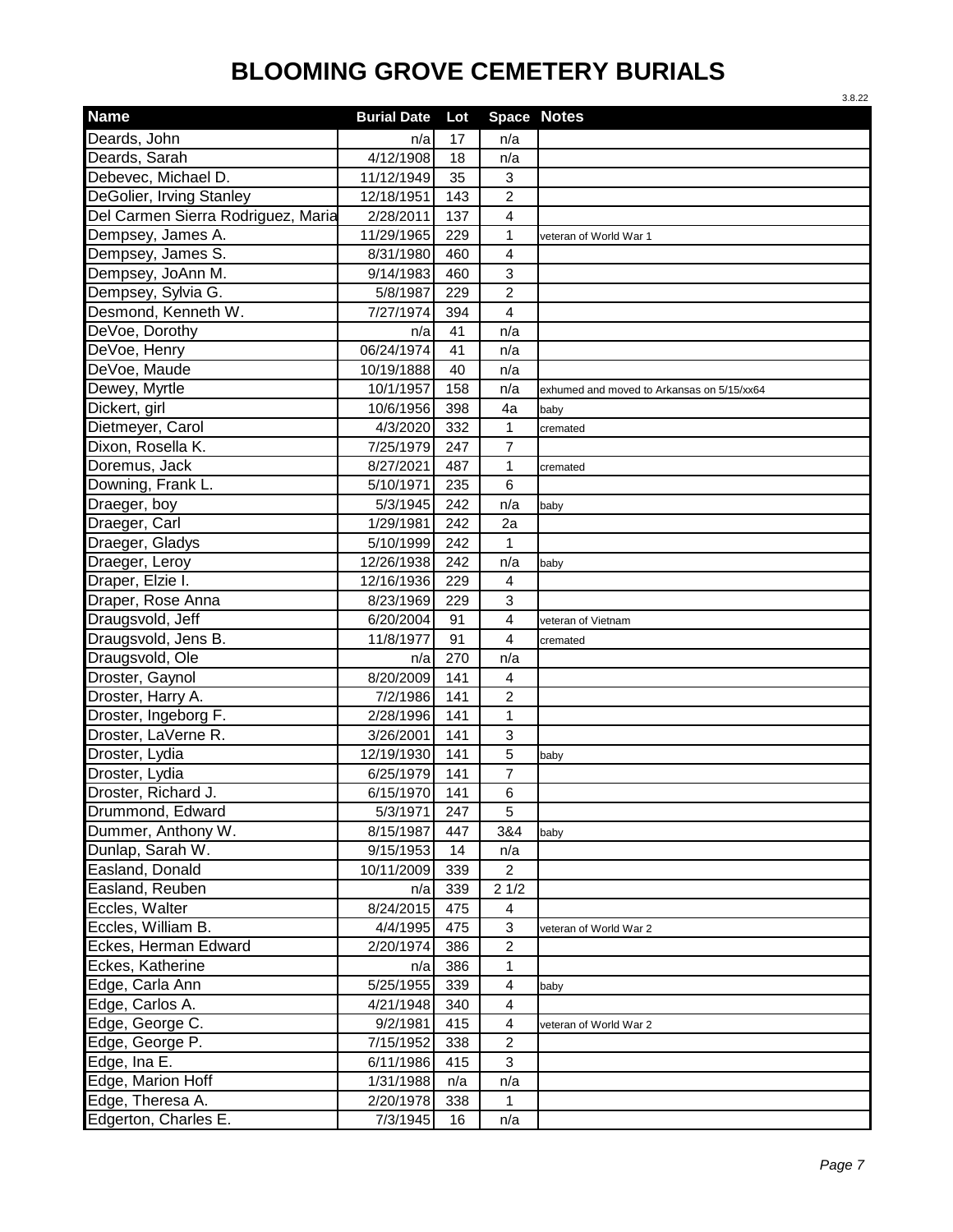# BLOOMING GROVE CEMETERY BURIALS

3.8.22

| Name | Burial Date | Lot | Space | Notes |
|---|---|---|---|---|
| Deards, John | n/a | 17 | n/a | |
| Deards, Sarah | 4/12/1908 | 18 | n/a | |
| Debevec, Michael D. | 11/12/1949 | 35 | 3 | |
| DeGolier, Irving Stanley | 12/18/1951 | 143 | 2 | |
| Del Carmen Sierra Rodriguez, Maria | 2/28/2011 | 137 | 4 | |
| Dempsey, James A. | 11/29/1965 | 229 | 1 | veteran of World War 1 |
| Dempsey, James S. | 8/31/1980 | 460 | 4 | |
| Dempsey, JoAnn M. | 9/14/1983 | 460 | 3 | |
| Dempsey, Sylvia G. | 5/8/1987 | 229 | 2 | |
| Desmond, Kenneth W. | 7/27/1974 | 394 | 4 | |
| DeVoe, Dorothy | n/a | 41 | n/a | |
| DeVoe, Henry | 06/24/1974 | 41 | n/a | |
| DeVoe, Maude | 10/19/1888 | 40 | n/a | |
| Dewey, Myrtle | 10/1/1957 | 158 | n/a | exhumed and moved to Arkansas on 5/15/xx64 |
| Dickert, girl | 10/6/1956 | 398 | 4a | baby |
| Dietmeyer, Carol | 4/3/2020 | 332 | 1 | cremated |
| Dixon, Rosella K. | 7/25/1979 | 247 | 7 | |
| Doremus, Jack | 8/27/2021 | 487 | 1 | cremated |
| Downing, Frank L. | 5/10/1971 | 235 | 6 | |
| Draeger, boy | 5/3/1945 | 242 | n/a | baby |
| Draeger, Carl | 1/29/1981 | 242 | 2a | |
| Draeger, Gladys | 5/10/1999 | 242 | 1 | |
| Draeger, Leroy | 12/26/1938 | 242 | n/a | baby |
| Draper, Elzie I. | 12/16/1936 | 229 | 4 | |
| Draper, Rose Anna | 8/23/1969 | 229 | 3 | |
| Draugsvold, Jeff | 6/20/2004 | 91 | 4 | veteran of Vietnam |
| Draugsvold, Jens B. | 11/8/1977 | 91 | 4 | cremated |
| Draugsvold, Ole | n/a | 270 | n/a | |
| Droster, Gaynol | 8/20/2009 | 141 | 4 | |
| Droster, Harry A. | 7/2/1986 | 141 | 2 | |
| Droster, Ingeborg F. | 2/28/1996 | 141 | 1 | |
| Droster, LaVerne R. | 3/26/2001 | 141 | 3 | |
| Droster, Lydia | 12/19/1930 | 141 | 5 | baby |
| Droster, Lydia | 6/25/1979 | 141 | 7 | |
| Droster, Richard J. | 6/15/1970 | 141 | 6 | |
| Drummond, Edward | 5/3/1971 | 247 | 5 | |
| Dummer, Anthony W. | 8/15/1987 | 447 | 3&4 | baby |
| Dunlap, Sarah W. | 9/15/1953 | 14 | n/a | |
| Easland, Donald | 10/11/2009 | 339 | 2 | |
| Easland, Reuben | n/a | 339 | 2 1/2 | |
| Eccles, Walter | 8/24/2015 | 475 | 4 | |
| Eccles, William B. | 4/4/1995 | 475 | 3 | veteran of World War 2 |
| Eckes, Herman Edward | 2/20/1974 | 386 | 2 | |
| Eckes, Katherine | n/a | 386 | 1 | |
| Edge, Carla Ann | 5/25/1955 | 339 | 4 | baby |
| Edge, Carlos A. | 4/21/1948 | 340 | 4 | |
| Edge, George C. | 9/2/1981 | 415 | 4 | veteran of World War 2 |
| Edge, George P. | 7/15/1952 | 338 | 2 | |
| Edge, Ina E. | 6/11/1986 | 415 | 3 | |
| Edge, Marion Hoff | 1/31/1988 | n/a | n/a | |
| Edge, Theresa A. | 2/20/1978 | 338 | 1 | |
| Edgerton, Charles E. | 7/3/1945 | 16 | n/a | |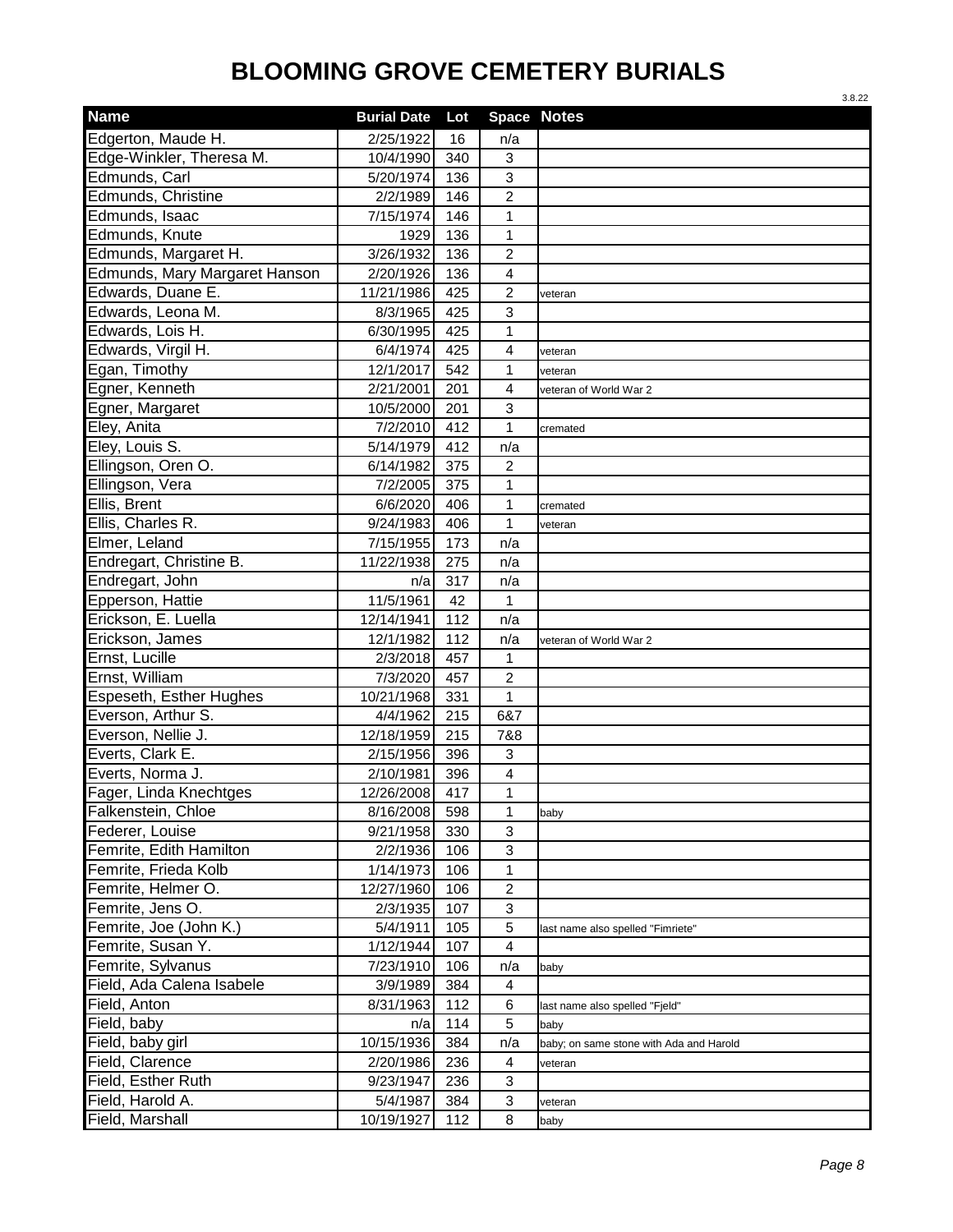# BLOOMING GROVE CEMETERY BURIALS

3.8.22

| Name | Burial Date | Lot | Space | Notes |
|---|---|---|---|---|
| Edgerton, Maude H. | 2/25/1922 | 16 | n/a | |
| Edge-Winkler, Theresa M. | 10/4/1990 | 340 | 3 | |
| Edmunds, Carl | 5/20/1974 | 136 | 3 | |
| Edmunds, Christine | 2/2/1989 | 146 | 2 | |
| Edmunds, Isaac | 7/15/1974 | 146 | 1 | |
| Edmunds, Knute | 1929 | 136 | 1 | |
| Edmunds, Margaret H. | 3/26/1932 | 136 | 2 | |
| Edmunds, Mary Margaret Hanson | 2/20/1926 | 136 | 4 | |
| Edwards, Duane E. | 11/21/1986 | 425 | 2 | veteran |
| Edwards, Leona M. | 8/3/1965 | 425 | 3 | |
| Edwards, Lois H. | 6/30/1995 | 425 | 1 | |
| Edwards, Virgil H. | 6/4/1974 | 425 | 4 | veteran |
| Egan, Timothy | 12/1/2017 | 542 | 1 | veteran |
| Egner, Kenneth | 2/21/2001 | 201 | 4 | veteran of World War 2 |
| Egner, Margaret | 10/5/2000 | 201 | 3 | |
| Eley, Anita | 7/2/2010 | 412 | 1 | cremated |
| Eley, Louis S. | 5/14/1979 | 412 | n/a | |
| Ellingson, Oren O. | 6/14/1982 | 375 | 2 | |
| Ellingson, Vera | 7/2/2005 | 375 | 1 | |
| Ellis, Brent | 6/6/2020 | 406 | 1 | cremated |
| Ellis, Charles R. | 9/24/1983 | 406 | 1 | veteran |
| Elmer, Leland | 7/15/1955 | 173 | n/a | |
| Endregart, Christine B. | 11/22/1938 | 275 | n/a | |
| Endregart, John | n/a | 317 | n/a | |
| Epperson, Hattie | 11/5/1961 | 42 | 1 | |
| Erickson, E. Luella | 12/14/1941 | 112 | n/a | |
| Erickson, James | 12/1/1982 | 112 | n/a | veteran of World War 2 |
| Ernst, Lucille | 2/3/2018 | 457 | 1 | |
| Ernst, William | 7/3/2020 | 457 | 2 | |
| Espeseth, Esther Hughes | 10/21/1968 | 331 | 1 | |
| Everson, Arthur S. | 4/4/1962 | 215 | 6&7 | |
| Everson, Nellie J. | 12/18/1959 | 215 | 7&8 | |
| Everts, Clark E. | 2/15/1956 | 396 | 3 | |
| Everts, Norma J. | 2/10/1981 | 396 | 4 | |
| Fager, Linda Knechtges | 12/26/2008 | 417 | 1 | |
| Falkenstein, Chloe | 8/16/2008 | 598 | 1 | baby |
| Federer, Louise | 9/21/1958 | 330 | 3 | |
| Femrite, Edith Hamilton | 2/2/1936 | 106 | 3 | |
| Femrite, Frieda Kolb | 1/14/1973 | 106 | 1 | |
| Femrite, Helmer O. | 12/27/1960 | 106 | 2 | |
| Femrite, Jens O. | 2/3/1935 | 107 | 3 | |
| Femrite, Joe (John K.) | 5/4/1911 | 105 | 5 | last name also spelled "Fimriete" |
| Femrite, Susan Y. | 1/12/1944 | 107 | 4 | |
| Femrite, Sylvanus | 7/23/1910 | 106 | n/a | baby |
| Field, Ada Calena Isabele | 3/9/1989 | 384 | 4 | |
| Field, Anton | 8/31/1963 | 112 | 6 | last name also spelled "Fjeld" |
| Field, baby | n/a | 114 | 5 | baby |
| Field, baby girl | 10/15/1936 | 384 | n/a | baby; on same stone with Ada and Harold |
| Field, Clarence | 2/20/1986 | 236 | 4 | veteran |
| Field, Esther Ruth | 9/23/1947 | 236 | 3 | |
| Field, Harold A. | 5/4/1987 | 384 | 3 | veteran |
| Field, Marshall | 10/19/1927 | 112 | 8 | baby |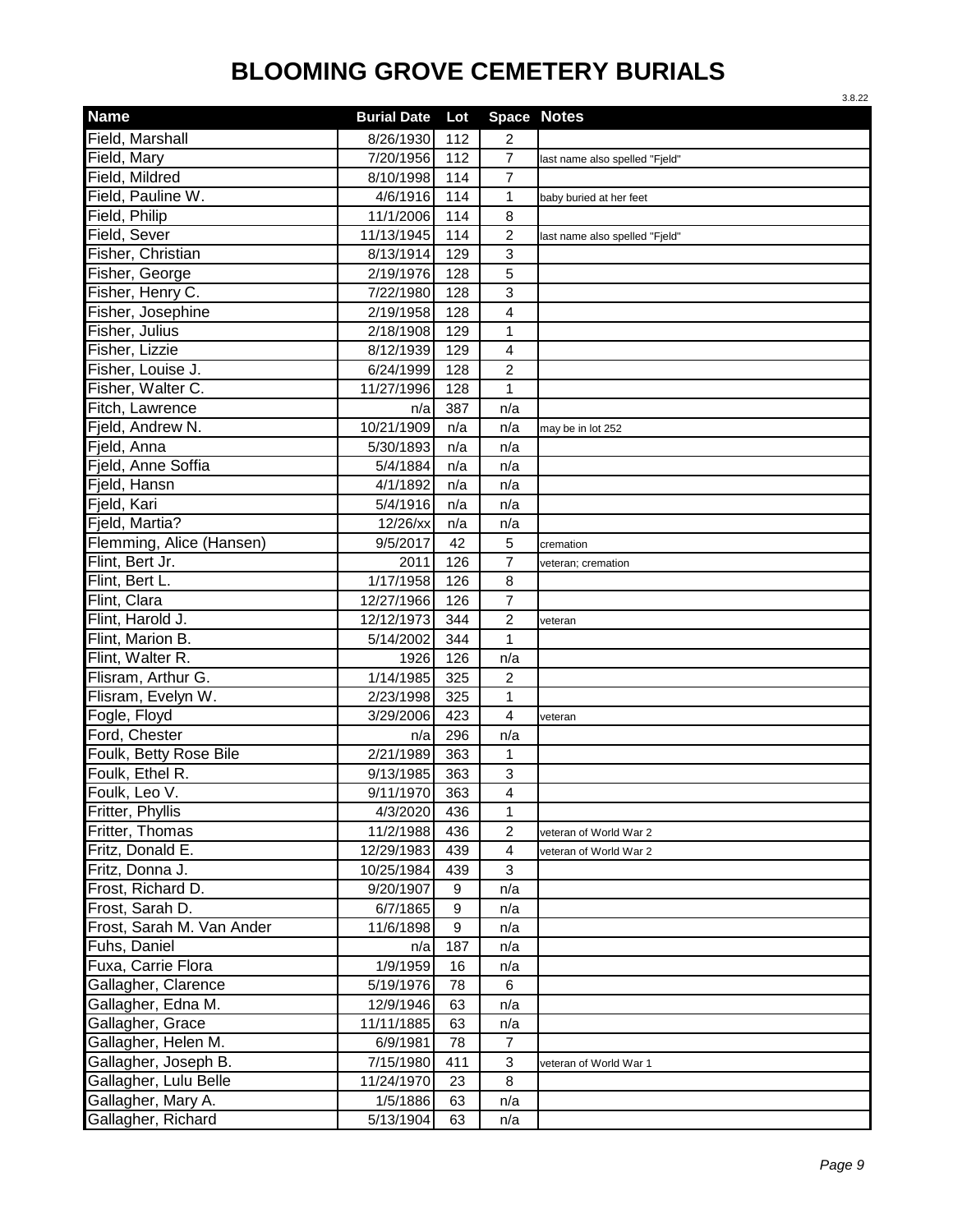# BLOOMING GROVE CEMETERY BURIALS

3.8.22

| Name | Burial Date | Lot | Space | Notes |
|---|---|---|---|---|
| Field, Marshall | 8/26/1930 | 112 | 2 | |
| Field, Mary | 7/20/1956 | 112 | 7 | last name also spelled "Fjeld" |
| Field, Mildred | 8/10/1998 | 114 | 7 | |
| Field, Pauline W. | 4/6/1916 | 114 | 1 | baby buried at her feet |
| Field, Philip | 11/1/2006 | 114 | 8 | |
| Field, Sever | 11/13/1945 | 114 | 2 | last name also spelled "Fjeld" |
| Fisher, Christian | 8/13/1914 | 129 | 3 | |
| Fisher, George | 2/19/1976 | 128 | 5 | |
| Fisher, Henry C. | 7/22/1980 | 128 | 3 | |
| Fisher, Josephine | 2/19/1958 | 128 | 4 | |
| Fisher, Julius | 2/18/1908 | 129 | 1 | |
| Fisher, Lizzie | 8/12/1939 | 129 | 4 | |
| Fisher, Louise J. | 6/24/1999 | 128 | 2 | |
| Fisher, Walter C. | 11/27/1996 | 128 | 1 | |
| Fitch, Lawrence | n/a | 387 | n/a | |
| Fjeld, Andrew N. | 10/21/1909 | n/a | n/a | may be in lot 252 |
| Fjeld, Anna | 5/30/1893 | n/a | n/a | |
| Fjeld, Anne Soffia | 5/4/1884 | n/a | n/a | |
| Fjeld, Hansn | 4/1/1892 | n/a | n/a | |
| Fjeld, Kari | 5/4/1916 | n/a | n/a | |
| Fjeld, Martia? | 12/26/xx | n/a | n/a | |
| Flemming, Alice (Hansen) | 9/5/2017 | 42 | 5 | cremation |
| Flint, Bert Jr. | 2011 | 126 | 7 | veteran; cremation |
| Flint, Bert L. | 1/17/1958 | 126 | 8 | |
| Flint, Clara | 12/27/1966 | 126 | 7 | |
| Flint, Harold J. | 12/12/1973 | 344 | 2 | veteran |
| Flint, Marion B. | 5/14/2002 | 344 | 1 | |
| Flint, Walter R. | 1926 | 126 | n/a | |
| Flisram, Arthur G. | 1/14/1985 | 325 | 2 | |
| Flisram, Evelyn W. | 2/23/1998 | 325 | 1 | |
| Fogle, Floyd | 3/29/2006 | 423 | 4 | veteran |
| Ford, Chester | n/a | 296 | n/a | |
| Foulk, Betty Rose Bile | 2/21/1989 | 363 | 1 | |
| Foulk, Ethel R. | 9/13/1985 | 363 | 3 | |
| Foulk, Leo V. | 9/11/1970 | 363 | 4 | |
| Fritter, Phyllis | 4/3/2020 | 436 | 1 | |
| Fritter, Thomas | 11/2/1988 | 436 | 2 | veteran of World War 2 |
| Fritz, Donald E. | 12/29/1983 | 439 | 4 | veteran of World War 2 |
| Fritz, Donna J. | 10/25/1984 | 439 | 3 | |
| Frost, Richard D. | 9/20/1907 | 9 | n/a | |
| Frost, Sarah D. | 6/7/1865 | 9 | n/a | |
| Frost, Sarah M. Van Ander | 11/6/1898 | 9 | n/a | |
| Fuhs, Daniel | n/a | 187 | n/a | |
| Fuxa, Carrie Flora | 1/9/1959 | 16 | n/a | |
| Gallagher, Clarence | 5/19/1976 | 78 | 6 | |
| Gallagher, Edna M. | 12/9/1946 | 63 | n/a | |
| Gallagher, Grace | 11/11/1885 | 63 | n/a | |
| Gallagher, Helen M. | 6/9/1981 | 78 | 7 | |
| Gallagher, Joseph B. | 7/15/1980 | 411 | 3 | veteran of World War 1 |
| Gallagher, Lulu Belle | 11/24/1970 | 23 | 8 | |
| Gallagher, Mary A. | 1/5/1886 | 63 | n/a | |
| Gallagher, Richard | 5/13/1904 | 63 | n/a | |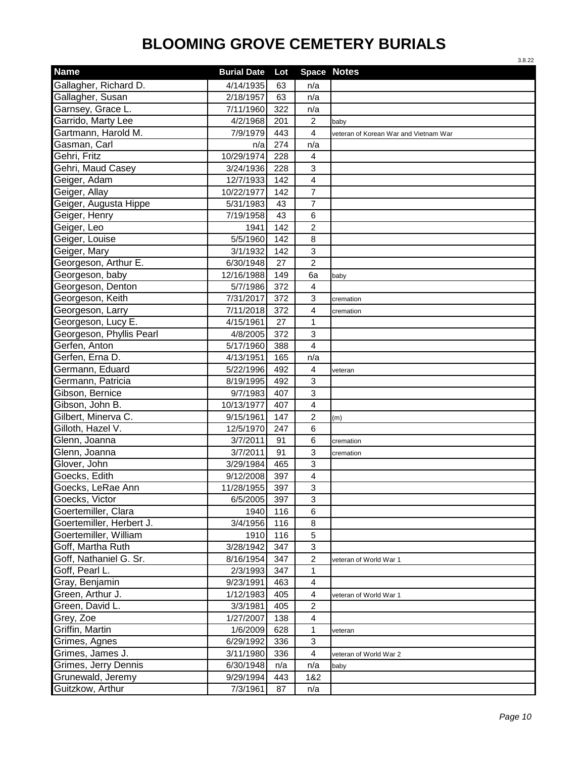# BLOOMING GROVE CEMETERY BURIALS

3.8.22

| Name | Burial Date | Lot | Space | Notes |
|---|---|---|---|---|
| Gallagher, Richard D. | 4/14/1935 | 63 | n/a | |
| Gallagher, Susan | 2/18/1957 | 63 | n/a | |
| Garnsey, Grace L. | 7/11/1960 | 322 | n/a | |
| Garrido, Marty Lee | 4/2/1968 | 201 | 2 | baby |
| Gartmann, Harold M. | 7/9/1979 | 443 | 4 | veteran of Korean War and Vietnam War |
| Gasman, Carl | n/a | 274 | n/a | |
| Gehri, Fritz | 10/29/1974 | 228 | 4 | |
| Gehri, Maud Casey | 3/24/1936 | 228 | 3 | |
| Geiger, Adam | 12/7/1933 | 142 | 4 | |
| Geiger, Allay | 10/22/1977 | 142 | 7 | |
| Geiger, Augusta Hippe | 5/31/1983 | 43 | 7 | |
| Geiger, Henry | 7/19/1958 | 43 | 6 | |
| Geiger, Leo | 1941 | 142 | 2 | |
| Geiger, Louise | 5/5/1960 | 142 | 8 | |
| Geiger, Mary | 3/1/1932 | 142 | 3 | |
| Georgeson, Arthur E. | 6/30/1948 | 27 | 2 | |
| Georgeson, baby | 12/16/1988 | 149 | 6a | baby |
| Georgeson, Denton | 5/7/1986 | 372 | 4 | |
| Georgeson, Keith | 7/31/2017 | 372 | 3 | cremation |
| Georgeson, Larry | 7/11/2018 | 372 | 4 | cremation |
| Georgeson, Lucy E. | 4/15/1961 | 27 | 1 | |
| Georgeson, Phyllis Pearl | 4/8/2005 | 372 | 3 | |
| Gerfen, Anton | 5/17/1960 | 388 | 4 | |
| Gerfen, Erna D. | 4/13/1951 | 165 | n/a | |
| Germann, Eduard | 5/22/1996 | 492 | 4 | veteran |
| Germann, Patricia | 8/19/1995 | 492 | 3 | |
| Gibson, Bernice | 9/7/1983 | 407 | 3 | |
| Gibson, John B. | 10/13/1977 | 407 | 4 | |
| Gilbert, Minerva C. | 9/15/1961 | 147 | 2 | (m) |
| Gilloth, Hazel V. | 12/5/1970 | 247 | 6 | |
| Glenn, Joanna | 3/7/2011 | 91 | 6 | cremation |
| Glenn, Joanna | 3/7/2011 | 91 | 3 | cremation |
| Glover, John | 3/29/1984 | 465 | 3 | |
| Goecks, Edith | 9/12/2008 | 397 | 4 | |
| Goecks, LeRae Ann | 11/28/1955 | 397 | 3 | |
| Goecks, Victor | 6/5/2005 | 397 | 3 | |
| Goertemiller, Clara | 1940 | 116 | 6 | |
| Goertemiller, Herbert J. | 3/4/1956 | 116 | 8 | |
| Goertemiller, William | 1910 | 116 | 5 | |
| Goff, Martha Ruth | 3/28/1942 | 347 | 3 | |
| Goff, Nathaniel G. Sr. | 8/16/1954 | 347 | 2 | veteran of World War 1 |
| Goff, Pearl L. | 2/3/1993 | 347 | 1 | |
| Gray, Benjamin | 9/23/1991 | 463 | 4 | |
| Green, Arthur J. | 1/12/1983 | 405 | 4 | veteran of World War 1 |
| Green, David L. | 3/3/1981 | 405 | 2 | |
| Grey, Zoe | 1/27/2007 | 138 | 4 | |
| Griffin, Martin | 1/6/2009 | 628 | 1 | veteran |
| Grimes, Agnes | 6/29/1992 | 336 | 3 | |
| Grimes, James J. | 3/11/1980 | 336 | 4 | veteran of World War 2 |
| Grimes, Jerry Dennis | 6/30/1948 | n/a | n/a | baby |
| Grunewald, Jeremy | 9/29/1994 | 443 | 1&2 | |
| Guitzkow, Arthur | 7/3/1961 | 87 | n/a | |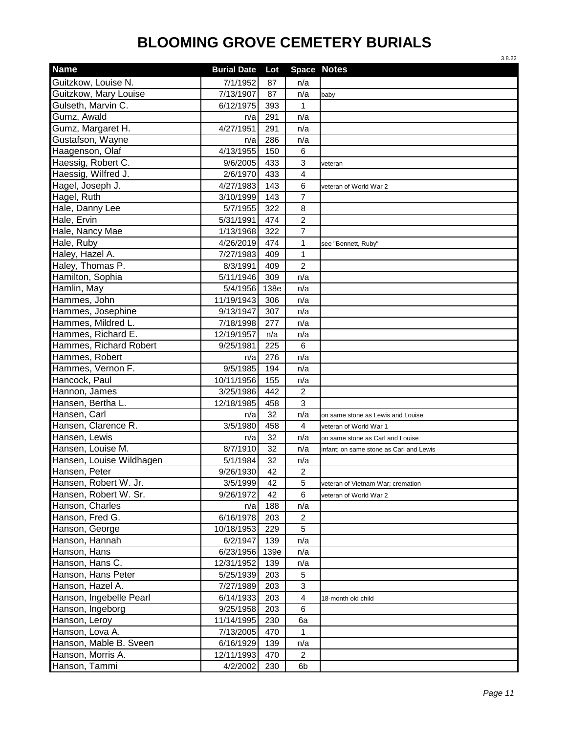# BLOOMING GROVE CEMETERY BURIALS

3.8.22

| Name | Burial Date | Lot | Space | Notes |
|---|---|---|---|---|
| Guitzkow, Louise N. | 7/1/1952 | 87 | n/a | |
| Guitzkow, Mary Louise | 7/13/1907 | 87 | n/a | baby |
| Gulseth, Marvin C. | 6/12/1975 | 393 | 1 | |
| Gumz, Awald | n/a | 291 | n/a | |
| Gumz, Margaret H. | 4/27/1951 | 291 | n/a | |
| Gustafson, Wayne | n/a | 286 | n/a | |
| Haagenson, Olaf | 4/13/1955 | 150 | 6 | |
| Haessig, Robert C. | 9/6/2005 | 433 | 3 | veteran |
| Haessig, Wilfred J. | 2/6/1970 | 433 | 4 | |
| Hagel, Joseph J. | 4/27/1983 | 143 | 6 | veteran of World War 2 |
| Hagel, Ruth | 3/10/1999 | 143 | 7 | |
| Hale, Danny Lee | 5/7/1955 | 322 | 8 | |
| Hale, Ervin | 5/31/1991 | 474 | 2 | |
| Hale, Nancy Mae | 1/13/1968 | 322 | 7 | |
| Hale, Ruby | 4/26/2019 | 474 | 1 | see "Bennett, Ruby" |
| Haley, Hazel A. | 7/27/1983 | 409 | 1 | |
| Haley, Thomas P. | 8/3/1991 | 409 | 2 | |
| Hamilton, Sophia | 5/11/1946 | 309 | n/a | |
| Hamlin, May | 5/4/1956 | 138e | n/a | |
| Hammes, John | 11/19/1943 | 306 | n/a | |
| Hammes, Josephine | 9/13/1947 | 307 | n/a | |
| Hammes, Mildred L. | 7/18/1998 | 277 | n/a | |
| Hammes, Richard E. | 12/19/1957 | n/a | n/a | |
| Hammes, Richard Robert | 9/25/1981 | 225 | 6 | |
| Hammes, Robert | n/a | 276 | n/a | |
| Hammes, Vernon F. | 9/5/1985 | 194 | n/a | |
| Hancock, Paul | 10/11/1956 | 155 | n/a | |
| Hannon, James | 3/25/1986 | 442 | 2 | |
| Hansen, Bertha L. | 12/18/1985 | 458 | 3 | |
| Hansen, Carl | n/a | 32 | n/a | on same stone as Lewis and Louise |
| Hansen, Clarence R. | 3/5/1980 | 458 | 4 | veteran of World War 1 |
| Hansen, Lewis | n/a | 32 | n/a | on same stone as Carl and Louise |
| Hansen, Louise M. | 8/7/1910 | 32 | n/a | infant; on same stone as Carl and Lewis |
| Hansen, Louise Wildhagen | 5/1/1984 | 32 | n/a | |
| Hansen, Peter | 9/26/1930 | 42 | 2 | |
| Hansen, Robert W. Jr. | 3/5/1999 | 42 | 5 | veteran of Vietnam War; cremation |
| Hansen, Robert W. Sr. | 9/26/1972 | 42 | 6 | veteran of World War 2 |
| Hanson, Charles | n/a | 188 | n/a | |
| Hanson, Fred G. | 6/16/1978 | 203 | 2 | |
| Hanson, George | 10/18/1953 | 229 | 5 | |
| Hanson, Hannah | 6/2/1947 | 139 | n/a | |
| Hanson, Hans | 6/23/1956 | 139e | n/a | |
| Hanson, Hans C. | 12/31/1952 | 139 | n/a | |
| Hanson, Hans Peter | 5/25/1939 | 203 | 5 | |
| Hanson, Hazel A. | 7/27/1989 | 203 | 3 | |
| Hanson, Ingebelle Pearl | 6/14/1933 | 203 | 4 | 18-month old child |
| Hanson, Ingeborg | 9/25/1958 | 203 | 6 | |
| Hanson, Leroy | 11/14/1995 | 230 | 6a | |
| Hanson, Lova A. | 7/13/2005 | 470 | 1 | |
| Hanson, Mable B. Sveen | 6/16/1929 | 139 | n/a | |
| Hanson, Morris A. | 12/11/1993 | 470 | 2 | |
| Hanson, Tammi | 4/2/2002 | 230 | 6b | |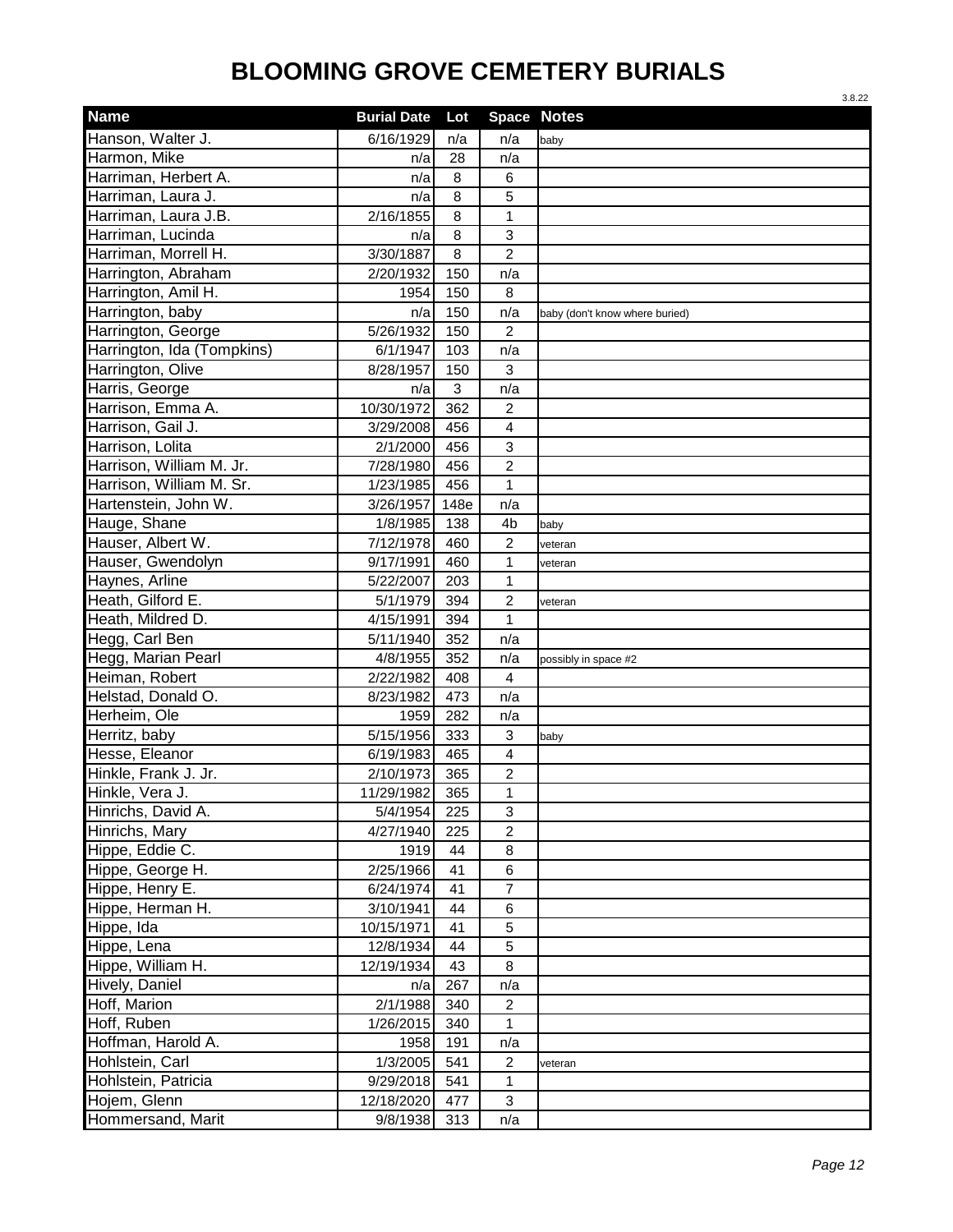# BLOOMING GROVE CEMETERY BURIALS

3.8.22

| Name | Burial Date | Lot | Space | Notes |
|---|---|---|---|---|
| Hanson, Walter J. | 6/16/1929 | n/a | n/a | baby |
| Harmon, Mike | n/a | 28 | n/a | |
| Harriman, Herbert A. | n/a | 8 | 6 | |
| Harriman, Laura J. | n/a | 8 | 5 | |
| Harriman, Laura J.B. | 2/16/1855 | 8 | 1 | |
| Harriman, Lucinda | n/a | 8 | 3 | |
| Harriman, Morrell H. | 3/30/1887 | 8 | 2 | |
| Harrington, Abraham | 2/20/1932 | 150 | n/a | |
| Harrington, Amil H. | 1954 | 150 | 8 | |
| Harrington, baby | n/a | 150 | n/a | baby (don't know where buried) |
| Harrington, George | 5/26/1932 | 150 | 2 | |
| Harrington, Ida (Tompkins) | 6/1/1947 | 103 | n/a | |
| Harrington, Olive | 8/28/1957 | 150 | 3 | |
| Harris, George | n/a | 3 | n/a | |
| Harrison, Emma A. | 10/30/1972 | 362 | 2 | |
| Harrison, Gail J. | 3/29/2008 | 456 | 4 | |
| Harrison, Lolita | 2/1/2000 | 456 | 3 | |
| Harrison, William M. Jr. | 7/28/1980 | 456 | 2 | |
| Harrison, William M. Sr. | 1/23/1985 | 456 | 1 | |
| Hartenstein, John W. | 3/26/1957 | 148e | n/a | |
| Hauge, Shane | 1/8/1985 | 138 | 4b | baby |
| Hauser, Albert W. | 7/12/1978 | 460 | 2 | veteran |
| Hauser, Gwendolyn | 9/17/1991 | 460 | 1 | veteran |
| Haynes, Arline | 5/22/2007 | 203 | 1 | |
| Heath, Gilford E. | 5/1/1979 | 394 | 2 | veteran |
| Heath, Mildred D. | 4/15/1991 | 394 | 1 | |
| Hegg, Carl Ben | 5/11/1940 | 352 | n/a | |
| Hegg, Marian Pearl | 4/8/1955 | 352 | n/a | possibly in space #2 |
| Heiman, Robert | 2/22/1982 | 408 | 4 | |
| Helstad, Donald O. | 8/23/1982 | 473 | n/a | |
| Herheim, Ole | 1959 | 282 | n/a | |
| Herritz, baby | 5/15/1956 | 333 | 3 | baby |
| Hesse, Eleanor | 6/19/1983 | 465 | 4 | |
| Hinkle, Frank J. Jr. | 2/10/1973 | 365 | 2 | |
| Hinkle, Vera J. | 11/29/1982 | 365 | 1 | |
| Hinrichs, David A. | 5/4/1954 | 225 | 3 | |
| Hinrichs, Mary | 4/27/1940 | 225 | 2 | |
| Hippe, Eddie C. | 1919 | 44 | 8 | |
| Hippe, George H. | 2/25/1966 | 41 | 6 | |
| Hippe, Henry E. | 6/24/1974 | 41 | 7 | |
| Hippe, Herman H. | 3/10/1941 | 44 | 6 | |
| Hippe, Ida | 10/15/1971 | 41 | 5 | |
| Hippe, Lena | 12/8/1934 | 44 | 5 | |
| Hippe, William H. | 12/19/1934 | 43 | 8 | |
| Hively, Daniel | n/a | 267 | n/a | |
| Hoff, Marion | 2/1/1988 | 340 | 2 | |
| Hoff, Ruben | 1/26/2015 | 340 | 1 | |
| Hoffman, Harold A. | 1958 | 191 | n/a | |
| Hohlstein, Carl | 1/3/2005 | 541 | 2 | veteran |
| Hohlstein, Patricia | 9/29/2018 | 541 | 1 | |
| Hojem, Glenn | 12/18/2020 | 477 | 3 | |
| Hommersand, Marit | 9/8/1938 | 313 | n/a | |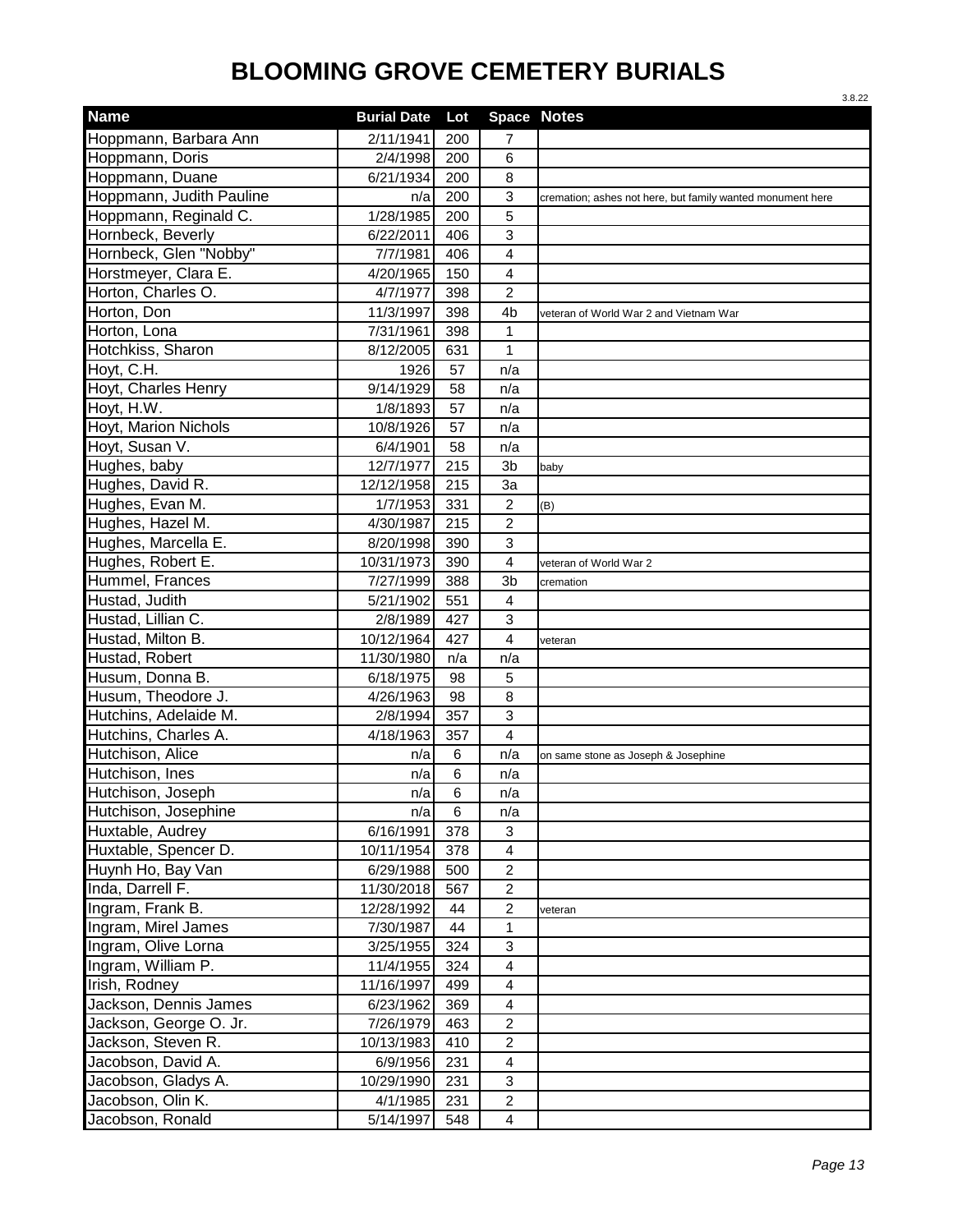# BLOOMING GROVE CEMETERY BURIALS

3.8.22

| Name | Burial Date | Lot | Space | Notes |
|---|---|---|---|---|
| Hoppmann, Barbara Ann | 2/11/1941 | 200 | 7 | |
| Hoppmann, Doris | 2/4/1998 | 200 | 6 | |
| Hoppmann, Duane | 6/21/1934 | 200 | 8 | |
| Hoppmann, Judith Pauline | n/a | 200 | 3 | cremation; ashes not here, but family wanted monument here |
| Hoppmann, Reginald C. | 1/28/1985 | 200 | 5 | |
| Hornbeck, Beverly | 6/22/2011 | 406 | 3 | |
| Hornbeck, Glen "Nobby" | 7/7/1981 | 406 | 4 | |
| Horstmeyer, Clara E. | 4/20/1965 | 150 | 4 | |
| Horton, Charles O. | 4/7/1977 | 398 | 2 | |
| Horton, Don | 11/3/1997 | 398 | 4b | veteran of World War 2 and Vietnam War |
| Horton, Lona | 7/31/1961 | 398 | 1 | |
| Hotchkiss, Sharon | 8/12/2005 | 631 | 1 | |
| Hoyt, C.H. | 1926 | 57 | n/a | |
| Hoyt, Charles Henry | 9/14/1929 | 58 | n/a | |
| Hoyt, H.W. | 1/8/1893 | 57 | n/a | |
| Hoyt, Marion Nichols | 10/8/1926 | 57 | n/a | |
| Hoyt, Susan V. | 6/4/1901 | 58 | n/a | |
| Hughes, baby | 12/7/1977 | 215 | 3b | baby |
| Hughes, David R. | 12/12/1958 | 215 | 3a | |
| Hughes, Evan M. | 1/7/1953 | 331 | 2 | (B) |
| Hughes, Hazel M. | 4/30/1987 | 215 | 2 | |
| Hughes, Marcella E. | 8/20/1998 | 390 | 3 | |
| Hughes, Robert E. | 10/31/1973 | 390 | 4 | veteran of World War 2 |
| Hummel, Frances | 7/27/1999 | 388 | 3b | cremation |
| Hustad, Judith | 5/21/1902 | 551 | 4 | |
| Hustad, Lillian C. | 2/8/1989 | 427 | 3 | |
| Hustad, Milton B. | 10/12/1964 | 427 | 4 | veteran |
| Hustad, Robert | 11/30/1980 | n/a | n/a | |
| Husum, Donna B. | 6/18/1975 | 98 | 5 | |
| Husum, Theodore J. | 4/26/1963 | 98 | 8 | |
| Hutchins, Adelaide M. | 2/8/1994 | 357 | 3 | |
| Hutchins, Charles A. | 4/18/1963 | 357 | 4 | |
| Hutchison, Alice | n/a | 6 | n/a | on same stone as Joseph & Josephine |
| Hutchison, Ines | n/a | 6 | n/a | |
| Hutchison, Joseph | n/a | 6 | n/a | |
| Hutchison, Josephine | n/a | 6 | n/a | |
| Huxtable, Audrey | 6/16/1991 | 378 | 3 | |
| Huxtable, Spencer D. | 10/11/1954 | 378 | 4 | |
| Huynh Ho, Bay Van | 6/29/1988 | 500 | 2 | |
| Inda, Darrell F. | 11/30/2018 | 567 | 2 | |
| Ingram, Frank B. | 12/28/1992 | 44 | 2 | veteran |
| Ingram, Mirel James | 7/30/1987 | 44 | 1 | |
| Ingram, Olive Lorna | 3/25/1955 | 324 | 3 | |
| Ingram, William P. | 11/4/1955 | 324 | 4 | |
| Irish, Rodney | 11/16/1997 | 499 | 4 | |
| Jackson, Dennis James | 6/23/1962 | 369 | 4 | |
| Jackson, George O. Jr. | 7/26/1979 | 463 | 2 | |
| Jackson, Steven R. | 10/13/1983 | 410 | 2 | |
| Jacobson, David A. | 6/9/1956 | 231 | 4 | |
| Jacobson, Gladys A. | 10/29/1990 | 231 | 3 | |
| Jacobson, Olin K. | 4/1/1985 | 231 | 2 | |
| Jacobson, Ronald | 5/14/1997 | 548 | 4 | |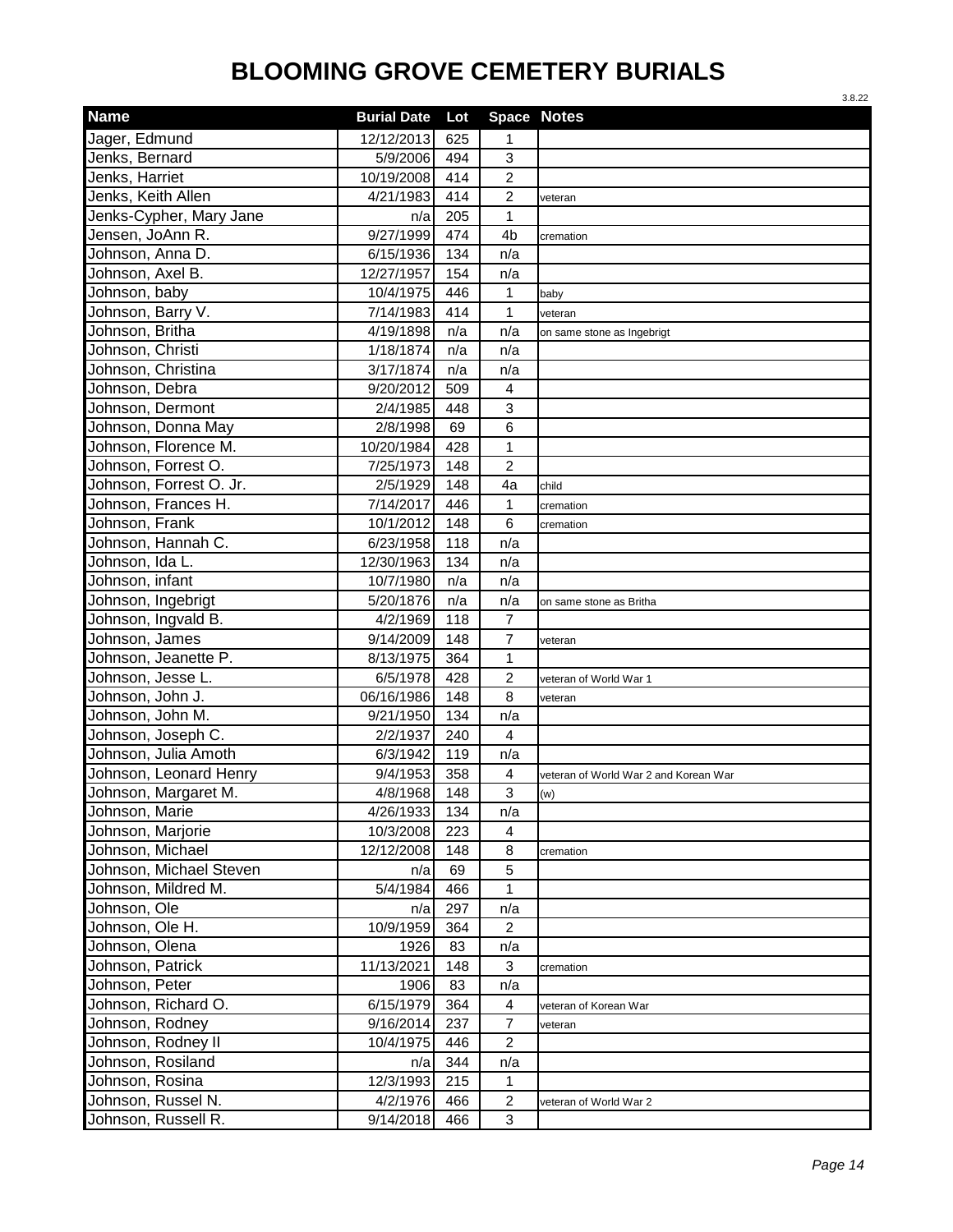# BLOOMING GROVE CEMETERY BURIALS

3.8.22

| Name | Burial Date | Lot | Space | Notes |
|---|---|---|---|---|
| Jager, Edmund | 12/12/2013 | 625 | 1 | |
| Jenks, Bernard | 5/9/2006 | 494 | 3 | |
| Jenks, Harriet | 10/19/2008 | 414 | 2 | |
| Jenks, Keith Allen | 4/21/1983 | 414 | 2 | veteran |
| Jenks-Cypher, Mary Jane | n/a | 205 | 1 | |
| Jensen, JoAnn R. | 9/27/1999 | 474 | 4b | cremation |
| Johnson, Anna D. | 6/15/1936 | 134 | n/a | |
| Johnson, Axel B. | 12/27/1957 | 154 | n/a | |
| Johnson, baby | 10/4/1975 | 446 | 1 | baby |
| Johnson, Barry V. | 7/14/1983 | 414 | 1 | veteran |
| Johnson, Britha | 4/19/1898 | n/a | n/a | on same stone as Ingebrigt |
| Johnson, Christi | 1/18/1874 | n/a | n/a | |
| Johnson, Christina | 3/17/1874 | n/a | n/a | |
| Johnson, Debra | 9/20/2012 | 509 | 4 | |
| Johnson, Dermont | 2/4/1985 | 448 | 3 | |
| Johnson, Donna May | 2/8/1998 | 69 | 6 | |
| Johnson, Florence M. | 10/20/1984 | 428 | 1 | |
| Johnson, Forrest O. | 7/25/1973 | 148 | 2 | |
| Johnson, Forrest O. Jr. | 2/5/1929 | 148 | 4a | child |
| Johnson, Frances H. | 7/14/2017 | 446 | 1 | cremation |
| Johnson, Frank | 10/1/2012 | 148 | 6 | cremation |
| Johnson, Hannah C. | 6/23/1958 | 118 | n/a | |
| Johnson, Ida L. | 12/30/1963 | 134 | n/a | |
| Johnson, infant | 10/7/1980 | n/a | n/a | |
| Johnson, Ingebrigt | 5/20/1876 | n/a | n/a | on same stone as Britha |
| Johnson, Ingvald B. | 4/2/1969 | 118 | 7 | |
| Johnson, James | 9/14/2009 | 148 | 7 | veteran |
| Johnson, Jeanette P. | 8/13/1975 | 364 | 1 | |
| Johnson, Jesse L. | 6/5/1978 | 428 | 2 | veteran of World War 1 |
| Johnson, John J. | 06/16/1986 | 148 | 8 | veteran |
| Johnson, John M. | 9/21/1950 | 134 | n/a | |
| Johnson, Joseph C. | 2/2/1937 | 240 | 4 | |
| Johnson, Julia Amoth | 6/3/1942 | 119 | n/a | |
| Johnson, Leonard Henry | 9/4/1953 | 358 | 4 | veteran of World War 2 and Korean War |
| Johnson, Margaret M. | 4/8/1968 | 148 | 3 | (w) |
| Johnson, Marie | 4/26/1933 | 134 | n/a | |
| Johnson, Marjorie | 10/3/2008 | 223 | 4 | |
| Johnson, Michael | 12/12/2008 | 148 | 8 | cremation |
| Johnson, Michael Steven | n/a | 69 | 5 | |
| Johnson, Mildred M. | 5/4/1984 | 466 | 1 | |
| Johnson, Ole | n/a | 297 | n/a | |
| Johnson, Ole H. | 10/9/1959 | 364 | 2 | |
| Johnson, Olena | 1926 | 83 | n/a | |
| Johnson, Patrick | 11/13/2021 | 148 | 3 | cremation |
| Johnson, Peter | 1906 | 83 | n/a | |
| Johnson, Richard O. | 6/15/1979 | 364 | 4 | veteran of Korean War |
| Johnson, Rodney | 9/16/2014 | 237 | 7 | veteran |
| Johnson, Rodney II | 10/4/1975 | 446 | 2 | |
| Johnson, Rosiland | n/a | 344 | n/a | |
| Johnson, Rosina | 12/3/1993 | 215 | 1 | |
| Johnson, Russel N. | 4/2/1976 | 466 | 2 | veteran of World War 2 |
| Johnson, Russell R. | 9/14/2018 | 466 | 3 | |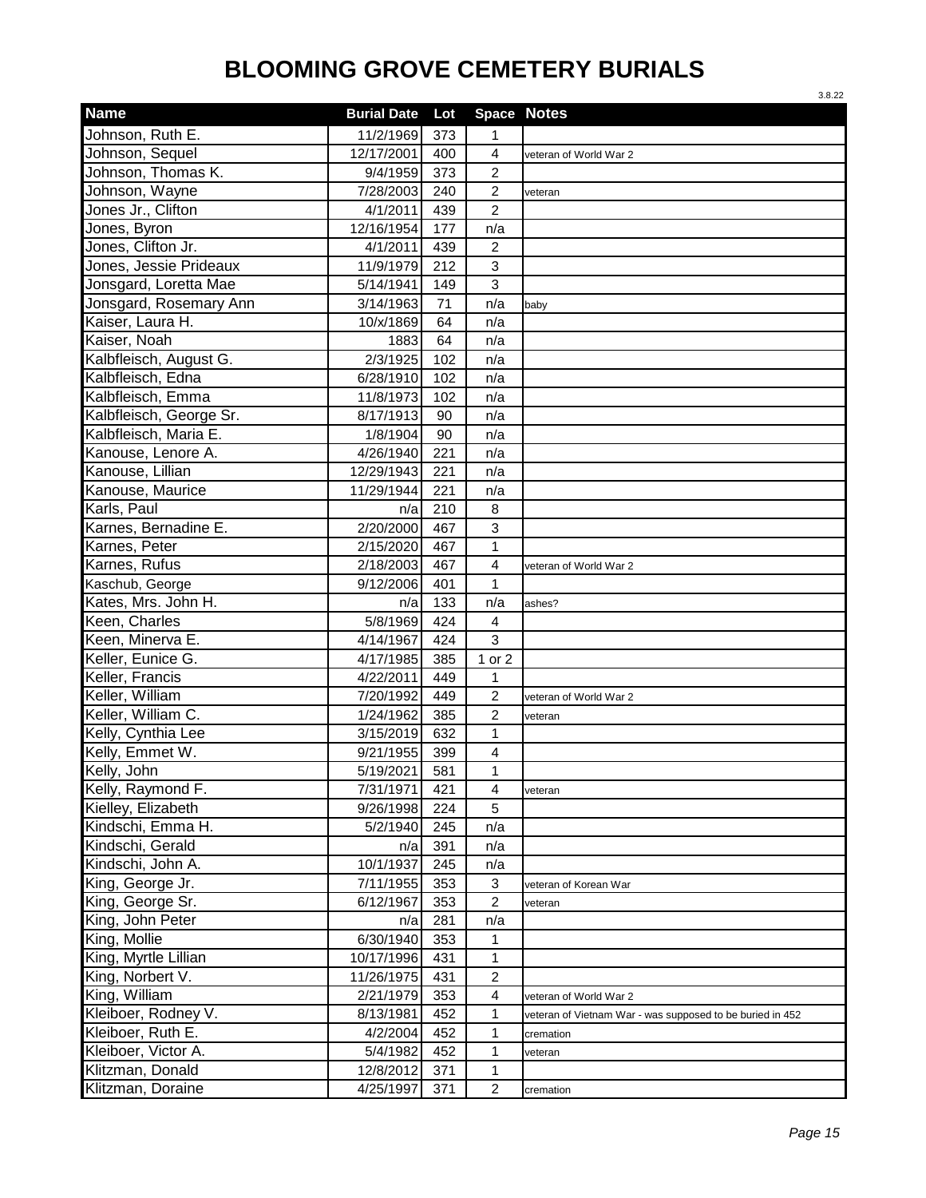# BLOOMING GROVE CEMETERY BURIALS

3.8.22

| Name | Burial Date | Lot | Space | Notes |
|---|---|---|---|---|
| Johnson, Ruth E. | 11/2/1969 | 373 | 1 | |
| Johnson, Sequel | 12/17/2001 | 400 | 4 | veteran of World War 2 |
| Johnson, Thomas K. | 9/4/1959 | 373 | 2 | |
| Johnson, Wayne | 7/28/2003 | 240 | 2 | veteran |
| Jones Jr., Clifton | 4/1/2011 | 439 | 2 | |
| Jones, Byron | 12/16/1954 | 177 | n/a | |
| Jones, Clifton Jr. | 4/1/2011 | 439 | 2 | |
| Jones, Jessie Prideaux | 11/9/1979 | 212 | 3 | |
| Jonsgard, Loretta Mae | 5/14/1941 | 149 | 3 | |
| Jonsgard, Rosemary Ann | 3/14/1963 | 71 | n/a | baby |
| Kaiser, Laura H. | 10/x/1869 | 64 | n/a | |
| Kaiser, Noah | 1883 | 64 | n/a | |
| Kalbfleisch, August G. | 2/3/1925 | 102 | n/a | |
| Kalbfleisch, Edna | 6/28/1910 | 102 | n/a | |
| Kalbfleisch, Emma | 11/8/1973 | 102 | n/a | |
| Kalbfleisch, George Sr. | 8/17/1913 | 90 | n/a | |
| Kalbfleisch, Maria E. | 1/8/1904 | 90 | n/a | |
| Kanouse, Lenore A. | 4/26/1940 | 221 | n/a | |
| Kanouse, Lillian | 12/29/1943 | 221 | n/a | |
| Kanouse, Maurice | 11/29/1944 | 221 | n/a | |
| Karls, Paul | n/a | 210 | 8 | |
| Karnes, Bernadine E. | 2/20/2000 | 467 | 3 | |
| Karnes, Peter | 2/15/2020 | 467 | 1 | |
| Karnes, Rufus | 2/18/2003 | 467 | 4 | veteran of World War 2 |
| Kaschub, George | 9/12/2006 | 401 | 1 | |
| Kates, Mrs. John H. | n/a | 133 | n/a | ashes? |
| Keen, Charles | 5/8/1969 | 424 | 4 | |
| Keen, Minerva E. | 4/14/1967 | 424 | 3 | |
| Keller, Eunice G. | 4/17/1985 | 385 | 1 or 2 | |
| Keller, Francis | 4/22/2011 | 449 | 1 | |
| Keller, William | 7/20/1992 | 449 | 2 | veteran of World War 2 |
| Keller, William C. | 1/24/1962 | 385 | 2 | veteran |
| Kelly, Cynthia Lee | 3/15/2019 | 632 | 1 | |
| Kelly, Emmet W. | 9/21/1955 | 399 | 4 | |
| Kelly, John | 5/19/2021 | 581 | 1 | |
| Kelly, Raymond F. | 7/31/1971 | 421 | 4 | veteran |
| Kielley, Elizabeth | 9/26/1998 | 224 | 5 | |
| Kindschi, Emma H. | 5/2/1940 | 245 | n/a | |
| Kindschi, Gerald | n/a | 391 | n/a | |
| Kindschi, John A. | 10/1/1937 | 245 | n/a | |
| King, George Jr. | 7/11/1955 | 353 | 3 | veteran of Korean War |
| King, George Sr. | 6/12/1967 | 353 | 2 | veteran |
| King, John Peter | n/a | 281 | n/a | |
| King, Mollie | 6/30/1940 | 353 | 1 | |
| King, Myrtle Lillian | 10/17/1996 | 431 | 1 | |
| King, Norbert V. | 11/26/1975 | 431 | 2 | |
| King, William | 2/21/1979 | 353 | 4 | veteran of World War 2 |
| Kleiboer, Rodney V. | 8/13/1981 | 452 | 1 | veteran of Vietnam War - was supposed to be buried in 452 |
| Kleiboer, Ruth E. | 4/2/2004 | 452 | 1 | cremation |
| Kleiboer, Victor A. | 5/4/1982 | 452 | 1 | veteran |
| Klitzman, Donald | 12/8/2012 | 371 | 1 | |
| Klitzman, Doraine | 4/25/1997 | 371 | 2 | cremation |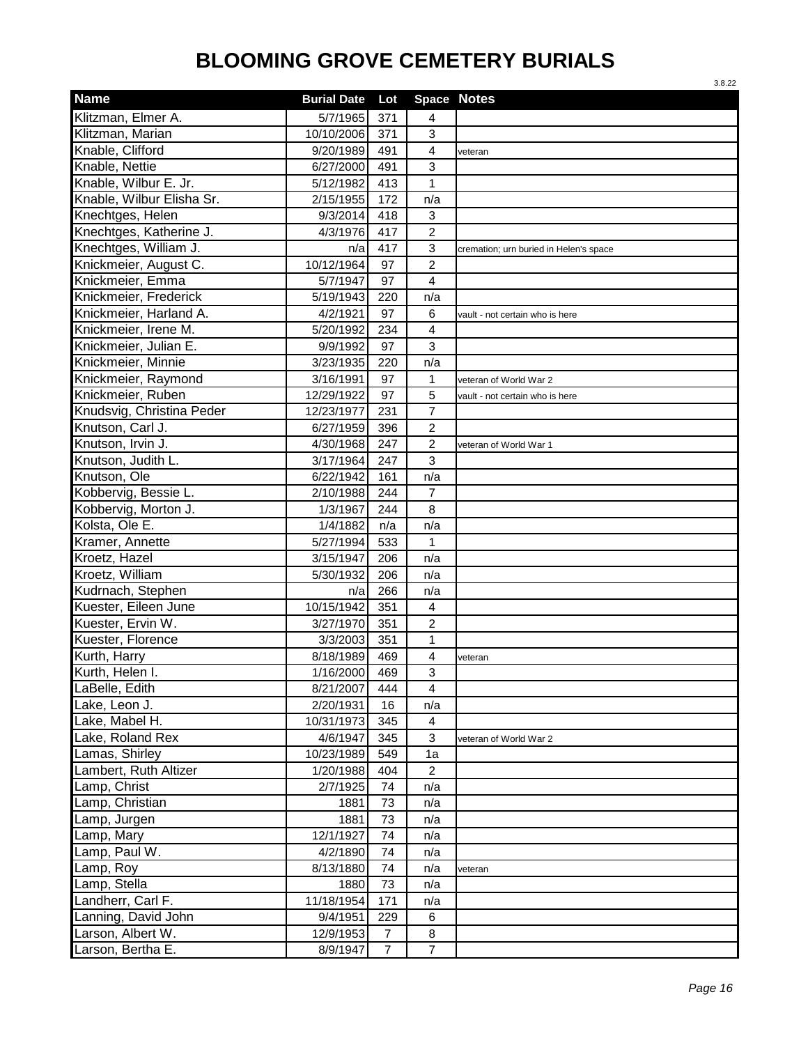# BLOOMING GROVE CEMETERY BURIALS

3.8.22

| Name | Burial Date | Lot | Space | Notes |
|---|---|---|---|---|
| Klitzman, Elmer A. | 5/7/1965 | 371 | 4 | |
| Klitzman, Marian | 10/10/2006 | 371 | 3 | |
| Knable, Clifford | 9/20/1989 | 491 | 4 | veteran |
| Knable, Nettie | 6/27/2000 | 491 | 3 | |
| Knable, Wilbur E. Jr. | 5/12/1982 | 413 | 1 | |
| Knable, Wilbur Elisha Sr. | 2/15/1955 | 172 | n/a | |
| Knechtges, Helen | 9/3/2014 | 418 | 3 | |
| Knechtges, Katherine J. | 4/3/1976 | 417 | 2 | |
| Knechtges, William J. | n/a | 417 | 3 | cremation; urn buried in Helen's space |
| Knickmeier, August C. | 10/12/1964 | 97 | 2 | |
| Knickmeier, Emma | 5/7/1947 | 97 | 4 | |
| Knickmeier, Frederick | 5/19/1943 | 220 | n/a | |
| Knickmeier, Harland A. | 4/2/1921 | 97 | 6 | vault - not certain who is here |
| Knickmeier, Irene M. | 5/20/1992 | 234 | 4 | |
| Knickmeier, Julian E. | 9/9/1992 | 97 | 3 | |
| Knickmeier, Minnie | 3/23/1935 | 220 | n/a | |
| Knickmeier, Raymond | 3/16/1991 | 97 | 1 | veteran of World War 2 |
| Knickmeier, Ruben | 12/29/1922 | 97 | 5 | vault - not certain who is here |
| Knudsvig, Christina Peder | 12/23/1977 | 231 | 7 | |
| Knutson, Carl J. | 6/27/1959 | 396 | 2 | |
| Knutson, Irvin J. | 4/30/1968 | 247 | 2 | veteran of World War 1 |
| Knutson, Judith L. | 3/17/1964 | 247 | 3 | |
| Knutson, Ole | 6/22/1942 | 161 | n/a | |
| Kobbervig, Bessie L. | 2/10/1988 | 244 | 7 | |
| Kobbervig, Morton J. | 1/3/1967 | 244 | 8 | |
| Kolsta, Ole E. | 1/4/1882 | n/a | n/a | |
| Kramer, Annette | 5/27/1994 | 533 | 1 | |
| Kroetz, Hazel | 3/15/1947 | 206 | n/a | |
| Kroetz, William | 5/30/1932 | 206 | n/a | |
| Kudrnach, Stephen | n/a | 266 | n/a | |
| Kuester, Eileen June | 10/15/1942 | 351 | 4 | |
| Kuester, Ervin W. | 3/27/1970 | 351 | 2 | |
| Kuester, Florence | 3/3/2003 | 351 | 1 | |
| Kurth, Harry | 8/18/1989 | 469 | 4 | veteran |
| Kurth, Helen I. | 1/16/2000 | 469 | 3 | |
| LaBelle, Edith | 8/21/2007 | 444 | 4 | |
| Lake, Leon J. | 2/20/1931 | 16 | n/a | |
| Lake, Mabel H. | 10/31/1973 | 345 | 4 | |
| Lake, Roland Rex | 4/6/1947 | 345 | 3 | veteran of World War 2 |
| Lamas, Shirley | 10/23/1989 | 549 | 1a | |
| Lambert, Ruth Altizer | 1/20/1988 | 404 | 2 | |
| Lamp, Christ | 2/7/1925 | 74 | n/a | |
| Lamp, Christian | 1881 | 73 | n/a | |
| Lamp, Jurgen | 1881 | 73 | n/a | |
| Lamp, Mary | 12/1/1927 | 74 | n/a | |
| Lamp, Paul W. | 4/2/1890 | 74 | n/a | |
| Lamp, Roy | 8/13/1880 | 74 | n/a | veteran |
| Lamp, Stella | 1880 | 73 | n/a | |
| Landherr, Carl F. | 11/18/1954 | 171 | n/a | |
| Lanning, David John | 9/4/1951 | 229 | 6 | |
| Larson, Albert W. | 12/9/1953 | 7 | 8 | |
| Larson, Bertha E. | 8/9/1947 | 7 | 7 | |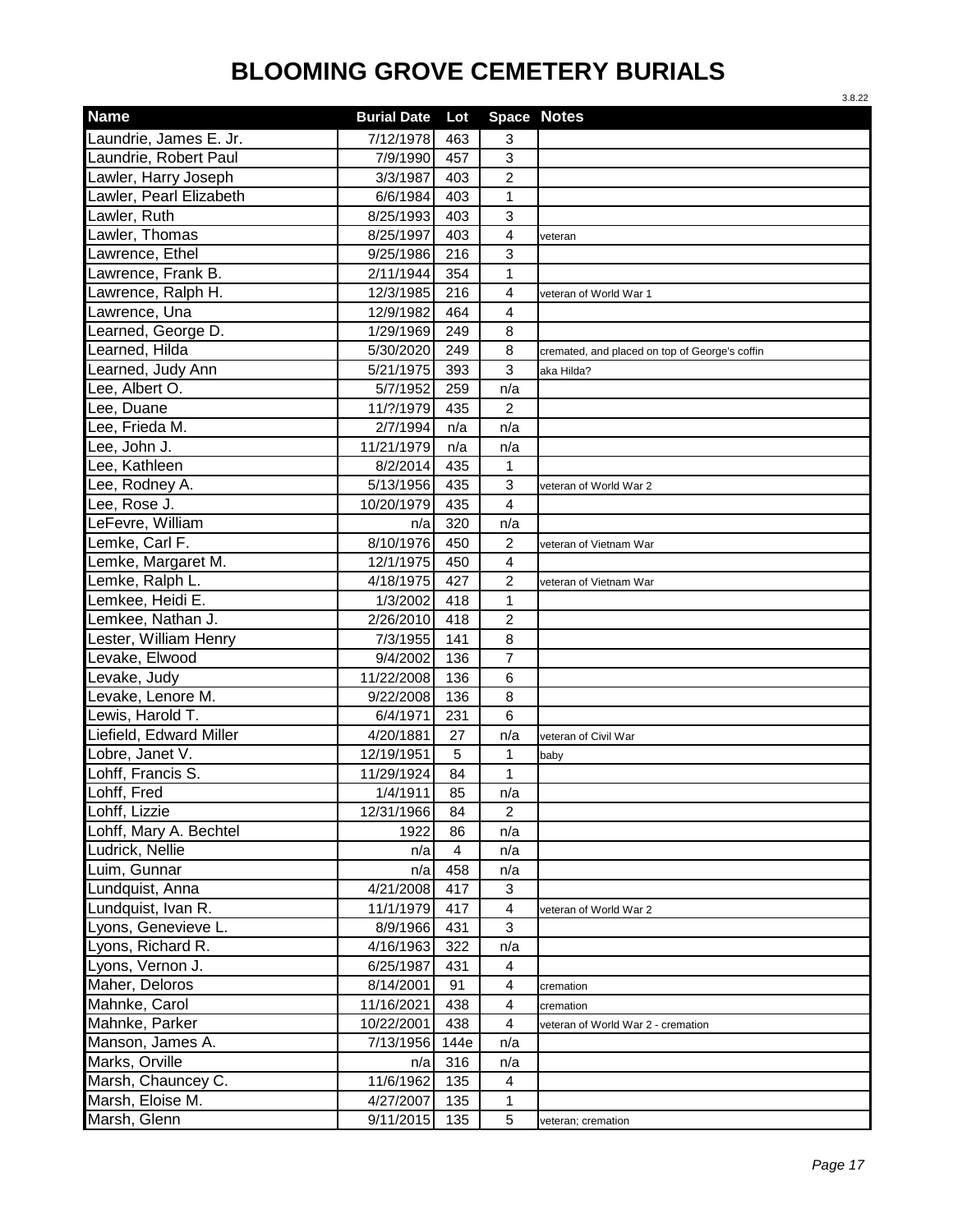# BLOOMING GROVE CEMETERY BURIALS

3.8.22

| Name | Burial Date | Lot | Space | Notes |
|---|---|---|---|---|
| Laundrie, James E. Jr. | 7/12/1978 | 463 | 3 | |
| Laundrie, Robert Paul | 7/9/1990 | 457 | 3 | |
| Lawler, Harry Joseph | 3/3/1987 | 403 | 2 | |
| Lawler, Pearl Elizabeth | 6/6/1984 | 403 | 1 | |
| Lawler, Ruth | 8/25/1993 | 403 | 3 | |
| Lawler, Thomas | 8/25/1997 | 403 | 4 | veteran |
| Lawrence, Ethel | 9/25/1986 | 216 | 3 | |
| Lawrence, Frank B. | 2/11/1944 | 354 | 1 | |
| Lawrence, Ralph H. | 12/3/1985 | 216 | 4 | veteran of World War 1 |
| Lawrence, Una | 12/9/1982 | 464 | 4 | |
| Learned, George D. | 1/29/1969 | 249 | 8 | |
| Learned, Hilda | 5/30/2020 | 249 | 8 | cremated, and placed on top of George's coffin |
| Learned, Judy Ann | 5/21/1975 | 393 | 3 | aka Hilda? |
| Lee, Albert O. | 5/7/1952 | 259 | n/a | |
| Lee, Duane | 11/?/1979 | 435 | 2 | |
| Lee, Frieda M. | 2/7/1994 | n/a | n/a | |
| Lee, John J. | 11/21/1979 | n/a | n/a | |
| Lee, Kathleen | 8/2/2014 | 435 | 1 | |
| Lee, Rodney A. | 5/13/1956 | 435 | 3 | veteran of World War 2 |
| Lee, Rose J. | 10/20/1979 | 435 | 4 | |
| LeFevre, William | n/a | 320 | n/a | |
| Lemke, Carl F. | 8/10/1976 | 450 | 2 | veteran of Vietnam War |
| Lemke, Margaret M. | 12/1/1975 | 450 | 4 | |
| Lemke, Ralph L. | 4/18/1975 | 427 | 2 | veteran of Vietnam War |
| Lemkee, Heidi E. | 1/3/2002 | 418 | 1 | |
| Lemkee, Nathan J. | 2/26/2010 | 418 | 2 | |
| Lester, William Henry | 7/3/1955 | 141 | 8 | |
| Levake, Elwood | 9/4/2002 | 136 | 7 | |
| Levake, Judy | 11/22/2008 | 136 | 6 | |
| Levake, Lenore M. | 9/22/2008 | 136 | 8 | |
| Lewis, Harold T. | 6/4/1971 | 231 | 6 | |
| Liefield, Edward Miller | 4/20/1881 | 27 | n/a | veteran of Civil War |
| Lobre, Janet V. | 12/19/1951 | 5 | 1 | baby |
| Lohff, Francis S. | 11/29/1924 | 84 | 1 | |
| Lohff, Fred | 1/4/1911 | 85 | n/a | |
| Lohff, Lizzie | 12/31/1966 | 84 | 2 | |
| Lohff, Mary A. Bechtel | 1922 | 86 | n/a | |
| Ludrick, Nellie | n/a | 4 | n/a | |
| Luim, Gunnar | n/a | 458 | n/a | |
| Lundquist, Anna | 4/21/2008 | 417 | 3 | |
| Lundquist, Ivan R. | 11/1/1979 | 417 | 4 | veteran of World War 2 |
| Lyons, Genevieve L. | 8/9/1966 | 431 | 3 | |
| Lyons, Richard R. | 4/16/1963 | 322 | n/a | |
| Lyons, Vernon J. | 6/25/1987 | 431 | 4 | |
| Maher, Deloros | 8/14/2001 | 91 | 4 | cremation |
| Mahnke, Carol | 11/16/2021 | 438 | 4 | cremation |
| Mahnke, Parker | 10/22/2001 | 438 | 4 | veteran of World War 2 - cremation |
| Manson, James A. | 7/13/1956 | 144e | n/a | |
| Marks, Orville | n/a | 316 | n/a | |
| Marsh, Chauncey C. | 11/6/1962 | 135 | 4 | |
| Marsh, Eloise M. | 4/27/2007 | 135 | 1 | |
| Marsh, Glenn | 9/11/2015 | 135 | 5 | veteran; cremation |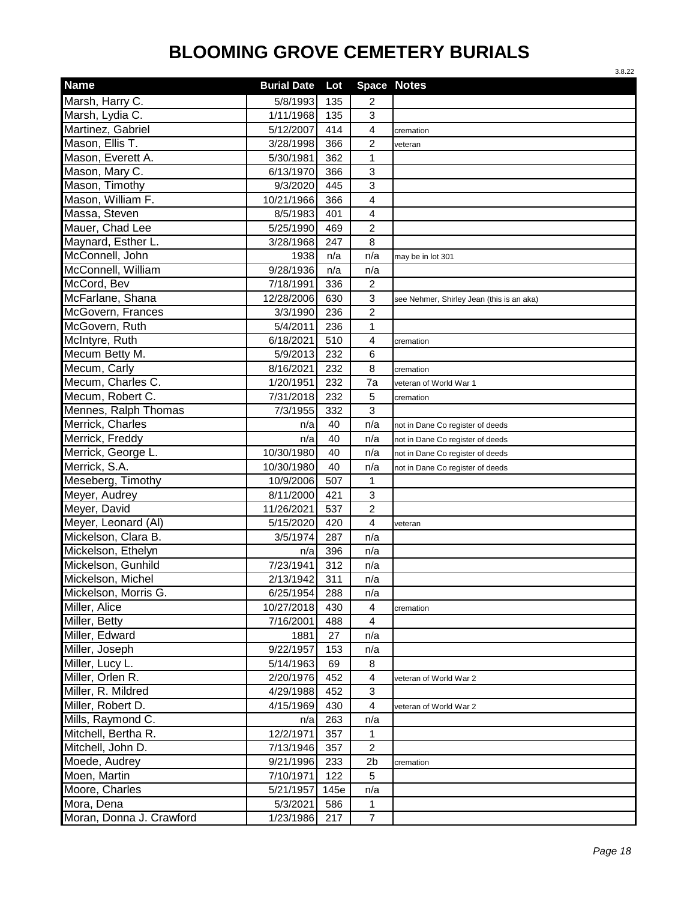# BLOOMING GROVE CEMETERY BURIALS

3.8.22

| Name | Burial Date | Lot | Space | Notes |
|---|---|---|---|---|
| Marsh, Harry C. | 5/8/1993 | 135 | 2 | |
| Marsh, Lydia C. | 1/11/1968 | 135 | 3 | |
| Martinez, Gabriel | 5/12/2007 | 414 | 4 | cremation |
| Mason, Ellis T. | 3/28/1998 | 366 | 2 | veteran |
| Mason, Everett A. | 5/30/1981 | 362 | 1 | |
| Mason, Mary C. | 6/13/1970 | 366 | 3 | |
| Mason, Timothy | 9/3/2020 | 445 | 3 | |
| Mason, William F. | 10/21/1966 | 366 | 4 | |
| Massa, Steven | 8/5/1983 | 401 | 4 | |
| Mauer, Chad Lee | 5/25/1990 | 469 | 2 | |
| Maynard, Esther L. | 3/28/1968 | 247 | 8 | |
| McConnell, John | 1938 | n/a | n/a | may be in lot 301 |
| McConnell, William | 9/28/1936 | n/a | n/a | |
| McCord, Bev | 7/18/1991 | 336 | 2 | |
| McFarlane, Shana | 12/28/2006 | 630 | 3 | see Nehmer, Shirley Jean (this is an aka) |
| McGovern, Frances | 3/3/1990 | 236 | 2 | |
| McGovern, Ruth | 5/4/2011 | 236 | 1 | |
| McIntyre, Ruth | 6/18/2021 | 510 | 4 | cremation |
| Mecum Betty M. | 5/9/2013 | 232 | 6 | |
| Mecum, Carly | 8/16/2021 | 232 | 8 | cremation |
| Mecum, Charles C. | 1/20/1951 | 232 | 7a | veteran of World War 1 |
| Mecum, Robert C. | 7/31/2018 | 232 | 5 | cremation |
| Mennes, Ralph Thomas | 7/3/1955 | 332 | 3 | |
| Merrick, Charles | n/a | 40 | n/a | not in Dane Co register of deeds |
| Merrick, Freddy | n/a | 40 | n/a | not in Dane Co register of deeds |
| Merrick, George L. | 10/30/1980 | 40 | n/a | not in Dane Co register of deeds |
| Merrick, S.A. | 10/30/1980 | 40 | n/a | not in Dane Co register of deeds |
| Meseberg, Timothy | 10/9/2006 | 507 | 1 | |
| Meyer, Audrey | 8/11/2000 | 421 | 3 | |
| Meyer, David | 11/26/2021 | 537 | 2 | |
| Meyer, Leonard (Al) | 5/15/2020 | 420 | 4 | veteran |
| Mickelson, Clara B. | 3/5/1974 | 287 | n/a | |
| Mickelson, Ethelyn | n/a | 396 | n/a | |
| Mickelson, Gunhild | 7/23/1941 | 312 | n/a | |
| Mickelson, Michel | 2/13/1942 | 311 | n/a | |
| Mickelson, Morris G. | 6/25/1954 | 288 | n/a | |
| Miller, Alice | 10/27/2018 | 430 | 4 | cremation |
| Miller, Betty | 7/16/2001 | 488 | 4 | |
| Miller, Edward | 1881 | 27 | n/a | |
| Miller, Joseph | 9/22/1957 | 153 | n/a | |
| Miller, Lucy L. | 5/14/1963 | 69 | 8 | |
| Miller, Orlen R. | 2/20/1976 | 452 | 4 | veteran of World War 2 |
| Miller, R. Mildred | 4/29/1988 | 452 | 3 | |
| Miller, Robert D. | 4/15/1969 | 430 | 4 | veteran of World War 2 |
| Mills, Raymond C. | n/a | 263 | n/a | |
| Mitchell, Bertha R. | 12/2/1971 | 357 | 1 | |
| Mitchell, John D. | 7/13/1946 | 357 | 2 | |
| Moede, Audrey | 9/21/1996 | 233 | 2b | cremation |
| Moen, Martin | 7/10/1971 | 122 | 5 | |
| Moore, Charles | 5/21/1957 | 145e | n/a | |
| Mora, Dena | 5/3/2021 | 586 | 1 | |
| Moran, Donna J. Crawford | 1/23/1986 | 217 | 7 | |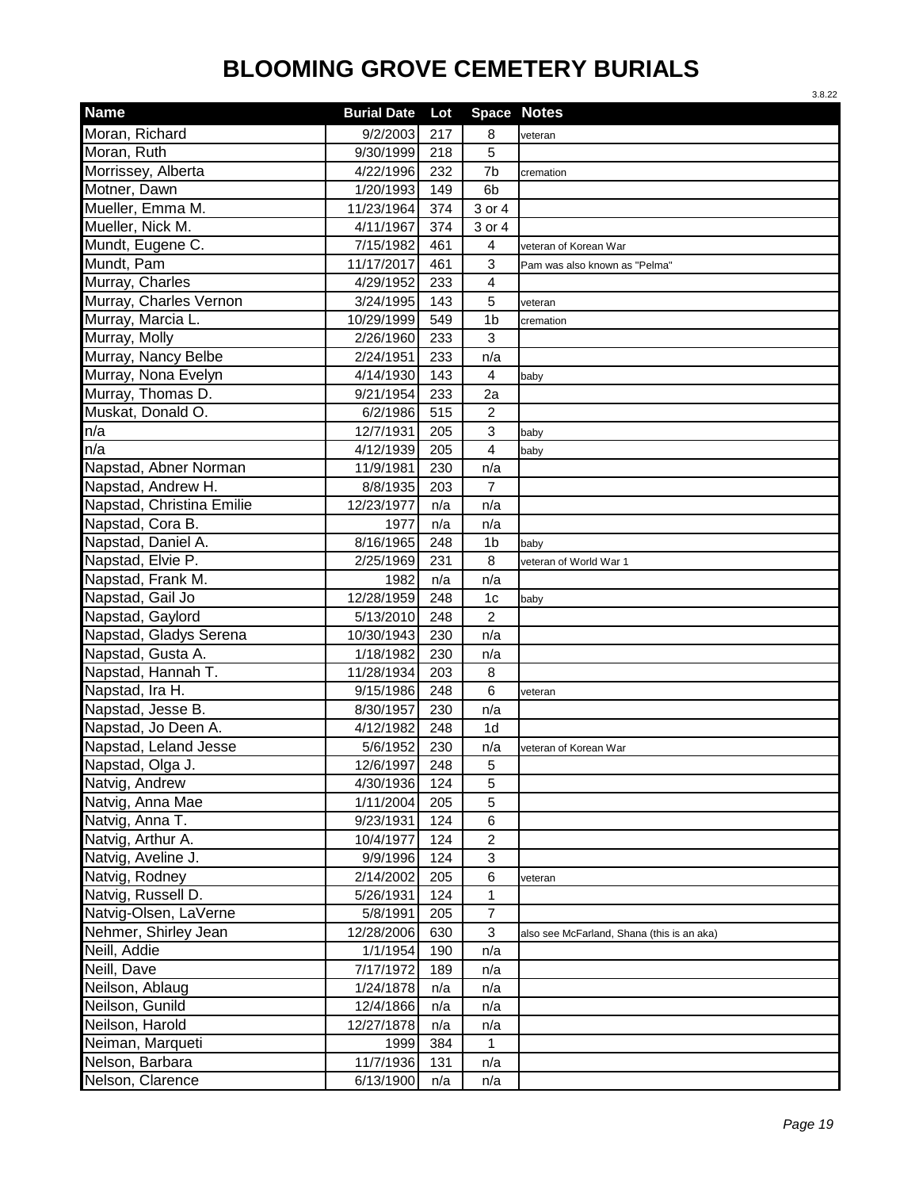# BLOOMING GROVE CEMETERY BURIALS

3.8.22

| Name | Burial Date | Lot | Space | Notes |
|---|---|---|---|---|
| Moran, Richard | 9/2/2003 | 217 | 8 | veteran |
| Moran, Ruth | 9/30/1999 | 218 | 5 | |
| Morrissey, Alberta | 4/22/1996 | 232 | 7b | cremation |
| Motner, Dawn | 1/20/1993 | 149 | 6b | |
| Mueller, Emma M. | 11/23/1964 | 374 | 3 or 4 | |
| Mueller, Nick M. | 4/11/1967 | 374 | 3 or 4 | |
| Mundt, Eugene C. | 7/15/1982 | 461 | 4 | veteran of Korean War |
| Mundt, Pam | 11/17/2017 | 461 | 3 | Pam was also known as "Pelma" |
| Murray, Charles | 4/29/1952 | 233 | 4 | |
| Murray, Charles Vernon | 3/24/1995 | 143 | 5 | veteran |
| Murray, Marcia L. | 10/29/1999 | 549 | 1b | cremation |
| Murray, Molly | 2/26/1960 | 233 | 3 | |
| Murray, Nancy Belbe | 2/24/1951 | 233 | n/a | |
| Murray, Nona Evelyn | 4/14/1930 | 143 | 4 | baby |
| Murray, Thomas D. | 9/21/1954 | 233 | 2a | |
| Muskat, Donald O. | 6/2/1986 | 515 | 2 | |
| n/a | 12/7/1931 | 205 | 3 | baby |
| n/a | 4/12/1939 | 205 | 4 | baby |
| Napstad, Abner Norman | 11/9/1981 | 230 | n/a | |
| Napstad, Andrew H. | 8/8/1935 | 203 | 7 | |
| Napstad, Christina Emilie | 12/23/1977 | n/a | n/a | |
| Napstad, Cora B. | 1977 | n/a | n/a | |
| Napstad, Daniel A. | 8/16/1965 | 248 | 1b | baby |
| Napstad, Elvie P. | 2/25/1969 | 231 | 8 | veteran of World War 1 |
| Napstad, Frank M. | 1982 | n/a | n/a | |
| Napstad, Gail Jo | 12/28/1959 | 248 | 1c | baby |
| Napstad, Gaylord | 5/13/2010 | 248 | 2 | |
| Napstad, Gladys Serena | 10/30/1943 | 230 | n/a | |
| Napstad, Gusta A. | 1/18/1982 | 230 | n/a | |
| Napstad, Hannah T. | 11/28/1934 | 203 | 8 | |
| Napstad, Ira H. | 9/15/1986 | 248 | 6 | veteran |
| Napstad, Jesse B. | 8/30/1957 | 230 | n/a | |
| Napstad, Jo Deen A. | 4/12/1982 | 248 | 1d | |
| Napstad, Leland Jesse | 5/6/1952 | 230 | n/a | veteran of Korean War |
| Napstad, Olga J. | 12/6/1997 | 248 | 5 | |
| Natvig, Andrew | 4/30/1936 | 124 | 5 | |
| Natvig, Anna Mae | 1/11/2004 | 205 | 5 | |
| Natvig, Anna T. | 9/23/1931 | 124 | 6 | |
| Natvig, Arthur A. | 10/4/1977 | 124 | 2 | |
| Natvig, Aveline J. | 9/9/1996 | 124 | 3 | |
| Natvig, Rodney | 2/14/2002 | 205 | 6 | veteran |
| Natvig, Russell D. | 5/26/1931 | 124 | 1 | |
| Natvig-Olsen, LaVerne | 5/8/1991 | 205 | 7 | |
| Nehmer, Shirley Jean | 12/28/2006 | 630 | 3 | also see McFarland, Shana (this is an aka) |
| Neill, Addie | 1/1/1954 | 190 | n/a | |
| Neill, Dave | 7/17/1972 | 189 | n/a | |
| Neilson, Ablaug | 1/24/1878 | n/a | n/a | |
| Neilson, Gunild | 12/4/1866 | n/a | n/a | |
| Neilson, Harold | 12/27/1878 | n/a | n/a | |
| Neiman, Marqueti | 1999 | 384 | 1 | |
| Nelson, Barbara | 11/7/1936 | 131 | n/a | |
| Nelson, Clarence | 6/13/1900 | n/a | n/a | |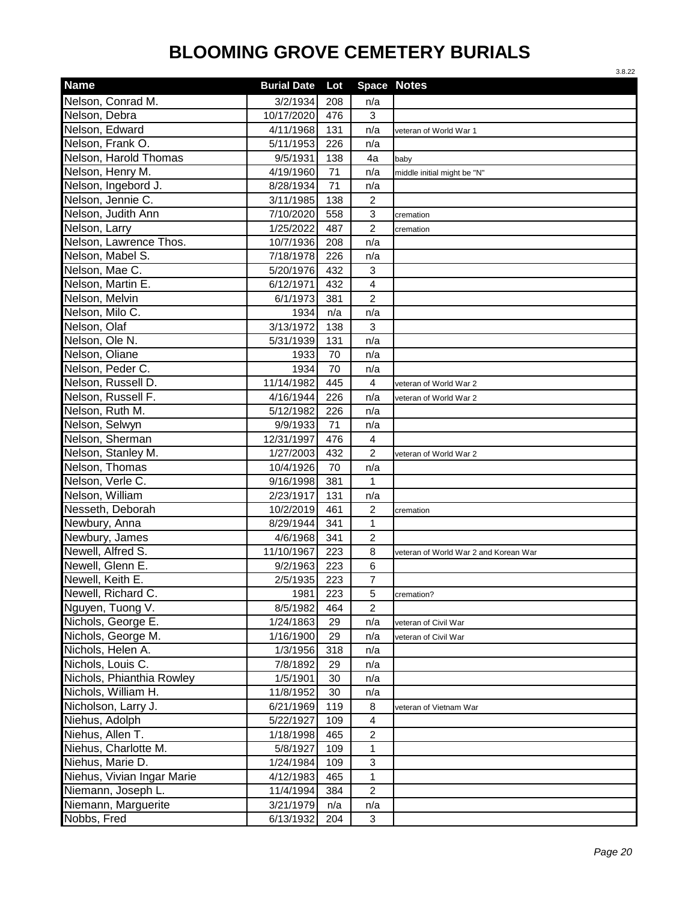# BLOOMING GROVE CEMETERY BURIALS

3.8.22

| Name | Burial Date | Lot | Space | Notes |
|---|---|---|---|---|
| Nelson, Conrad M. | 3/2/1934 | 208 | n/a | |
| Nelson, Debra | 10/17/2020 | 476 | 3 | |
| Nelson, Edward | 4/11/1968 | 131 | n/a | veteran of World War 1 |
| Nelson, Frank O. | 5/11/1953 | 226 | n/a | |
| Nelson, Harold Thomas | 9/5/1931 | 138 | 4a | baby |
| Nelson, Henry M. | 4/19/1960 | 71 | n/a | middle initial might be "N" |
| Nelson, Ingebord J. | 8/28/1934 | 71 | n/a | |
| Nelson, Jennie C. | 3/11/1985 | 138 | 2 | |
| Nelson, Judith Ann | 7/10/2020 | 558 | 3 | cremation |
| Nelson, Larry | 1/25/2022 | 487 | 2 | cremation |
| Nelson, Lawrence Thos. | 10/7/1936 | 208 | n/a | |
| Nelson, Mabel S. | 7/18/1978 | 226 | n/a | |
| Nelson, Mae C. | 5/20/1976 | 432 | 3 | |
| Nelson, Martin E. | 6/12/1971 | 432 | 4 | |
| Nelson, Melvin | 6/1/1973 | 381 | 2 | |
| Nelson, Milo C. | 1934 | n/a | n/a | |
| Nelson, Olaf | 3/13/1972 | 138 | 3 | |
| Nelson, Ole N. | 5/31/1939 | 131 | n/a | |
| Nelson, Oliane | 1933 | 70 | n/a | |
| Nelson, Peder C. | 1934 | 70 | n/a | |
| Nelson, Russell D. | 11/14/1982 | 445 | 4 | veteran of World War 2 |
| Nelson, Russell F. | 4/16/1944 | 226 | n/a | veteran of World War 2 |
| Nelson, Ruth M. | 5/12/1982 | 226 | n/a | |
| Nelson, Selwyn | 9/9/1933 | 71 | n/a | |
| Nelson, Sherman | 12/31/1997 | 476 | 4 | |
| Nelson, Stanley M. | 1/27/2003 | 432 | 2 | veteran of World War 2 |
| Nelson, Thomas | 10/4/1926 | 70 | n/a | |
| Nelson, Verle C. | 9/16/1998 | 381 | 1 | |
| Nelson, William | 2/23/1917 | 131 | n/a | |
| Nesseth, Deborah | 10/2/2019 | 461 | 2 | cremation |
| Newbury, Anna | 8/29/1944 | 341 | 1 | |
| Newbury, James | 4/6/1968 | 341 | 2 | |
| Newell, Alfred S. | 11/10/1967 | 223 | 8 | veteran of World War 2 and Korean War |
| Newell, Glenn E. | 9/2/1963 | 223 | 6 | |
| Newell, Keith E. | 2/5/1935 | 223 | 7 | |
| Newell, Richard C. | 1981 | 223 | 5 | cremation? |
| Nguyen, Tuong V. | 8/5/1982 | 464 | 2 | |
| Nichols, George E. | 1/24/1863 | 29 | n/a | veteran of Civil War |
| Nichols, George M. | 1/16/1900 | 29 | n/a | veteran of Civil War |
| Nichols, Helen A. | 1/3/1956 | 318 | n/a | |
| Nichols, Louis C. | 7/8/1892 | 29 | n/a | |
| Nichols, Phianthia Rowley | 1/5/1901 | 30 | n/a | |
| Nichols, William H. | 11/8/1952 | 30 | n/a | |
| Nicholson, Larry J. | 6/21/1969 | 119 | 8 | veteran of Vietnam War |
| Niehus, Adolph | 5/22/1927 | 109 | 4 | |
| Niehus, Allen T. | 1/18/1998 | 465 | 2 | |
| Niehus, Charlotte M. | 5/8/1927 | 109 | 1 | |
| Niehus, Marie D. | 1/24/1984 | 109 | 3 | |
| Niehus, Vivian Ingar Marie | 4/12/1983 | 465 | 1 | |
| Niemann, Joseph L. | 11/4/1994 | 384 | 2 | |
| Niemann, Marguerite | 3/21/1979 | n/a | n/a | |
| Nobbs, Fred | 6/13/1932 | 204 | 3 | |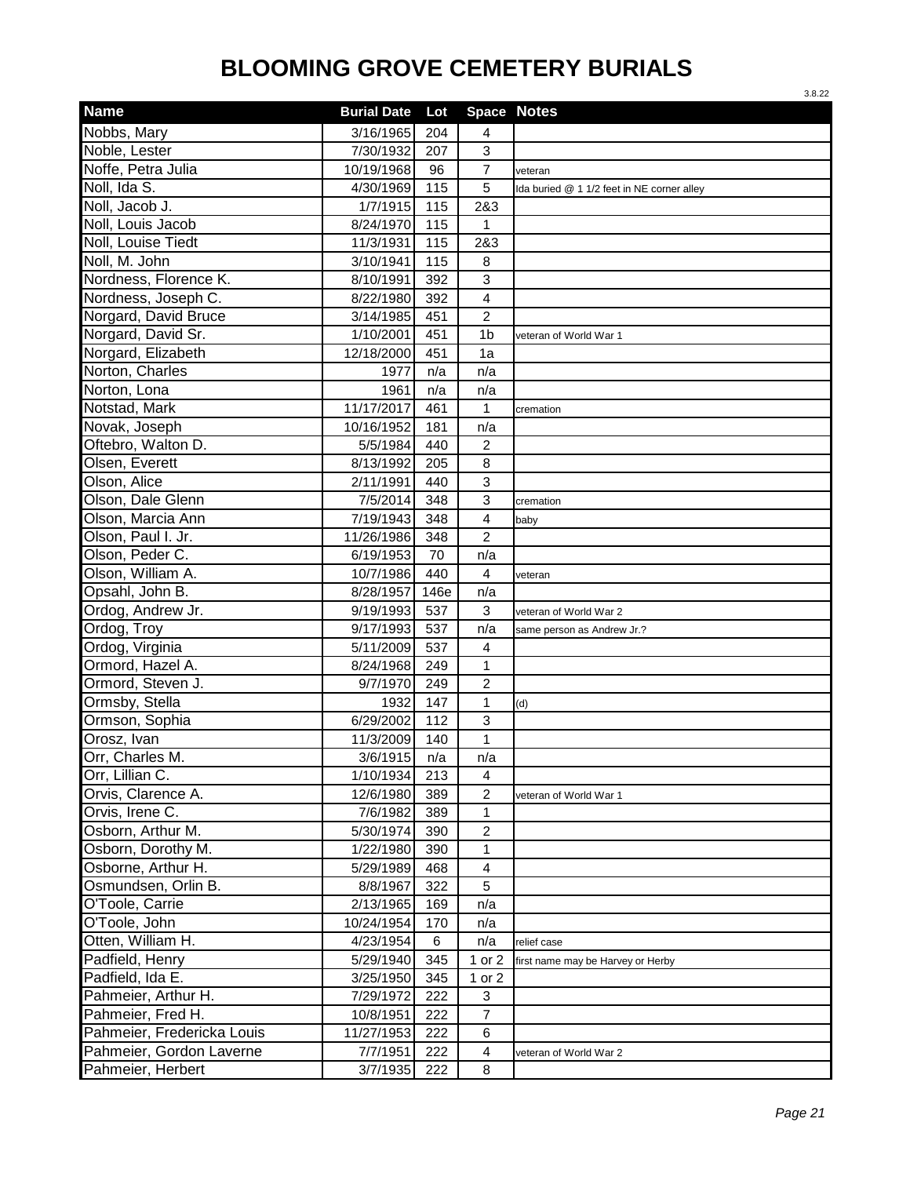# BLOOMING GROVE CEMETERY BURIALS

3.8.22

| Name | Burial Date | Lot | Space | Notes |
|---|---|---|---|---|
| Nobbs, Mary | 3/16/1965 | 204 | 4 | |
| Noble, Lester | 7/30/1932 | 207 | 3 | |
| Noffe, Petra Julia | 10/19/1968 | 96 | 7 | veteran |
| Noll, Ida S. | 4/30/1969 | 115 | 5 | Ida buried @ 1 1/2 feet in NE corner alley |
| Noll, Jacob J. | 1/7/1915 | 115 | 2&3 | |
| Noll, Louis Jacob | 8/24/1970 | 115 | 1 | |
| Noll, Louise Tiedt | 11/3/1931 | 115 | 2&3 | |
| Noll, M. John | 3/10/1941 | 115 | 8 | |
| Nordness, Florence K. | 8/10/1991 | 392 | 3 | |
| Nordness, Joseph C. | 8/22/1980 | 392 | 4 | |
| Norgard, David Bruce | 3/14/1985 | 451 | 2 | |
| Norgard, David Sr. | 1/10/2001 | 451 | 1b | veteran of World War 1 |
| Norgard, Elizabeth | 12/18/2000 | 451 | 1a | |
| Norton, Charles | 1977 | n/a | n/a | |
| Norton, Lona | 1961 | n/a | n/a | |
| Notstad, Mark | 11/17/2017 | 461 | 1 | cremation |
| Novak, Joseph | 10/16/1952 | 181 | n/a | |
| Oftebro, Walton D. | 5/5/1984 | 440 | 2 | |
| Olsen, Everett | 8/13/1992 | 205 | 8 | |
| Olson, Alice | 2/11/1991 | 440 | 3 | |
| Olson, Dale Glenn | 7/5/2014 | 348 | 3 | cremation |
| Olson, Marcia Ann | 7/19/1943 | 348 | 4 | baby |
| Olson, Paul I. Jr. | 11/26/1986 | 348 | 2 | |
| Olson, Peder C. | 6/19/1953 | 70 | n/a | |
| Olson, William A. | 10/7/1986 | 440 | 4 | veteran |
| Opsahl, John B. | 8/28/1957 | 146e | n/a | |
| Ordog, Andrew Jr. | 9/19/1993 | 537 | 3 | veteran of World War 2 |
| Ordog, Troy | 9/17/1993 | 537 | n/a | same person as Andrew Jr.? |
| Ordog, Virginia | 5/11/2009 | 537 | 4 | |
| Ormord, Hazel A. | 8/24/1968 | 249 | 1 | |
| Ormord, Steven J. | 9/7/1970 | 249 | 2 | |
| Ormsby, Stella | 1932 | 147 | 1 | (d) |
| Ormson, Sophia | 6/29/2002 | 112 | 3 | |
| Orosz, Ivan | 11/3/2009 | 140 | 1 | |
| Orr, Charles M. | 3/6/1915 | n/a | n/a | |
| Orr, Lillian C. | 1/10/1934 | 213 | 4 | |
| Orvis, Clarence A. | 12/6/1980 | 389 | 2 | veteran of World War 1 |
| Orvis, Irene C. | 7/6/1982 | 389 | 1 | |
| Osborn, Arthur M. | 5/30/1974 | 390 | 2 | |
| Osborn, Dorothy M. | 1/22/1980 | 390 | 1 | |
| Osborne, Arthur H. | 5/29/1989 | 468 | 4 | |
| Osmundsen, Orlin B. | 8/8/1967 | 322 | 5 | |
| O'Toole, Carrie | 2/13/1965 | 169 | n/a | |
| O'Toole, John | 10/24/1954 | 170 | n/a | |
| Otten, William H. | 4/23/1954 | 6 | n/a | relief case |
| Padfield, Henry | 5/29/1940 | 345 | 1 or 2 | first name may be Harvey or Herby |
| Padfield, Ida E. | 3/25/1950 | 345 | 1 or 2 | |
| Pahmeier, Arthur H. | 7/29/1972 | 222 | 3 | |
| Pahmeier, Fred H. | 10/8/1951 | 222 | 7 | |
| Pahmeier, Fredericka Louis | 11/27/1953 | 222 | 6 | |
| Pahmeier, Gordon Laverne | 7/7/1951 | 222 | 4 | veteran of World War 2 |
| Pahmeier, Herbert | 3/7/1935 | 222 | 8 | |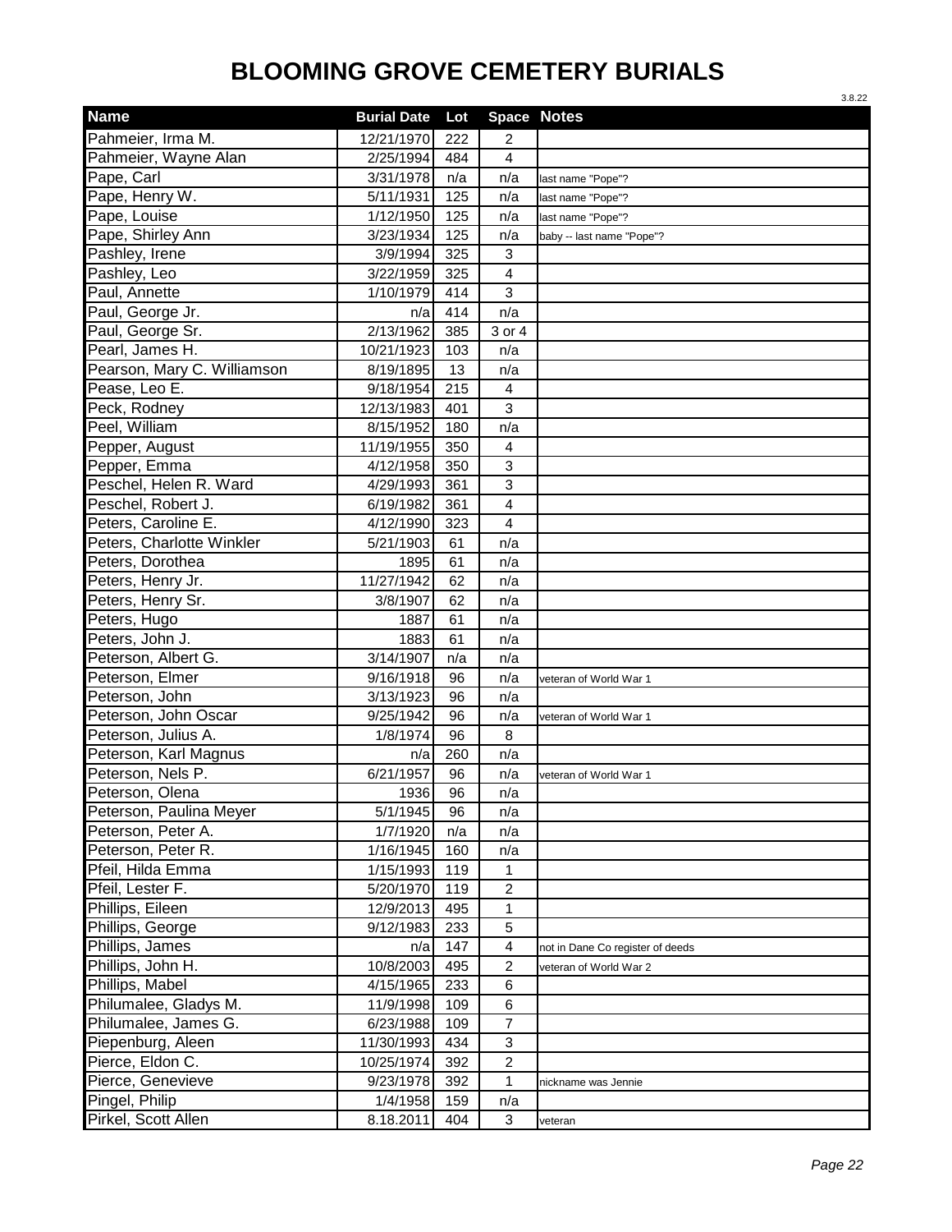# BLOOMING GROVE CEMETERY BURIALS

3.8.22

| Name | Burial Date | Lot | Space | Notes |
|---|---|---|---|---|
| Pahmeier, Irma M. | 12/21/1970 | 222 | 2 | |
| Pahmeier, Wayne Alan | 2/25/1994 | 484 | 4 | |
| Pape, Carl | 3/31/1978 | n/a | n/a | last name "Pope"? |
| Pape, Henry W. | 5/11/1931 | 125 | n/a | last name "Pope"? |
| Pape, Louise | 1/12/1950 | 125 | n/a | last name "Pope"? |
| Pape, Shirley Ann | 3/23/1934 | 125 | n/a | baby -- last name "Pope"? |
| Pashley, Irene | 3/9/1994 | 325 | 3 | |
| Pashley, Leo | 3/22/1959 | 325 | 4 | |
| Paul, Annette | 1/10/1979 | 414 | 3 | |
| Paul, George Jr. | n/a | 414 | n/a | |
| Paul, George Sr. | 2/13/1962 | 385 | 3 or 4 | |
| Pearl, James H. | 10/21/1923 | 103 | n/a | |
| Pearson, Mary C. Williamson | 8/19/1895 | 13 | n/a | |
| Pease, Leo E. | 9/18/1954 | 215 | 4 | |
| Peck, Rodney | 12/13/1983 | 401 | 3 | |
| Peel, William | 8/15/1952 | 180 | n/a | |
| Pepper, August | 11/19/1955 | 350 | 4 | |
| Pepper, Emma | 4/12/1958 | 350 | 3 | |
| Peschel, Helen R. Ward | 4/29/1993 | 361 | 3 | |
| Peschel, Robert J. | 6/19/1982 | 361 | 4 | |
| Peters, Caroline E. | 4/12/1990 | 323 | 4 | |
| Peters, Charlotte Winkler | 5/21/1903 | 61 | n/a | |
| Peters, Dorothea | 1895 | 61 | n/a | |
| Peters, Henry Jr. | 11/27/1942 | 62 | n/a | |
| Peters, Henry Sr. | 3/8/1907 | 62 | n/a | |
| Peters, Hugo | 1887 | 61 | n/a | |
| Peters, John J. | 1883 | 61 | n/a | |
| Peterson, Albert G. | 3/14/1907 | n/a | n/a | |
| Peterson, Elmer | 9/16/1918 | 96 | n/a | veteran of World War 1 |
| Peterson, John | 3/13/1923 | 96 | n/a | |
| Peterson, John Oscar | 9/25/1942 | 96 | n/a | veteran of World War 1 |
| Peterson, Julius A. | 1/8/1974 | 96 | 8 | |
| Peterson, Karl Magnus | n/a | 260 | n/a | |
| Peterson, Nels P. | 6/21/1957 | 96 | n/a | veteran of World War 1 |
| Peterson, Olena | 1936 | 96 | n/a | |
| Peterson, Paulina Meyer | 5/1/1945 | 96 | n/a | |
| Peterson, Peter A. | 1/7/1920 | n/a | n/a | |
| Peterson, Peter R. | 1/16/1945 | 160 | n/a | |
| Pfeil, Hilda Emma | 1/15/1993 | 119 | 1 | |
| Pfeil, Lester F. | 5/20/1970 | 119 | 2 | |
| Phillips, Eileen | 12/9/2013 | 495 | 1 | |
| Phillips, George | 9/12/1983 | 233 | 5 | |
| Phillips, James | n/a | 147 | 4 | not in Dane Co register of deeds |
| Phillips, John H. | 10/8/2003 | 495 | 2 | veteran of World War 2 |
| Phillips, Mabel | 4/15/1965 | 233 | 6 | |
| Philumalee, Gladys M. | 11/9/1998 | 109 | 6 | |
| Philumalee, James G. | 6/23/1988 | 109 | 7 | |
| Piepenburg, Aleen | 11/30/1993 | 434 | 3 | |
| Pierce, Eldon C. | 10/25/1974 | 392 | 2 | |
| Pierce, Genevieve | 9/23/1978 | 392 | 1 | nickname was Jennie |
| Pingel, Philip | 1/4/1958 | 159 | n/a | |
| Pirkel, Scott Allen | 8.18.2011 | 404 | 3 | veteran |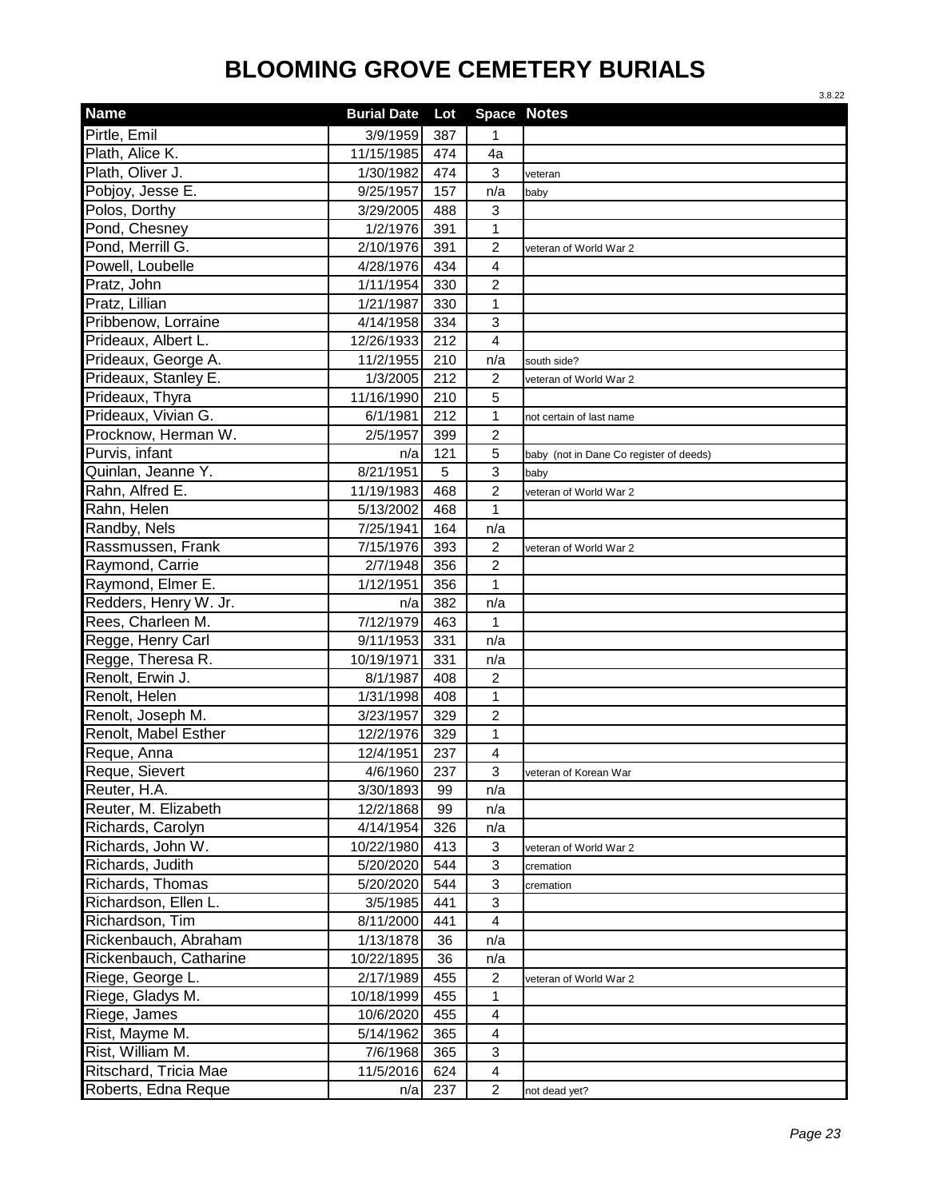# BLOOMING GROVE CEMETERY BURIALS

3.8.22

| Name | Burial Date | Lot | Space | Notes |
|---|---|---|---|---|
| Pirtle, Emil | 3/9/1959 | 387 | 1 | |
| Plath, Alice K. | 11/15/1985 | 474 | 4a | |
| Plath, Oliver J. | 1/30/1982 | 474 | 3 | veteran |
| Pobjoy, Jesse E. | 9/25/1957 | 157 | n/a | baby |
| Polos, Dorthy | 3/29/2005 | 488 | 3 | |
| Pond, Chesney | 1/2/1976 | 391 | 1 | |
| Pond, Merrill G. | 2/10/1976 | 391 | 2 | veteran of World War 2 |
| Powell, Loubelle | 4/28/1976 | 434 | 4 | |
| Pratz, John | 1/11/1954 | 330 | 2 | |
| Pratz, Lillian | 1/21/1987 | 330 | 1 | |
| Pribbenow, Lorraine | 4/14/1958 | 334 | 3 | |
| Prideaux, Albert L. | 12/26/1933 | 212 | 4 | |
| Prideaux, George A. | 11/2/1955 | 210 | n/a | south side? |
| Prideaux, Stanley E. | 1/3/2005 | 212 | 2 | veteran of World War 2 |
| Prideaux, Thyra | 11/16/1990 | 210 | 5 | |
| Prideaux, Vivian G. | 6/1/1981 | 212 | 1 | not certain of last name |
| Procknow, Herman W. | 2/5/1957 | 399 | 2 | |
| Purvis, infant | n/a | 121 | 5 | baby (not in Dane Co register of deeds) |
| Quinlan, Jeanne Y. | 8/21/1951 | 5 | 3 | baby |
| Rahn, Alfred E. | 11/19/1983 | 468 | 2 | veteran of World War 2 |
| Rahn, Helen | 5/13/2002 | 468 | 1 | |
| Randby, Nels | 7/25/1941 | 164 | n/a | |
| Rassmussen, Frank | 7/15/1976 | 393 | 2 | veteran of World War 2 |
| Raymond, Carrie | 2/7/1948 | 356 | 2 | |
| Raymond, Elmer E. | 1/12/1951 | 356 | 1 | |
| Redders, Henry W. Jr. | n/a | 382 | n/a | |
| Rees, Charleen M. | 7/12/1979 | 463 | 1 | |
| Regge, Henry Carl | 9/11/1953 | 331 | n/a | |
| Regge, Theresa R. | 10/19/1971 | 331 | n/a | |
| Renolt, Erwin J. | 8/1/1987 | 408 | 2 | |
| Renolt, Helen | 1/31/1998 | 408 | 1 | |
| Renolt, Joseph M. | 3/23/1957 | 329 | 2 | |
| Renolt, Mabel Esther | 12/2/1976 | 329 | 1 | |
| Reque, Anna | 12/4/1951 | 237 | 4 | |
| Reque, Sievert | 4/6/1960 | 237 | 3 | veteran of Korean War |
| Reuter, H.A. | 3/30/1893 | 99 | n/a | |
| Reuter, M. Elizabeth | 12/2/1868 | 99 | n/a | |
| Richards, Carolyn | 4/14/1954 | 326 | n/a | |
| Richards, John W. | 10/22/1980 | 413 | 3 | veteran of World War 2 |
| Richards, Judith | 5/20/2020 | 544 | 3 | cremation |
| Richards, Thomas | 5/20/2020 | 544 | 3 | cremation |
| Richardson, Ellen L. | 3/5/1985 | 441 | 3 | |
| Richardson, Tim | 8/11/2000 | 441 | 4 | |
| Rickenbauch, Abraham | 1/13/1878 | 36 | n/a | |
| Rickenbauch, Catharine | 10/22/1895 | 36 | n/a | |
| Riege, George L. | 2/17/1989 | 455 | 2 | veteran of World War 2 |
| Riege, Gladys M. | 10/18/1999 | 455 | 1 | |
| Riege, James | 10/6/2020 | 455 | 4 | |
| Rist, Mayme M. | 5/14/1962 | 365 | 4 | |
| Rist, William M. | 7/6/1968 | 365 | 3 | |
| Ritschard, Tricia Mae | 11/5/2016 | 624 | 4 | |
| Roberts, Edna Reque | n/a | 237 | 2 | not dead yet? |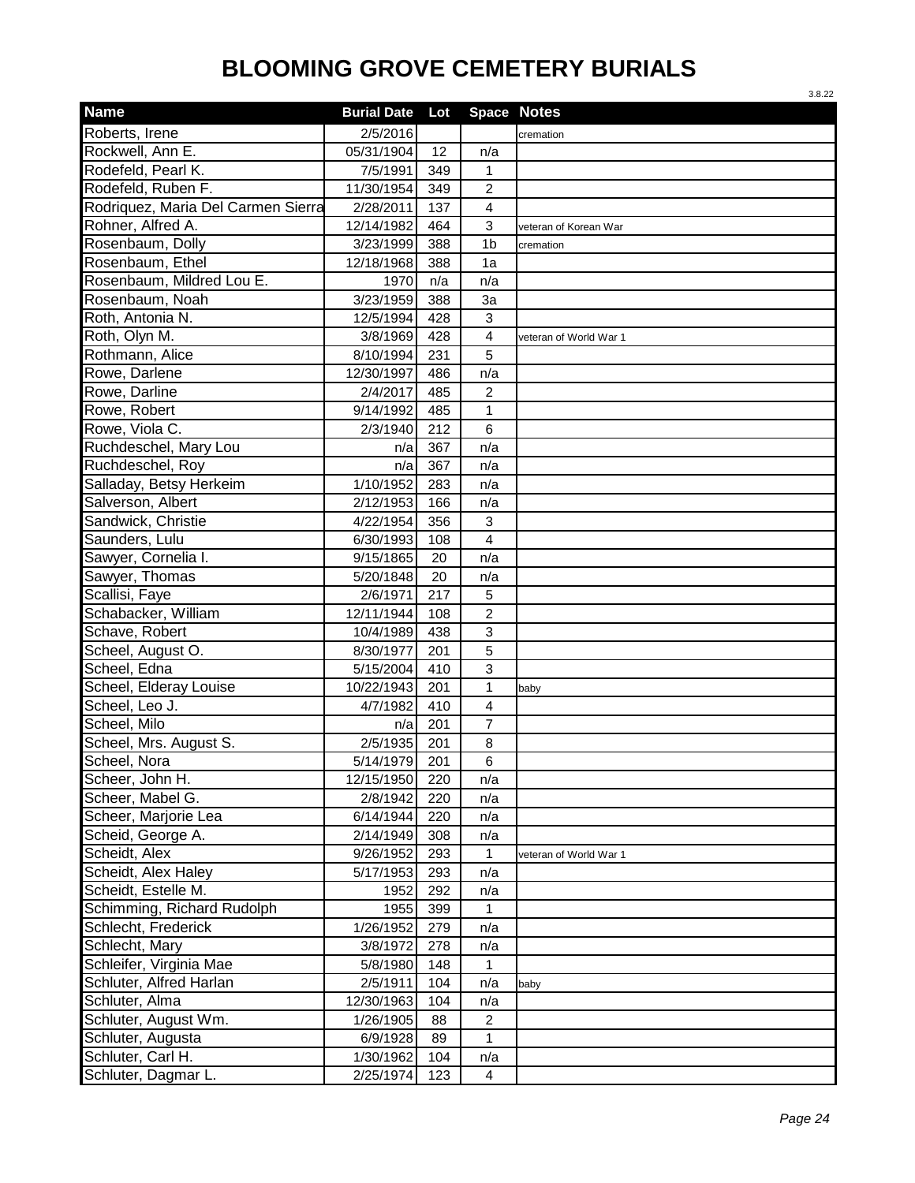# BLOOMING GROVE CEMETERY BURIALS

3.8.22

| Name | Burial Date | Lot | Space | Notes |
|---|---|---|---|---|
| Roberts, Irene | 2/5/2016 | | | cremation |
| Rockwell, Ann E. | 05/31/1904 | 12 | n/a | |
| Rodefeld, Pearl K. | 7/5/1991 | 349 | 1 | |
| Rodefeld, Ruben F. | 11/30/1954 | 349 | 2 | |
| Rodriquez, Maria Del Carmen Sierra | 2/28/2011 | 137 | 4 | |
| Rohner, Alfred A. | 12/14/1982 | 464 | 3 | veteran of Korean War |
| Rosenbaum, Dolly | 3/23/1999 | 388 | 1b | cremation |
| Rosenbaum, Ethel | 12/18/1968 | 388 | 1a | |
| Rosenbaum, Mildred Lou E. | 1970 | n/a | n/a | |
| Rosenbaum, Noah | 3/23/1959 | 388 | 3a | |
| Roth, Antonia N. | 12/5/1994 | 428 | 3 | |
| Roth, Olyn M. | 3/8/1969 | 428 | 4 | veteran of World War 1 |
| Rothmann, Alice | 8/10/1994 | 231 | 5 | |
| Rowe, Darlene | 12/30/1997 | 486 | n/a | |
| Rowe, Darline | 2/4/2017 | 485 | 2 | |
| Rowe, Robert | 9/14/1992 | 485 | 1 | |
| Rowe, Viola C. | 2/3/1940 | 212 | 6 | |
| Ruchdeschel, Mary Lou | n/a | 367 | n/a | |
| Ruchdeschel, Roy | n/a | 367 | n/a | |
| Salladay, Betsy Herkeim | 1/10/1952 | 283 | n/a | |
| Salverson, Albert | 2/12/1953 | 166 | n/a | |
| Sandwick, Christie | 4/22/1954 | 356 | 3 | |
| Saunders, Lulu | 6/30/1993 | 108 | 4 | |
| Sawyer, Cornelia I. | 9/15/1865 | 20 | n/a | |
| Sawyer, Thomas | 5/20/1848 | 20 | n/a | |
| Scallisi, Faye | 2/6/1971 | 217 | 5 | |
| Schabacker, William | 12/11/1944 | 108 | 2 | |
| Schave, Robert | 10/4/1989 | 438 | 3 | |
| Scheel, August O. | 8/30/1977 | 201 | 5 | |
| Scheel, Edna | 5/15/2004 | 410 | 3 | |
| Scheel, Elderay Louise | 10/22/1943 | 201 | 1 | baby |
| Scheel, Leo J. | 4/7/1982 | 410 | 4 | |
| Scheel, Milo | n/a | 201 | 7 | |
| Scheel, Mrs. August S. | 2/5/1935 | 201 | 8 | |
| Scheel, Nora | 5/14/1979 | 201 | 6 | |
| Scheer, John H. | 12/15/1950 | 220 | n/a | |
| Scheer, Mabel G. | 2/8/1942 | 220 | n/a | |
| Scheer, Marjorie Lea | 6/14/1944 | 220 | n/a | |
| Scheid, George A. | 2/14/1949 | 308 | n/a | |
| Scheidt, Alex | 9/26/1952 | 293 | 1 | veteran of World War 1 |
| Scheidt, Alex Haley | 5/17/1953 | 293 | n/a | |
| Scheidt, Estelle M. | 1952 | 292 | n/a | |
| Schimming, Richard Rudolph | 1955 | 399 | 1 | |
| Schlecht, Frederick | 1/26/1952 | 279 | n/a | |
| Schlecht, Mary | 3/8/1972 | 278 | n/a | |
| Schleifer, Virginia Mae | 5/8/1980 | 148 | 1 | |
| Schluter, Alfred Harlan | 2/5/1911 | 104 | n/a | baby |
| Schluter, Alma | 12/30/1963 | 104 | n/a | |
| Schluter, August Wm. | 1/26/1905 | 88 | 2 | |
| Schluter, Augusta | 6/9/1928 | 89 | 1 | |
| Schluter, Carl H. | 1/30/1962 | 104 | n/a | |
| Schluter, Dagmar L. | 2/25/1974 | 123 | 4 | |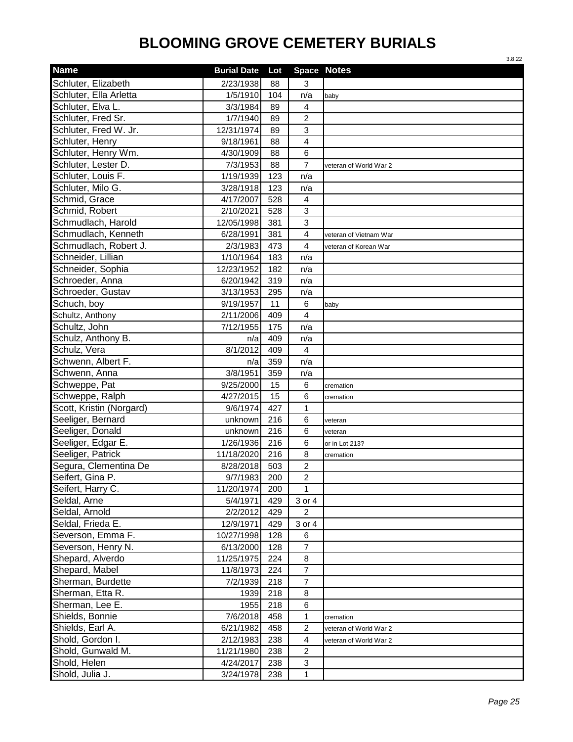# BLOOMING GROVE CEMETERY BURIALS

3.8.22

| Name | Burial Date | Lot | Space | Notes |
|---|---|---|---|---|
| Schluter, Elizabeth | 2/23/1938 | 88 | 3 | |
| Schluter, Ella Arletta | 1/5/1910 | 104 | n/a | baby |
| Schluter, Elva L. | 3/3/1984 | 89 | 4 | |
| Schluter, Fred Sr. | 1/7/1940 | 89 | 2 | |
| Schluter, Fred W. Jr. | 12/31/1974 | 89 | 3 | |
| Schluter, Henry | 9/18/1961 | 88 | 4 | |
| Schluter, Henry Wm. | 4/30/1909 | 88 | 6 | |
| Schluter, Lester D. | 7/3/1953 | 88 | 7 | veteran of World War 2 |
| Schluter, Louis F. | 1/19/1939 | 123 | n/a | |
| Schluter, Milo G. | 3/28/1918 | 123 | n/a | |
| Schmid, Grace | 4/17/2007 | 528 | 4 | |
| Schmid, Robert | 2/10/2021 | 528 | 3 | |
| Schmudlach, Harold | 12/05/1998 | 381 | 3 | |
| Schmudlach, Kenneth | 6/28/1991 | 381 | 4 | veteran of Vietnam War |
| Schmudlach, Robert J. | 2/3/1983 | 473 | 4 | veteran of Korean War |
| Schneider, Lillian | 1/10/1964 | 183 | n/a | |
| Schneider, Sophia | 12/23/1952 | 182 | n/a | |
| Schroeder, Anna | 6/20/1942 | 319 | n/a | |
| Schroeder, Gustav | 3/13/1953 | 295 | n/a | |
| Schuch, boy | 9/19/1957 | 11 | 6 | baby |
| Schultz, Anthony | 2/11/2006 | 409 | 4 | |
| Schultz, John | 7/12/1955 | 175 | n/a | |
| Schulz, Anthony B. | n/a | 409 | n/a | |
| Schulz, Vera | 8/1/2012 | 409 | 4 | |
| Schwenn, Albert F. | n/a | 359 | n/a | |
| Schwenn, Anna | 3/8/1951 | 359 | n/a | |
| Schweppe, Pat | 9/25/2000 | 15 | 6 | cremation |
| Schweppe, Ralph | 4/27/2015 | 15 | 6 | cremation |
| Scott, Kristin (Norgard) | 9/6/1974 | 427 | 1 | |
| Seeliger, Bernard | unknown | 216 | 6 | veteran |
| Seeliger, Donald | unknown | 216 | 6 | veteran |
| Seeliger, Edgar E. | 1/26/1936 | 216 | 6 | or in Lot 213? |
| Seeliger, Patrick | 11/18/2020 | 216 | 8 | cremation |
| Segura, Clementina De | 8/28/2018 | 503 | 2 | |
| Seifert, Gina P. | 9/7/1983 | 200 | 2 | |
| Seifert, Harry C. | 11/20/1974 | 200 | 1 | |
| Seldal, Arne | 5/4/1971 | 429 | 3 or 4 | |
| Seldal, Arnold | 2/2/2012 | 429 | 2 | |
| Seldal, Frieda E. | 12/9/1971 | 429 | 3 or 4 | |
| Severson, Emma F. | 10/27/1998 | 128 | 6 | |
| Severson, Henry N. | 6/13/2000 | 128 | 7 | |
| Shepard, Alverdo | 11/25/1975 | 224 | 8 | |
| Shepard, Mabel | 11/8/1973 | 224 | 7 | |
| Sherman, Burdette | 7/2/1939 | 218 | 7 | |
| Sherman, Etta R. | 1939 | 218 | 8 | |
| Sherman, Lee E. | 1955 | 218 | 6 | |
| Shields, Bonnie | 7/6/2018 | 458 | 1 | cremation |
| Shields, Earl A. | 6/21/1982 | 458 | 2 | veteran of World War 2 |
| Shold, Gordon I. | 2/12/1983 | 238 | 4 | veteran of World War 2 |
| Shold, Gunwald M. | 11/21/1980 | 238 | 2 | |
| Shold, Helen | 4/24/2017 | 238 | 3 | |
| Shold, Julia J. | 3/24/1978 | 238 | 1 | |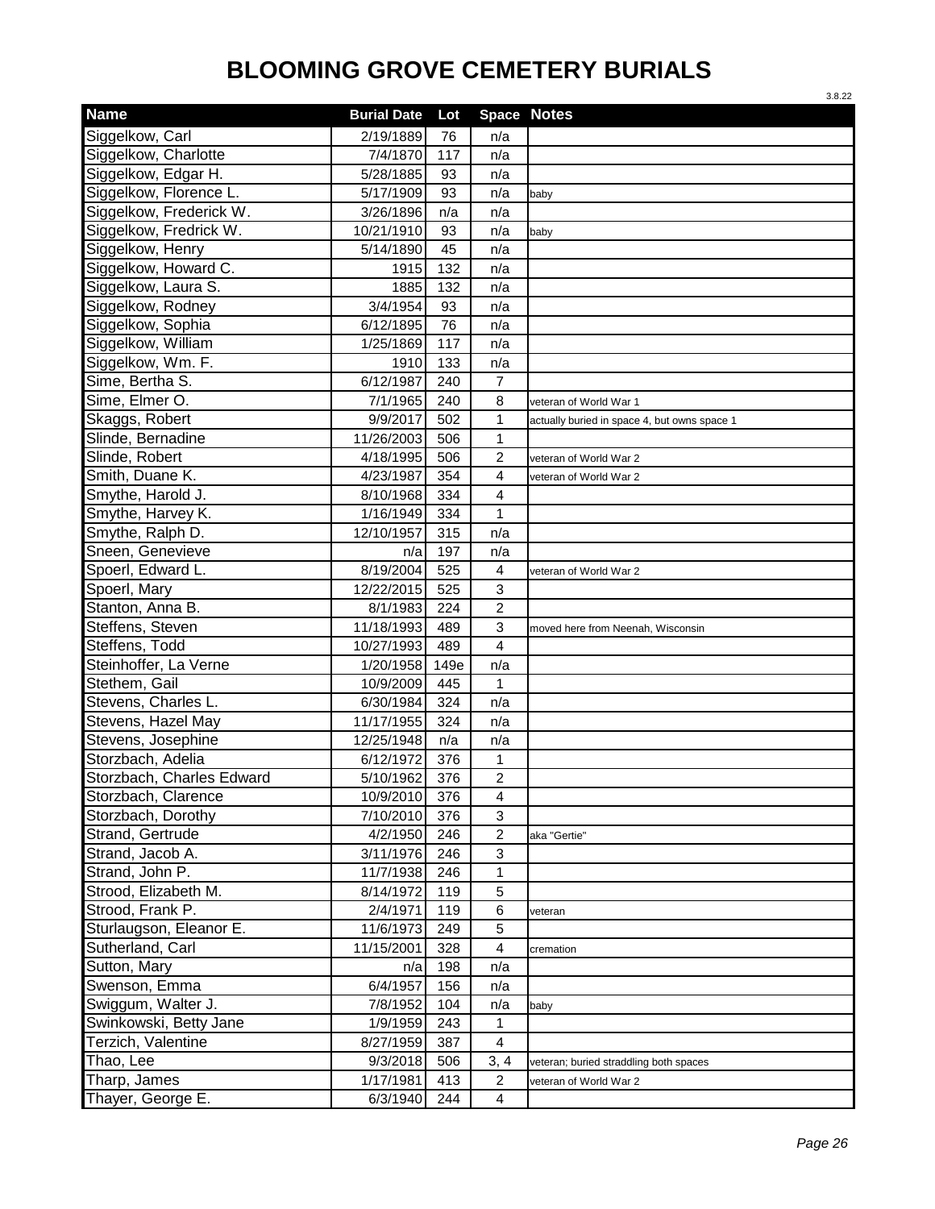# BLOOMING GROVE CEMETERY BURIALS

3.8.22

| Name | Burial Date | Lot | Space | Notes |
|---|---|---|---|---|
| Siggelkow, Carl | 2/19/1889 | 76 | n/a | |
| Siggelkow, Charlotte | 7/4/1870 | 117 | n/a | |
| Siggelkow, Edgar H. | 5/28/1885 | 93 | n/a | |
| Siggelkow, Florence L. | 5/17/1909 | 93 | n/a | baby |
| Siggelkow, Frederick W. | 3/26/1896 | n/a | n/a | |
| Siggelkow, Fredrick W. | 10/21/1910 | 93 | n/a | baby |
| Siggelkow, Henry | 5/14/1890 | 45 | n/a | |
| Siggelkow, Howard C. | 1915 | 132 | n/a | |
| Siggelkow, Laura S. | 1885 | 132 | n/a | |
| Siggelkow, Rodney | 3/4/1954 | 93 | n/a | |
| Siggelkow, Sophia | 6/12/1895 | 76 | n/a | |
| Siggelkow, William | 1/25/1869 | 117 | n/a | |
| Siggelkow, Wm. F. | 1910 | 133 | n/a | |
| Sime, Bertha S. | 6/12/1987 | 240 | 7 | |
| Sime, Elmer O. | 7/1/1965 | 240 | 8 | veteran of World War 1 |
| Skaggs, Robert | 9/9/2017 | 502 | 1 | actually buried in space 4, but owns space 1 |
| Slinde, Bernadine | 11/26/2003 | 506 | 1 | |
| Slinde, Robert | 4/18/1995 | 506 | 2 | veteran of World War 2 |
| Smith, Duane K. | 4/23/1987 | 354 | 4 | veteran of World War 2 |
| Smythe, Harold J. | 8/10/1968 | 334 | 4 | |
| Smythe, Harvey K. | 1/16/1949 | 334 | 1 | |
| Smythe, Ralph D. | 12/10/1957 | 315 | n/a | |
| Sneen, Genevieve | n/a | 197 | n/a | |
| Spoerl, Edward L. | 8/19/2004 | 525 | 4 | veteran of World War 2 |
| Spoerl, Mary | 12/22/2015 | 525 | 3 | |
| Stanton, Anna B. | 8/1/1983 | 224 | 2 | |
| Steffens, Steven | 11/18/1993 | 489 | 3 | moved here from Neenah, Wisconsin |
| Steffens, Todd | 10/27/1993 | 489 | 4 | |
| Steinhoffer, La Verne | 1/20/1958 | 149e | n/a | |
| Stethem, Gail | 10/9/2009 | 445 | 1 | |
| Stevens, Charles L. | 6/30/1984 | 324 | n/a | |
| Stevens, Hazel May | 11/17/1955 | 324 | n/a | |
| Stevens, Josephine | 12/25/1948 | n/a | n/a | |
| Storzbach, Adelia | 6/12/1972 | 376 | 1 | |
| Storzbach, Charles Edward | 5/10/1962 | 376 | 2 | |
| Storzbach, Clarence | 10/9/2010 | 376 | 4 | |
| Storzbach, Dorothy | 7/10/2010 | 376 | 3 | |
| Strand, Gertrude | 4/2/1950 | 246 | 2 | aka "Gertie" |
| Strand, Jacob A. | 3/11/1976 | 246 | 3 | |
| Strand, John P. | 11/7/1938 | 246 | 1 | |
| Strood, Elizabeth M. | 8/14/1972 | 119 | 5 | |
| Strood, Frank P. | 2/4/1971 | 119 | 6 | veteran |
| Sturlaugson, Eleanor E. | 11/6/1973 | 249 | 5 | |
| Sutherland, Carl | 11/15/2001 | 328 | 4 | cremation |
| Sutton, Mary | n/a | 198 | n/a | |
| Swenson, Emma | 6/4/1957 | 156 | n/a | |
| Swiggum, Walter J. | 7/8/1952 | 104 | n/a | baby |
| Swinkowski, Betty Jane | 1/9/1959 | 243 | 1 | |
| Terzich, Valentine | 8/27/1959 | 387 | 4 | |
| Thao, Lee | 9/3/2018 | 506 | 3, 4 | veteran; buried straddling both spaces |
| Tharp, James | 1/17/1981 | 413 | 2 | veteran of World War 2 |
| Thayer, George E. | 6/3/1940 | 244 | 4 | |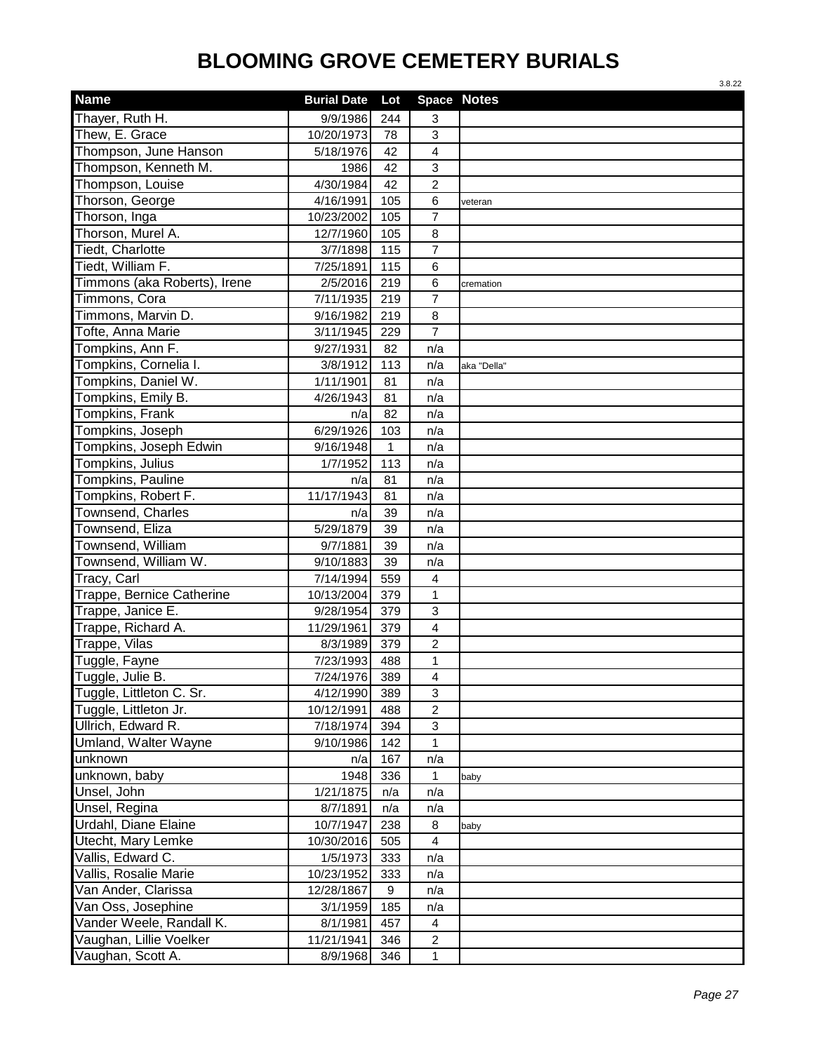# BLOOMING GROVE CEMETERY BURIALS

3.8.22

| Name | Burial Date | Lot | Space | Notes |
|---|---|---|---|---|
| Thayer, Ruth H. | 9/9/1986 | 244 | 3 | |
| Thew, E. Grace | 10/20/1973 | 78 | 3 | |
| Thompson, June Hanson | 5/18/1976 | 42 | 4 | |
| Thompson, Kenneth M. | 1986 | 42 | 3 | |
| Thompson, Louise | 4/30/1984 | 42 | 2 | |
| Thorson, George | 4/16/1991 | 105 | 6 | veteran |
| Thorson, Inga | 10/23/2002 | 105 | 7 | |
| Thorson, Murel A. | 12/7/1960 | 105 | 8 | |
| Tiedt, Charlotte | 3/7/1898 | 115 | 7 | |
| Tiedt, William F. | 7/25/1891 | 115 | 6 | |
| Timmons (aka Roberts), Irene | 2/5/2016 | 219 | 6 | cremation |
| Timmons, Cora | 7/11/1935 | 219 | 7 | |
| Timmons, Marvin D. | 9/16/1982 | 219 | 8 | |
| Tofte, Anna Marie | 3/11/1945 | 229 | 7 | |
| Tompkins, Ann F. | 9/27/1931 | 82 | n/a | |
| Tompkins, Cornelia I. | 3/8/1912 | 113 | n/a | aka "Della" |
| Tompkins, Daniel W. | 1/11/1901 | 81 | n/a | |
| Tompkins, Emily B. | 4/26/1943 | 81 | n/a | |
| Tompkins, Frank | n/a | 82 | n/a | |
| Tompkins, Joseph | 6/29/1926 | 103 | n/a | |
| Tompkins, Joseph Edwin | 9/16/1948 | 1 | n/a | |
| Tompkins, Julius | 1/7/1952 | 113 | n/a | |
| Tompkins, Pauline | n/a | 81 | n/a | |
| Tompkins, Robert F. | 11/17/1943 | 81 | n/a | |
| Townsend, Charles | n/a | 39 | n/a | |
| Townsend, Eliza | 5/29/1879 | 39 | n/a | |
| Townsend, William | 9/7/1881 | 39 | n/a | |
| Townsend, William W. | 9/10/1883 | 39 | n/a | |
| Tracy, Carl | 7/14/1994 | 559 | 4 | |
| Trappe, Bernice Catherine | 10/13/2004 | 379 | 1 | |
| Trappe, Janice E. | 9/28/1954 | 379 | 3 | |
| Trappe, Richard A. | 11/29/1961 | 379 | 4 | |
| Trappe, Vilas | 8/3/1989 | 379 | 2 | |
| Tuggle, Fayne | 7/23/1993 | 488 | 1 | |
| Tuggle, Julie B. | 7/24/1976 | 389 | 4 | |
| Tuggle, Littleton C. Sr. | 4/12/1990 | 389 | 3 | |
| Tuggle, Littleton Jr. | 10/12/1991 | 488 | 2 | |
| Ullrich, Edward R. | 7/18/1974 | 394 | 3 | |
| Umland, Walter Wayne | 9/10/1986 | 142 | 1 | |
| unknown | n/a | 167 | n/a | |
| unknown, baby | 1948 | 336 | 1 | baby |
| Unsel, John | 1/21/1875 | n/a | n/a | |
| Unsel, Regina | 8/7/1891 | n/a | n/a | |
| Urdahl, Diane Elaine | 10/7/1947 | 238 | 8 | baby |
| Utecht, Mary Lemke | 10/30/2016 | 505 | 4 | |
| Vallis, Edward C. | 1/5/1973 | 333 | n/a | |
| Vallis, Rosalie Marie | 10/23/1952 | 333 | n/a | |
| Van Ander, Clarissa | 12/28/1867 | 9 | n/a | |
| Van Oss, Josephine | 3/1/1959 | 185 | n/a | |
| Vander Weele, Randall K. | 8/1/1981 | 457 | 4 | |
| Vaughan, Lillie Voelker | 11/21/1941 | 346 | 2 | |
| Vaughan, Scott A. | 8/9/1968 | 346 | 1 | |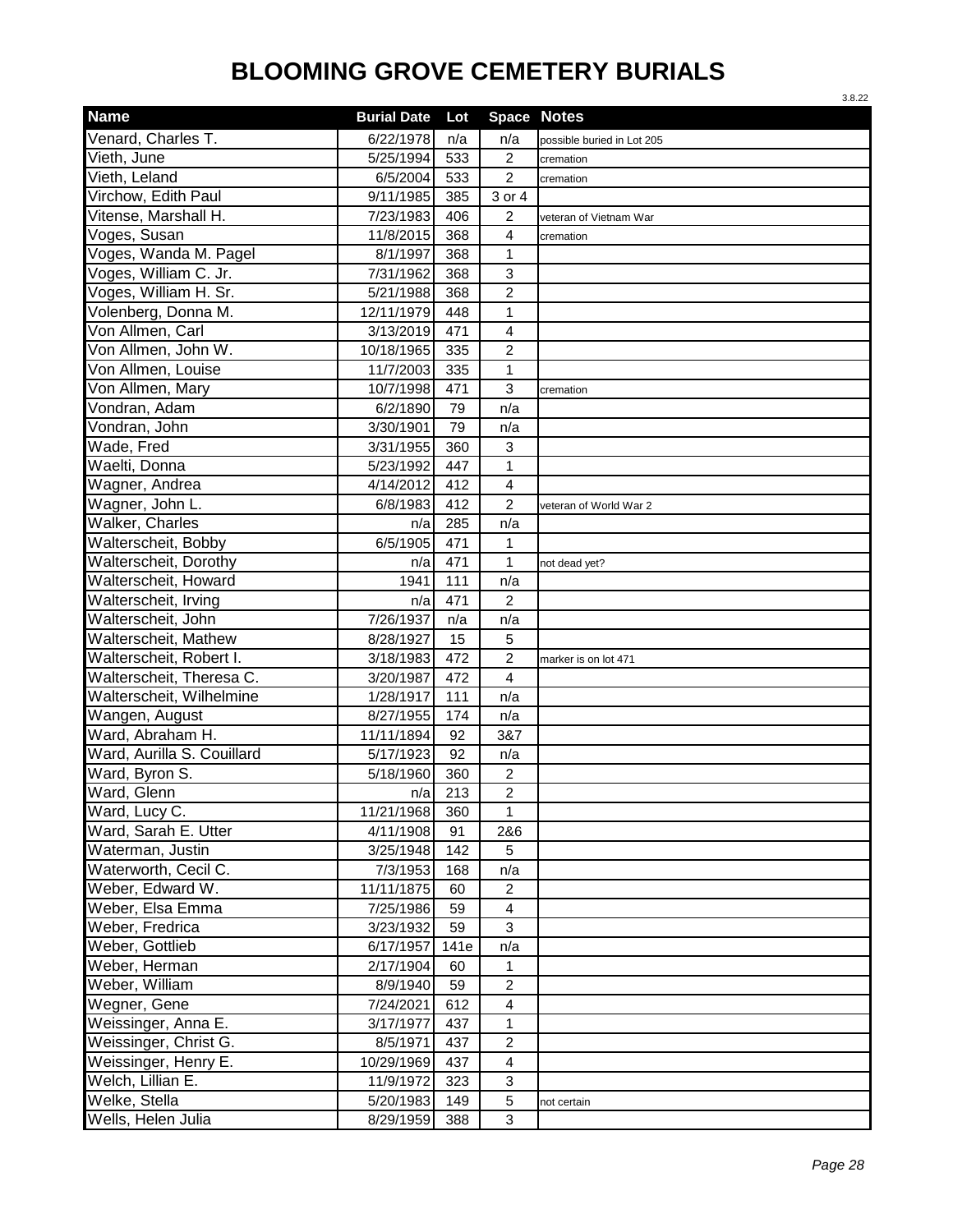# BLOOMING GROVE CEMETERY BURIALS

3.8.22

| Name | Burial Date | Lot | Space | Notes |
|---|---|---|---|---|
| Venard, Charles T. | 6/22/1978 | n/a | n/a | possible buried in Lot 205 |
| Vieth, June | 5/25/1994 | 533 | 2 | cremation |
| Vieth, Leland | 6/5/2004 | 533 | 2 | cremation |
| Virchow, Edith Paul | 9/11/1985 | 385 | 3 or 4 | |
| Vitense, Marshall H. | 7/23/1983 | 406 | 2 | veteran of Vietnam War |
| Voges, Susan | 11/8/2015 | 368 | 4 | cremation |
| Voges, Wanda M. Pagel | 8/1/1997 | 368 | 1 | |
| Voges, William C. Jr. | 7/31/1962 | 368 | 3 | |
| Voges, William H. Sr. | 5/21/1988 | 368 | 2 | |
| Volenberg, Donna M. | 12/11/1979 | 448 | 1 | |
| Von Allmen, Carl | 3/13/2019 | 471 | 4 | |
| Von Allmen, John W. | 10/18/1965 | 335 | 2 | |
| Von Allmen, Louise | 11/7/2003 | 335 | 1 | |
| Von Allmen, Mary | 10/7/1998 | 471 | 3 | cremation |
| Vondran, Adam | 6/2/1890 | 79 | n/a | |
| Vondran, John | 3/30/1901 | 79 | n/a | |
| Wade, Fred | 3/31/1955 | 360 | 3 | |
| Waelti, Donna | 5/23/1992 | 447 | 1 | |
| Wagner, Andrea | 4/14/2012 | 412 | 4 | |
| Wagner, John L. | 6/8/1983 | 412 | 2 | veteran of World War 2 |
| Walker, Charles | n/a | 285 | n/a | |
| Walterscheit, Bobby | 6/5/1905 | 471 | 1 | |
| Walterscheit, Dorothy | n/a | 471 | 1 | not dead yet? |
| Walterscheit, Howard | 1941 | 111 | n/a | |
| Walterscheit, Irving | n/a | 471 | 2 | |
| Walterscheit, John | 7/26/1937 | n/a | n/a | |
| Walterscheit, Mathew | 8/28/1927 | 15 | 5 | |
| Walterscheit, Robert I. | 3/18/1983 | 472 | 2 | marker is on lot 471 |
| Walterscheit, Theresa C. | 3/20/1987 | 472 | 4 | |
| Walterscheit, Wilhelmine | 1/28/1917 | 111 | n/a | |
| Wangen, August | 8/27/1955 | 174 | n/a | |
| Ward, Abraham H. | 11/11/1894 | 92 | 3&7 | |
| Ward, Aurilla S. Couillard | 5/17/1923 | 92 | n/a | |
| Ward, Byron S. | 5/18/1960 | 360 | 2 | |
| Ward, Glenn | n/a | 213 | 2 | |
| Ward, Lucy C. | 11/21/1968 | 360 | 1 | |
| Ward, Sarah E. Utter | 4/11/1908 | 91 | 2&6 | |
| Waterman, Justin | 3/25/1948 | 142 | 5 | |
| Waterworth, Cecil C. | 7/3/1953 | 168 | n/a | |
| Weber, Edward W. | 11/11/1875 | 60 | 2 | |
| Weber, Elsa Emma | 7/25/1986 | 59 | 4 | |
| Weber, Fredrica | 3/23/1932 | 59 | 3 | |
| Weber, Gottlieb | 6/17/1957 | 141e | n/a | |
| Weber, Herman | 2/17/1904 | 60 | 1 | |
| Weber, William | 8/9/1940 | 59 | 2 | |
| Wegner, Gene | 7/24/2021 | 612 | 4 | |
| Weissinger, Anna E. | 3/17/1977 | 437 | 1 | |
| Weissinger, Christ G. | 8/5/1971 | 437 | 2 | |
| Weissinger, Henry E. | 10/29/1969 | 437 | 4 | |
| Welch, Lillian E. | 11/9/1972 | 323 | 3 | |
| Welke, Stella | 5/20/1983 | 149 | 5 | not certain |
| Wells, Helen Julia | 8/29/1959 | 388 | 3 | |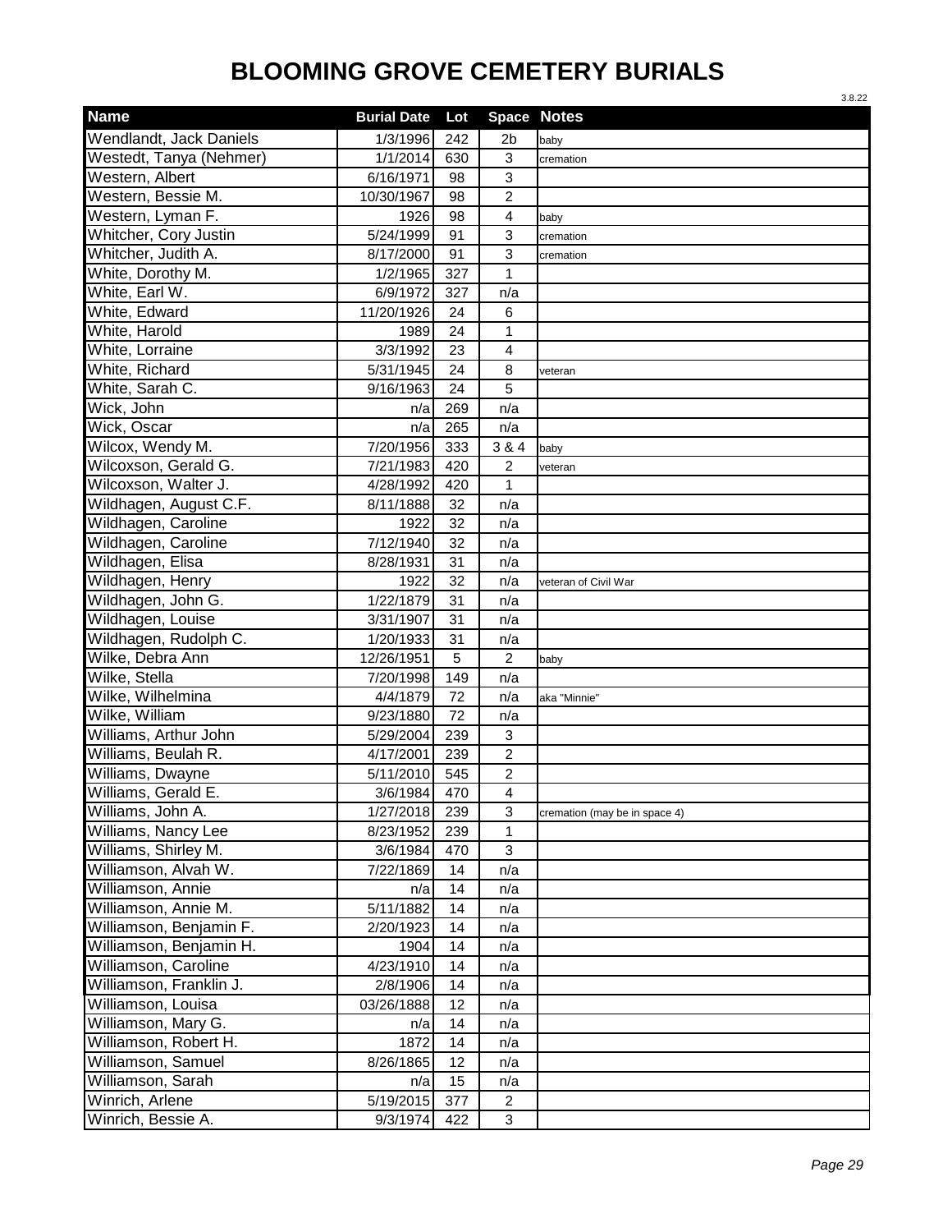# BLOOMING GROVE CEMETERY BURIALS

3.8.22

| Name | Burial Date | Lot | Space | Notes |
|---|---|---|---|---|
| Wendlandt, Jack Daniels | 1/3/1996 | 242 | 2b | baby |
| Westedt, Tanya (Nehmer) | 1/1/2014 | 630 | 3 | cremation |
| Western, Albert | 6/16/1971 | 98 | 3 | |
| Western, Bessie M. | 10/30/1967 | 98 | 2 | |
| Western, Lyman F. | 1926 | 98 | 4 | baby |
| Whitcher, Cory Justin | 5/24/1999 | 91 | 3 | cremation |
| Whitcher, Judith A. | 8/17/2000 | 91 | 3 | cremation |
| White, Dorothy M. | 1/2/1965 | 327 | 1 | |
| White, Earl W. | 6/9/1972 | 327 | n/a | |
| White, Edward | 11/20/1926 | 24 | 6 | |
| White, Harold | 1989 | 24 | 1 | |
| White, Lorraine | 3/3/1992 | 23 | 4 | |
| White, Richard | 5/31/1945 | 24 | 8 | veteran |
| White, Sarah C. | 9/16/1963 | 24 | 5 | |
| Wick, John | n/a | 269 | n/a | |
| Wick, Oscar | n/a | 265 | n/a | |
| Wilcox, Wendy M. | 7/20/1956 | 333 | 3 & 4 | baby |
| Wilcoxson, Gerald G. | 7/21/1983 | 420 | 2 | veteran |
| Wilcoxson, Walter J. | 4/28/1992 | 420 | 1 | |
| Wildhagen, August C.F. | 8/11/1888 | 32 | n/a | |
| Wildhagen, Caroline | 1922 | 32 | n/a | |
| Wildhagen, Caroline | 7/12/1940 | 32 | n/a | |
| Wildhagen, Elisa | 8/28/1931 | 31 | n/a | |
| Wildhagen, Henry | 1922 | 32 | n/a | veteran of Civil War |
| Wildhagen, John G. | 1/22/1879 | 31 | n/a | |
| Wildhagen, Louise | 3/31/1907 | 31 | n/a | |
| Wildhagen, Rudolph C. | 1/20/1933 | 31 | n/a | |
| Wilke, Debra Ann | 12/26/1951 | 5 | 2 | baby |
| Wilke, Stella | 7/20/1998 | 149 | n/a | |
| Wilke, Wilhelmina | 4/4/1879 | 72 | n/a | aka "Minnie" |
| Wilke, William | 9/23/1880 | 72 | n/a | |
| Williams, Arthur John | 5/29/2004 | 239 | 3 | |
| Williams, Beulah R. | 4/17/2001 | 239 | 2 | |
| Williams, Dwayne | 5/11/2010 | 545 | 2 | |
| Williams, Gerald E. | 3/6/1984 | 470 | 4 | |
| Williams, John A. | 1/27/2018 | 239 | 3 | cremation (may be in space 4) |
| Williams, Nancy Lee | 8/23/1952 | 239 | 1 | |
| Williams, Shirley M. | 3/6/1984 | 470 | 3 | |
| Williamson, Alvah W. | 7/22/1869 | 14 | n/a | |
| Williamson, Annie | n/a | 14 | n/a | |
| Williamson, Annie M. | 5/11/1882 | 14 | n/a | |
| Williamson, Benjamin F. | 2/20/1923 | 14 | n/a | |
| Williamson, Benjamin H. | 1904 | 14 | n/a | |
| Williamson, Caroline | 4/23/1910 | 14 | n/a | |
| Williamson, Franklin J. | 2/8/1906 | 14 | n/a | |
| Williamson, Louisa | 03/26/1888 | 12 | n/a | |
| Williamson, Mary G. | n/a | 14 | n/a | |
| Williamson, Robert H. | 1872 | 14 | n/a | |
| Williamson, Samuel | 8/26/1865 | 12 | n/a | |
| Williamson, Sarah | n/a | 15 | n/a | |
| Winrich, Arlene | 5/19/2015 | 377 | 2 | |
| Winrich, Bessie A. | 9/3/1974 | 422 | 3 | |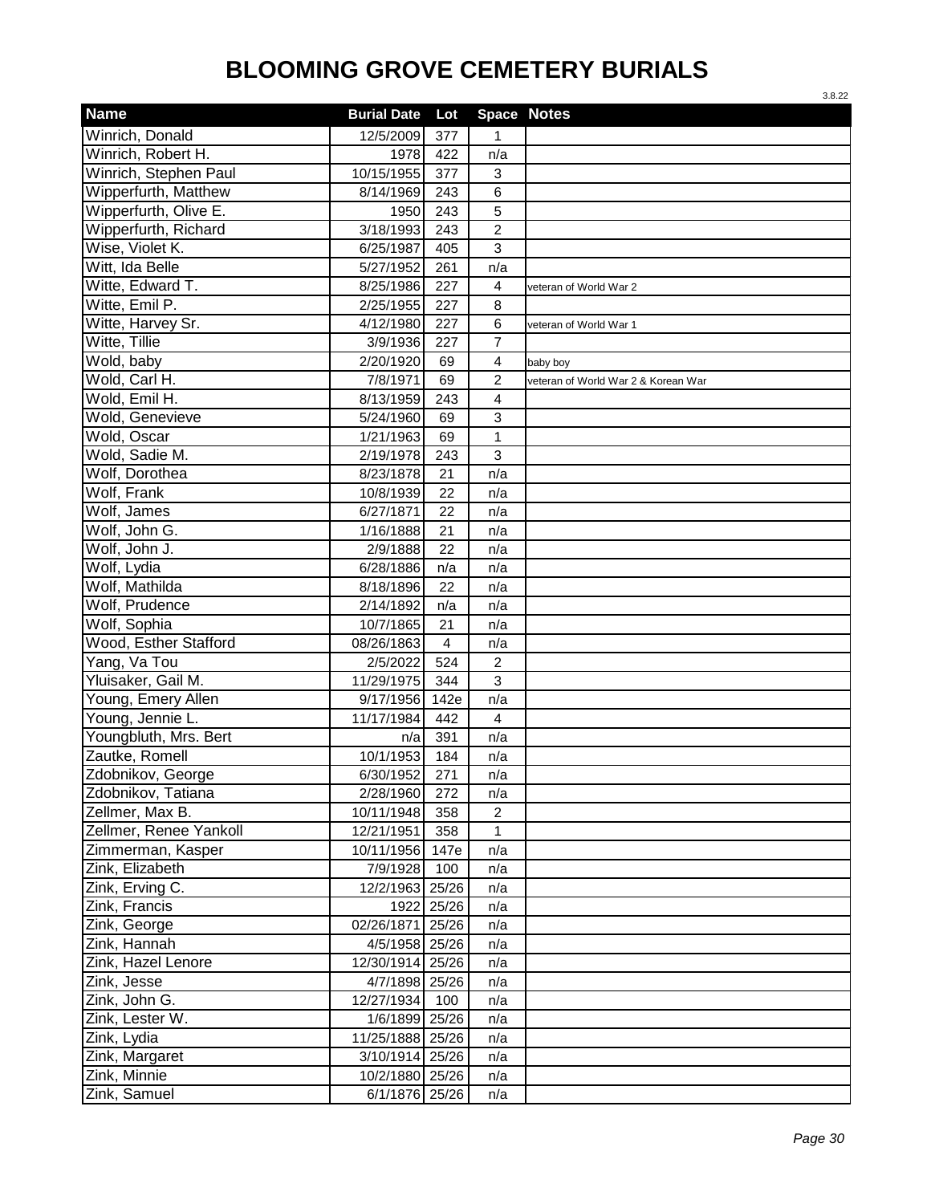# BLOOMING GROVE CEMETERY BURIALS

3.8.22

| Name | Burial Date | Lot | Space | Notes |
|---|---|---|---|---|
| Winrich, Donald | 12/5/2009 | 377 | 1 | |
| Winrich, Robert H. | 1978 | 422 | n/a | |
| Winrich, Stephen Paul | 10/15/1955 | 377 | 3 | |
| Wipperfurth, Matthew | 8/14/1969 | 243 | 6 | |
| Wipperfurth, Olive E. | 1950 | 243 | 5 | |
| Wipperfurth, Richard | 3/18/1993 | 243 | 2 | |
| Wise, Violet K. | 6/25/1987 | 405 | 3 | |
| Witt, Ida Belle | 5/27/1952 | 261 | n/a | |
| Witte, Edward T. | 8/25/1986 | 227 | 4 | veteran of World War 2 |
| Witte, Emil P. | 2/25/1955 | 227 | 8 | |
| Witte, Harvey Sr. | 4/12/1980 | 227 | 6 | veteran of World War 1 |
| Witte, Tillie | 3/9/1936 | 227 | 7 | |
| Wold, baby | 2/20/1920 | 69 | 4 | baby boy |
| Wold, Carl H. | 7/8/1971 | 69 | 2 | veteran of World War 2 & Korean War |
| Wold, Emil H. | 8/13/1959 | 243 | 4 | |
| Wold, Genevieve | 5/24/1960 | 69 | 3 | |
| Wold, Oscar | 1/21/1963 | 69 | 1 | |
| Wold, Sadie M. | 2/19/1978 | 243 | 3 | |
| Wolf, Dorothea | 8/23/1878 | 21 | n/a | |
| Wolf, Frank | 10/8/1939 | 22 | n/a | |
| Wolf, James | 6/27/1871 | 22 | n/a | |
| Wolf, John G. | 1/16/1888 | 21 | n/a | |
| Wolf, John J. | 2/9/1888 | 22 | n/a | |
| Wolf, Lydia | 6/28/1886 | n/a | n/a | |
| Wolf, Mathilda | 8/18/1896 | 22 | n/a | |
| Wolf, Prudence | 2/14/1892 | n/a | n/a | |
| Wolf, Sophia | 10/7/1865 | 21 | n/a | |
| Wood, Esther Stafford | 08/26/1863 | 4 | n/a | |
| Yang, Va Tou | 2/5/2022 | 524 | 2 | |
| Yluisaker, Gail M. | 11/29/1975 | 344 | 3 | |
| Young, Emery Allen | 9/17/1956 | 142e | n/a | |
| Young, Jennie L. | 11/17/1984 | 442 | 4 | |
| Youngbluth, Mrs. Bert | n/a | 391 | n/a | |
| Zautke, Romell | 10/1/1953 | 184 | n/a | |
| Zdobnikov, George | 6/30/1952 | 271 | n/a | |
| Zdobnikov, Tatiana | 2/28/1960 | 272 | n/a | |
| Zellmer, Max B. | 10/11/1948 | 358 | 2 | |
| Zellmer, Renee Yankoll | 12/21/1951 | 358 | 1 | |
| Zimmerman, Kasper | 10/11/1956 | 147e | n/a | |
| Zink, Elizabeth | 7/9/1928 | 100 | n/a | |
| Zink, Erving C. | 12/2/1963 | 25/26 | n/a | |
| Zink, Francis | 1922 | 25/26 | n/a | |
| Zink, George | 02/26/1871 | 25/26 | n/a | |
| Zink, Hannah | 4/5/1958 | 25/26 | n/a | |
| Zink, Hazel Lenore | 12/30/1914 | 25/26 | n/a | |
| Zink, Jesse | 4/7/1898 | 25/26 | n/a | |
| Zink, John G. | 12/27/1934 | 100 | n/a | |
| Zink, Lester W. | 1/6/1899 | 25/26 | n/a | |
| Zink, Lydia | 11/25/1888 | 25/26 | n/a | |
| Zink, Margaret | 3/10/1914 | 25/26 | n/a | |
| Zink, Minnie | 10/2/1880 | 25/26 | n/a | |
| Zink, Samuel | 6/1/1876 | 25/26 | n/a | |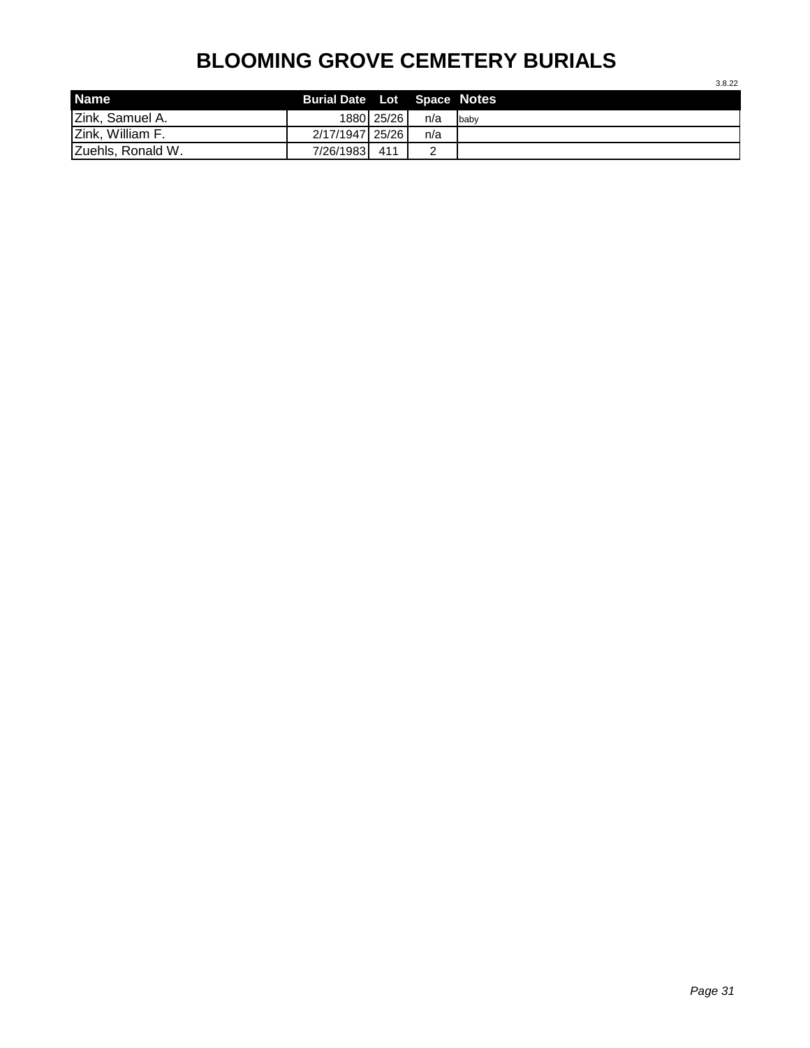# BLOOMING GROVE CEMETERY BURIALS

3.8.22

| Name | Burial Date | Lot | Space | Notes |
|---|---|---|---|---|
| Zink, Samuel A. | 1880 | 25/26 | n/a | baby |
| Zink, William F. | 2/17/1947 | 25/26 | n/a | |
| Zuehls, Ronald W. | 7/26/1983 | 411 | 2 | |